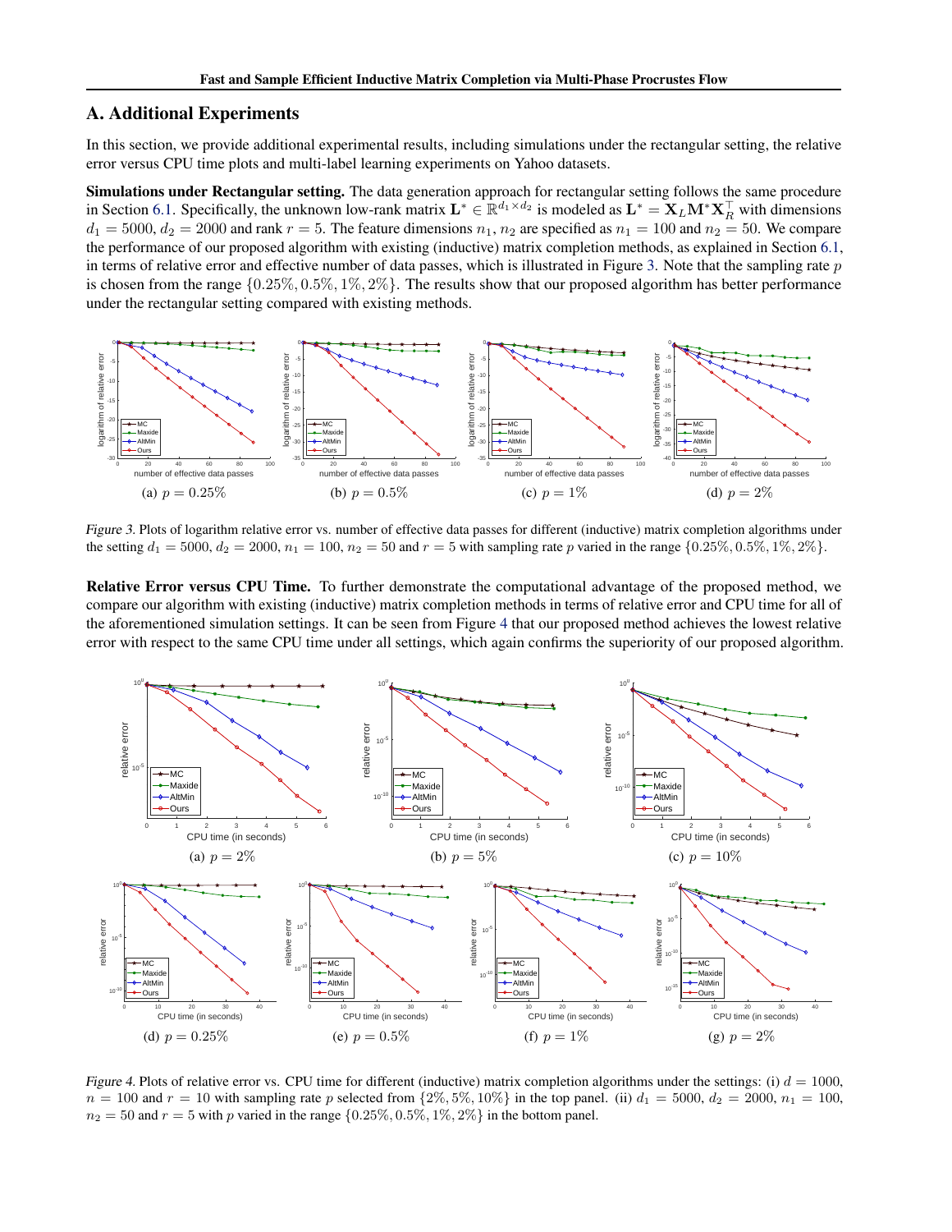## A. Additional Experiments

In this section, we provide additional experimental results, including simulations under the rectangular setting, the relative error versus CPU time plots and multi-label learning experiments on Yahoo datasets.

**Simulations under Rectangular setting.** The data generation approach for rectangular setting follows the same procedure in Section 6.1. Specifically, the unknown low-rank matrix $\mathbf{L}^* \in \mathbb{R}^{d_1 \times d_2}$ is modeled as $\mathbf{L}^* = \mathbf{X}_L \mathbf{M}^* \mathbf{X}_R^\top$ with dimensions $d_1 = 5000$, $d_2 = 2000$ and rank $r = 5$. The feature dimensions $n_1, n_2$ are specified as $n_1 = 100$ and $n_2 = 50$. We compare the performance of our proposed algorithm with existing (inductive) matrix completion methods, as explained in Section 6.1, in terms of relative error and effective number of data passes, which is illustrated in Figure 3. Note that the sampling rate $p$ is chosen from the range $\{0.25\%, 0.5\%, 1\%, 2\%\}$. The results show that our proposed algorithm has better performance under the rectangular setting compared with existing methods.

(a) $p = 0.25\%$ (b) $p = 0.5\%$ (c) $p = 1\%$ (d) $p = 2\%$

*Figure 3.* Plots of logarithm relative error vs. number of effective data passes for different (inductive) matrix completion algorithms under the setting $d_1 = 5000$, $d_2 = 2000$, $n_1 = 100$, $n_2 = 50$ and $r = 5$ with sampling rate $p$ varied in the range $\{0.25\%, 0.5\%, 1\%, 2\%\}$.

**Relative Error versus CPU Time.** To further demonstrate the computational advantage of the proposed method, we compare our algorithm with existing (inductive) matrix completion methods in terms of relative error and CPU time for all of the aforementioned simulation settings. It can be seen from Figure 4 that our proposed method achieves the lowest relative error with respect to the same CPU time under all settings, which again confirms the superiority of our proposed algorithm.

(a) $p = 2\%$ (b) $p = 5\%$ (c) $p = 10\%$

(d) $p = 0.25\%$ (e) $p = 0.5\%$ (f) $p = 1\%$ (g) $p = 2\%$

*Figure 4.* Plots of relative error vs. CPU time for different (inductive) matrix completion algorithms under the settings: (i) $d = 1000$, $n = 100$ and $r = 10$ with sampling rate $p$ selected from $\{2\%, 5\%, 10\%\}$ in the top panel. (ii) $d_1 = 5000$, $d_2 = 2000$, $n_1 = 100$, $n_2 = 50$ and $r = 5$ with $p$ varied in the range $\{0.25\%, 0.5\%, 1\%, 2\%\}$ in the bottom panel.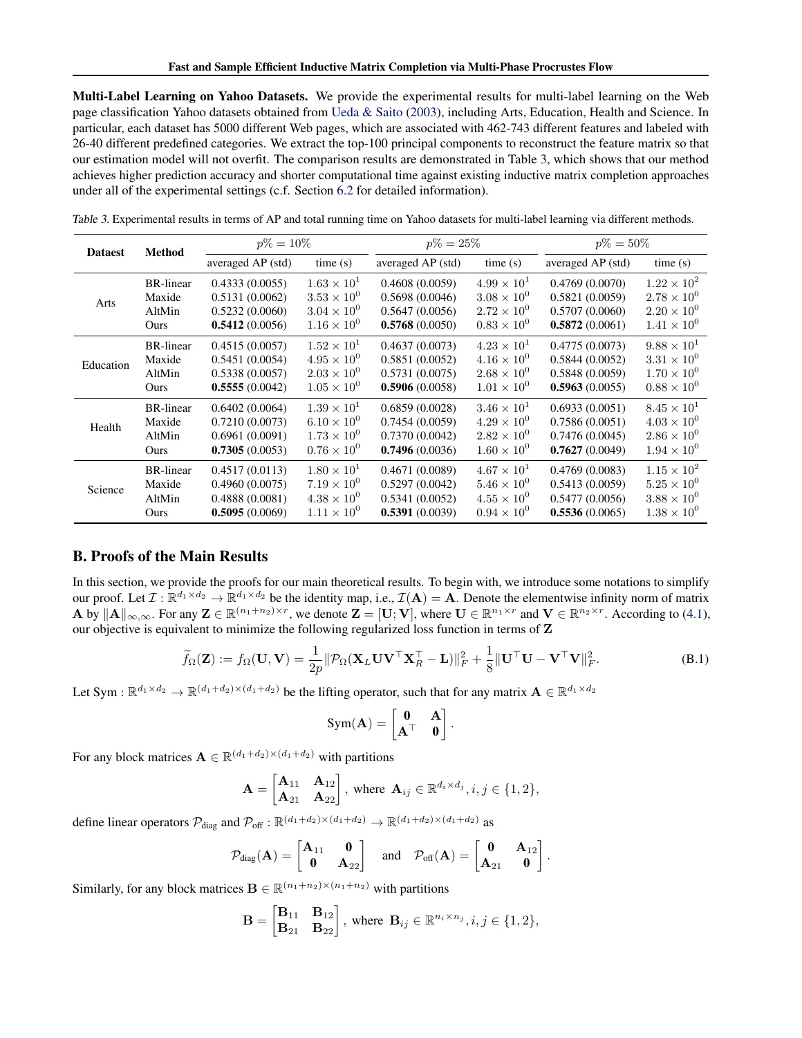**Multi-Label Learning on Yahoo Datasets.** We provide the experimental results for multi-label learning on the Web page classification Yahoo datasets obtained from Ueda & Saito (2003), including Arts, Education, Health and Science. In particular, each dataset has 5000 different Web pages, which are associated with 462-743 different features and labeled with 26-40 different predefined categories. We extract the top-100 principal components to reconstruct the feature matrix so that our estimation model will not overfit. The comparison results are demonstrated in Table 3, which shows that our method achieves higher prediction accuracy and shorter computational time against existing inductive matrix completion approaches under all of the experimental settings (c.f. Section 6.2 for detailed information).

Table 3. Experimental results in terms of AP and total running time on Yahoo datasets for multi-label learning via different methods.

| Dataest | Method | $p\% = 10\%$ | | $p\% = 25\%$ | | $p\% = 50\%$ | |
|---|---|---|---|---|---|---|---|
| | | averaged AP (std) | time (s) | averaged AP (std) | time (s) | averaged AP (std) | time (s) |
| Arts | BR-linear | 0.4333 (0.0055) | $1.63 \times 10^1$ | 0.4608 (0.0059) | $4.99 \times 10^1$ | 0.4769 (0.0070) | $1.22 \times 10^2$ |
| | Maxide | 0.5131 (0.0062) | $3.53 \times 10^0$ | 0.5698 (0.0046) | $3.08 \times 10^0$ | 0.5821 (0.0059) | $2.78 \times 10^0$ |
| | AltMin | 0.5232 (0.0060) | $3.04 \times 10^0$ | 0.5647 (0.0056) | $2.72 \times 10^0$ | 0.5707 (0.0060) | $2.20 \times 10^0$ |
| | Ours | **0.5412** (0.0056) | $1.16 \times 10^0$ | **0.5768** (0.0050) | $0.83 \times 10^0$ | **0.5872** (0.0061) | $1.41 \times 10^0$ |
| Education | BR-linear | 0.4515 (0.0057) | $1.52 \times 10^1$ | 0.4637 (0.0073) | $4.23 \times 10^1$ | 0.4775 (0.0073) | $9.88 \times 10^1$ |
| | Maxide | 0.5451 (0.0054) | $4.95 \times 10^0$ | 0.5851 (0.0052) | $4.16 \times 10^0$ | 0.5844 (0.0052) | $3.31 \times 10^0$ |
| | AltMin | 0.5338 (0.0057) | $2.03 \times 10^0$ | 0.5731 (0.0075) | $2.68 \times 10^0$ | 0.5848 (0.0059) | $1.70 \times 10^0$ |
| | Ours | **0.5555** (0.0042) | $1.05 \times 10^0$ | **0.5906** (0.0058) | $1.01 \times 10^0$ | **0.5963** (0.0055) | $0.88 \times 10^0$ |
| Health | BR-linear | 0.6402 (0.0064) | $1.39 \times 10^1$ | 0.6859 (0.0028) | $3.46 \times 10^1$ | 0.6933 (0.0051) | $8.45 \times 10^1$ |
| | Maxide | 0.7210 (0.0073) | $6.10 \times 10^0$ | 0.7454 (0.0059) | $4.29 \times 10^0$ | 0.7586 (0.0051) | $4.03 \times 10^0$ |
| | AltMin | 0.6961 (0.0091) | $1.73 \times 10^0$ | 0.7370 (0.0042) | $2.82 \times 10^0$ | 0.7476 (0.0045) | $2.86 \times 10^0$ |
| | Ours | **0.7305** (0.0053) | $0.76 \times 10^0$ | **0.7496** (0.0036) | $1.60 \times 10^0$ | **0.7627** (0.0049) | $1.94 \times 10^0$ |
| Science | BR-linear | 0.4517 (0.0113) | $1.80 \times 10^1$ | 0.4671 (0.0089) | $4.67 \times 10^1$ | 0.4769 (0.0083) | $1.15 \times 10^2$ |
| | Maxide | 0.4960 (0.0075) | $7.19 \times 10^0$ | 0.5297 (0.0042) | $5.46 \times 10^0$ | 0.5413 (0.0059) | $5.25 \times 10^0$ |
| | AltMin | 0.4888 (0.0081) | $4.38 \times 10^0$ | 0.5341 (0.0052) | $4.55 \times 10^0$ | 0.5477 (0.0056) | $3.88 \times 10^0$ |
| | Ours | **0.5095** (0.0069) | $1.11 \times 10^0$ | **0.5391** (0.0039) | $0.94 \times 10^0$ | **0.5536** (0.0065) | $1.38 \times 10^0$ |

## B. Proofs of the Main Results

In this section, we provide the proofs for our main theoretical results. To begin with, we introduce some notations to simplify our proof. Let $\mathcal{I} : \mathbb{R}^{d_1 \times d_2} \to \mathbb{R}^{d_1 \times d_2}$ be the identity map, i.e., $\mathcal{I}(\mathbf{A}) = \mathbf{A}$. Denote the elementwise infinity norm of matrix $\mathbf{A}$ by $\|\mathbf{A}\|_{\infty,\infty}$. For any $\mathbf{Z} \in \mathbb{R}^{(n_1+n_2)\times r}$, we denote $\mathbf{Z} = [\mathbf{U}; \mathbf{V}]$, where $\mathbf{U} \in \mathbb{R}^{n_1 \times r}$ and $\mathbf{V} \in \mathbb{R}^{n_2 \times r}$. According to (4.1), our objective is equivalent to minimize the following regularized loss function in terms of $\mathbf{Z}$

$$\widetilde{f}_\Omega(\mathbf{Z}) := f_\Omega(\mathbf{U}, \mathbf{V}) = \frac{1}{2p}\|\mathcal{P}_\Omega(\mathbf{X}_L \mathbf{U}\mathbf{V}^\top \mathbf{X}_R^\top - \mathbf{L})\|_F^2 + \frac{1}{8}\|\mathbf{U}^\top \mathbf{U} - \mathbf{V}^\top \mathbf{V}\|_F^2. \tag{B.1}$$

Let $\mathrm{Sym} : \mathbb{R}^{d_1 \times d_2} \to \mathbb{R}^{(d_1+d_2)\times(d_1+d_2)}$ be the lifting operator, such that for any matrix $\mathbf{A} \in \mathbb{R}^{d_1 \times d_2}$

$$\mathrm{Sym}(\mathbf{A}) = \begin{bmatrix} \mathbf{0} & \mathbf{A} \\ \mathbf{A}^\top & \mathbf{0} \end{bmatrix}.$$

For any block matrices $\mathbf{A} \in \mathbb{R}^{(d_1+d_2)\times(d_1+d_2)}$ with partitions

$$\mathbf{A} = \begin{bmatrix} \mathbf{A}_{11} & \mathbf{A}_{12} \\ \mathbf{A}_{21} & \mathbf{A}_{22} \end{bmatrix}, \text{ where } \mathbf{A}_{ij} \in \mathbb{R}^{d_i \times d_j}, i, j \in \{1, 2\},$$

define linear operators $\mathcal{P}_{\text{diag}}$ and $\mathcal{P}_{\text{off}} : \mathbb{R}^{(d_1+d_2)\times(d_1+d_2)} \to \mathbb{R}^{(d_1+d_2)\times(d_1+d_2)}$ as

$$\mathcal{P}_{\text{diag}}(\mathbf{A}) = \begin{bmatrix} \mathbf{A}_{11} & \mathbf{0} \\ \mathbf{0} & \mathbf{A}_{22} \end{bmatrix} \quad \text{and} \quad \mathcal{P}_{\text{off}}(\mathbf{A}) = \begin{bmatrix} \mathbf{0} & \mathbf{A}_{12} \\ \mathbf{A}_{21} & \mathbf{0} \end{bmatrix}.$$

Similarly, for any block matrices $\mathbf{B} \in \mathbb{R}^{(n_1+n_2)\times(n_1+n_2)}$ with partitions

$$\mathbf{B} = \begin{bmatrix} \mathbf{B}_{11} & \mathbf{B}_{12} \\ \mathbf{B}_{21} & \mathbf{B}_{22} \end{bmatrix}, \text{ where } \mathbf{B}_{ij} \in \mathbb{R}^{n_i \times n_j}, i, j \in \{1, 2\},$$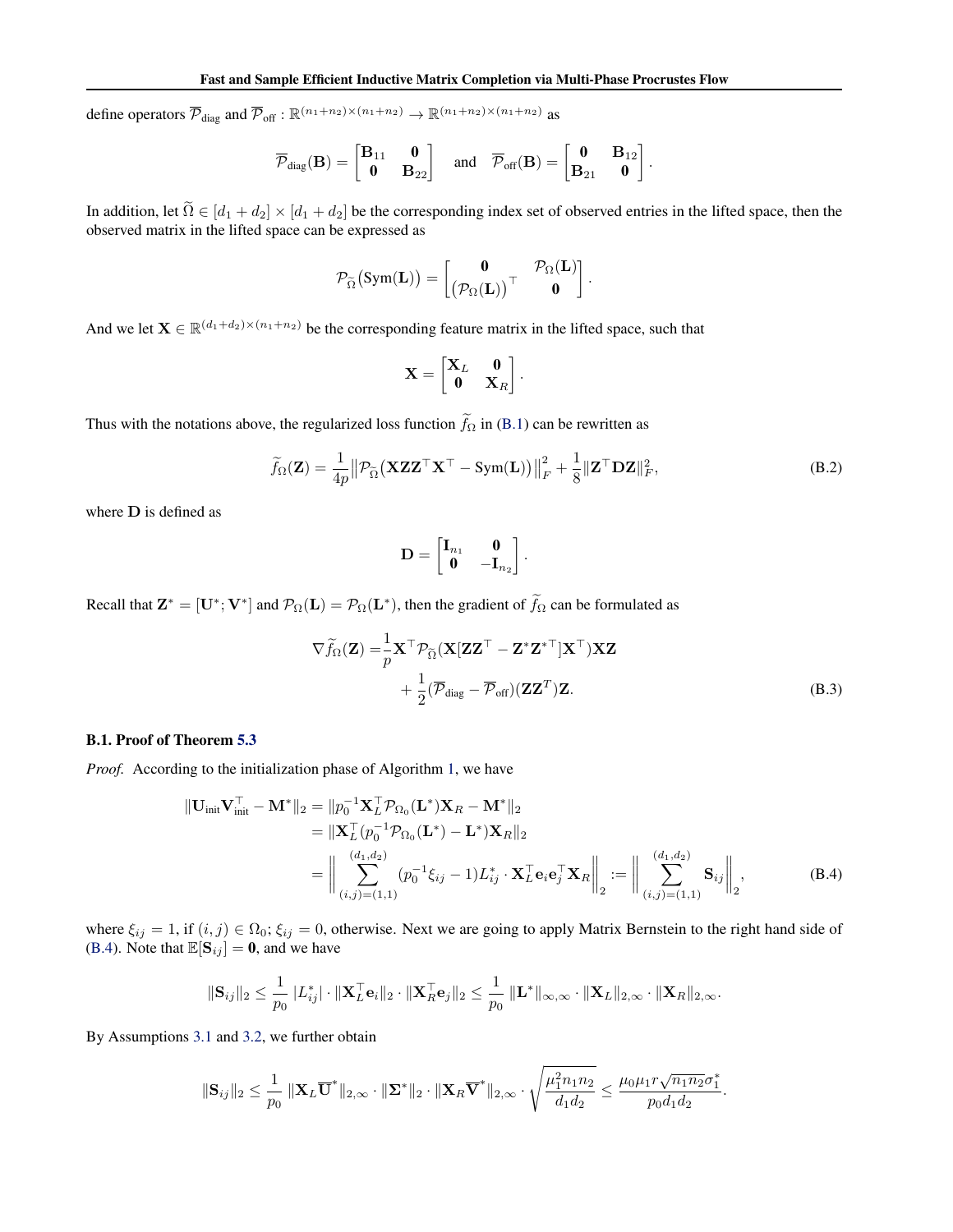define operators $\overline{\mathcal{P}}_{\text{diag}}$ and $\overline{\mathcal{P}}_{\text{off}} : \mathbb{R}^{(n_1+n_2)\times(n_1+n_2)} \to \mathbb{R}^{(n_1+n_2)\times(n_1+n_2)}$ as

$$
\overline{\mathcal{P}}_{\text{diag}}(\mathbf{B}) = \begin{bmatrix} \mathbf{B}_{11} & \mathbf{0} \\ \mathbf{0} & \mathbf{B}_{22} \end{bmatrix} \quad \text{and} \quad \overline{\mathcal{P}}_{\text{off}}(\mathbf{B}) = \begin{bmatrix} \mathbf{0} & \mathbf{B}_{12} \\ \mathbf{B}_{21} & \mathbf{0} \end{bmatrix}.
$$

In addition, let $\widetilde{\Omega} \in [d_1 + d_2] \times [d_1 + d_2]$ be the corresponding index set of observed entries in the lifted space, then the observed matrix in the lifted space can be expressed as

$$
\mathcal{P}_{\widetilde{\Omega}}\big(\mathrm{Sym}(\mathbf{L})\big) = \begin{bmatrix} \mathbf{0} & \mathcal{P}_{\Omega}(\mathbf{L}) \\ \big(\mathcal{P}_{\Omega}(\mathbf{L})\big)^\top & \mathbf{0} \end{bmatrix}.
$$

And we let $\mathbf{X} \in \mathbb{R}^{(d_1+d_2)\times(n_1+n_2)}$ be the corresponding feature matrix in the lifted space, such that

$$
\mathbf{X} = \begin{bmatrix} \mathbf{X}_L & \mathbf{0} \\ \mathbf{0} & \mathbf{X}_R \end{bmatrix}.
$$

Thus with the notations above, the regularized loss function $\widetilde{f}_\Omega$ in (B.1) can be rewritten as

$$
\widetilde{f}_\Omega(\mathbf{Z}) = \frac{1}{4p}\big\|\mathcal{P}_{\widetilde{\Omega}}\big(\mathbf{X}\mathbf{Z}\mathbf{Z}^\top\mathbf{X}^\top - \mathrm{Sym}(\mathbf{L})\big)\big\|_F^2 + \frac{1}{8}\|\mathbf{Z}^\top\mathbf{D}\mathbf{Z}\|_F^2, \tag{B.2}
$$

where $\mathbf{D}$ is defined as

$$
\mathbf{D} = \begin{bmatrix} \mathbf{I}_{n_1} & \mathbf{0} \\ \mathbf{0} & -\mathbf{I}_{n_2} \end{bmatrix}.
$$

Recall that $\mathbf{Z}^* = [\mathbf{U}^*; \mathbf{V}^*]$ and $\mathcal{P}_\Omega(\mathbf{L}) = \mathcal{P}_\Omega(\mathbf{L}^*)$, then the gradient of $\widetilde{f}_\Omega$ can be formulated as

$$
\begin{aligned}
\nabla \widetilde{f}_\Omega(\mathbf{Z}) = &\frac{1}{p}\mathbf{X}^\top\mathcal{P}_{\widetilde{\Omega}}(\mathbf{X}[\mathbf{Z}\mathbf{Z}^\top - \mathbf{Z}^*\mathbf{Z}^{*\top}]\mathbf{X}^\top)\mathbf{X}\mathbf{Z} \\
&+ \frac{1}{2}(\overline{\mathcal{P}}_{\text{diag}} - \overline{\mathcal{P}}_{\text{off}})(\mathbf{Z}\mathbf{Z}^T)\mathbf{Z}.
\end{aligned} \tag{B.3}
$$

### B.1. Proof of Theorem 5.3

*Proof.* According to the initialization phase of Algorithm 1, we have

$$
\begin{aligned}
\|\mathbf{U}_{\text{init}}\mathbf{V}_{\text{init}}^\top - \mathbf{M}^*\|_2 &= \|p_0^{-1}\mathbf{X}_L^\top\mathcal{P}_{\Omega_0}(\mathbf{L}^*)\mathbf{X}_R - \mathbf{M}^*\|_2 \\
&= \|\mathbf{X}_L^\top(p_0^{-1}\mathcal{P}_{\Omega_0}(\mathbf{L}^*) - \mathbf{L}^*)\mathbf{X}_R\|_2 \\
&= \Big\| \sum_{(i,j)=(1,1)}^{(d_1,d_2)} (p_0^{-1}\xi_{ij} - 1)L_{ij}^* \cdot \mathbf{X}_L^\top\mathbf{e}_i\mathbf{e}_j^\top\mathbf{X}_R \Big\|_2 := \Big\| \sum_{(i,j)=(1,1)}^{(d_1,d_2)} \mathbf{S}_{ij} \Big\|_2,
\end{aligned} \tag{B.4}
$$

where $\xi_{ij} = 1$, if $(i,j) \in \Omega_0$; $\xi_{ij} = 0$, otherwise. Next we are going to apply Matrix Bernstein to the right hand side of (B.4). Note that $\mathbb{E}[\mathbf{S}_{ij}] = \mathbf{0}$, and we have

$$
\|\mathbf{S}_{ij}\|_2 \le \frac{1}{p_0}\,|L_{ij}^*| \cdot \|\mathbf{X}_L^\top\mathbf{e}_i\|_2 \cdot \|\mathbf{X}_R^\top\mathbf{e}_j\|_2 \le \frac{1}{p_0}\,\|\mathbf{L}^*\|_{\infty,\infty} \cdot \|\mathbf{X}_L\|_{2,\infty} \cdot \|\mathbf{X}_R\|_{2,\infty}.
$$

By Assumptions 3.1 and 3.2, we further obtain

$$
\|\mathbf{S}_{ij}\|_2 \le \frac{1}{p_0}\,\|\mathbf{X}_L\overline{\mathbf{U}}^*\|_{2,\infty} \cdot \|\mathbf{\Sigma}^*\|_2 \cdot \|\mathbf{X}_R\overline{\mathbf{V}}^*\|_{2,\infty} \cdot \sqrt{\frac{\mu_1^2 n_1 n_2}{d_1 d_2}} \le \frac{\mu_0\mu_1 r\sqrt{n_1 n_2}\sigma_1^*}{p_0 d_1 d_2}.
$$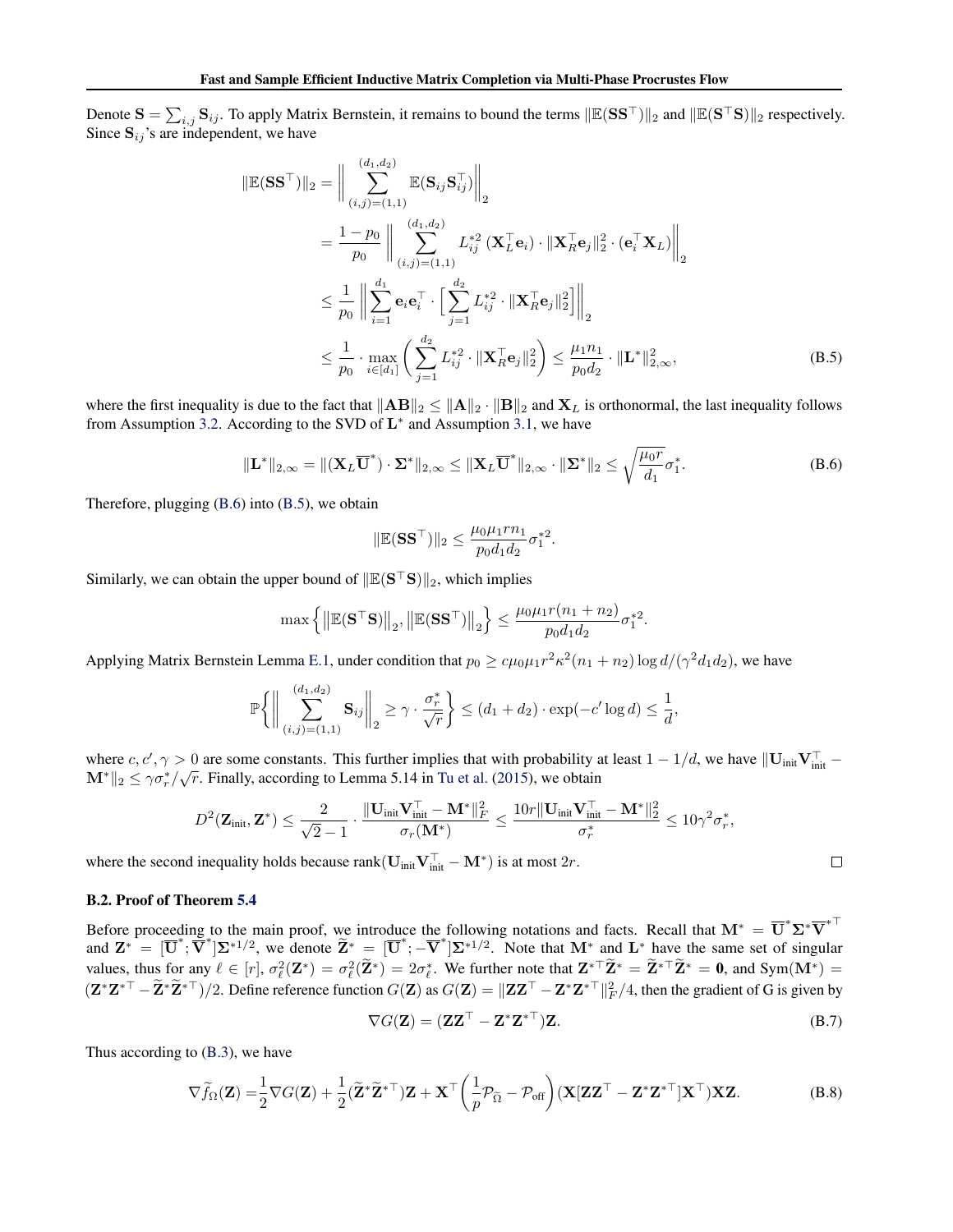Denote $\mathbf{S} = \sum_{i,j} \mathbf{S}_{ij}$. To apply Matrix Bernstein, it remains to bound the terms $\|\mathbb{E}(\mathbf{S}\mathbf{S}^\top)\|_2$ and $\|\mathbb{E}(\mathbf{S}^\top\mathbf{S})\|_2$ respectively. Since $\mathbf{S}_{ij}$'s are independent, we have

$$
\begin{aligned}
\|\mathbb{E}(\mathbf{S}\mathbf{S}^\top)\|_2 &= \Bigg\| \sum_{(i,j)=(1,1)}^{(d_1,d_2)} \mathbb{E}(\mathbf{S}_{ij}\mathbf{S}_{ij}^\top) \Bigg\|_2 \\
&= \frac{1-p_0}{p_0} \Bigg\| \sum_{(i,j)=(1,1)}^{(d_1,d_2)} L_{ij}^{*2} \, (\mathbf{X}_L^\top \mathbf{e}_i) \cdot \|\mathbf{X}_R^\top \mathbf{e}_j\|_2^2 \cdot (\mathbf{e}_i^\top \mathbf{X}_L) \Bigg\|_2 \\
&\leq \frac{1}{p_0} \Bigg\| \sum_{i=1}^{d_1} \mathbf{e}_i \mathbf{e}_i^\top \cdot \Big[ \sum_{j=1}^{d_2} L_{ij}^{*2} \cdot \|\mathbf{X}_R^\top \mathbf{e}_j\|_2^2 \Big] \Bigg\|_2 \\
&\leq \frac{1}{p_0} \cdot \max_{i\in[d_1]} \Bigg( \sum_{j=1}^{d_2} L_{ij}^{*2} \cdot \|\mathbf{X}_R^\top \mathbf{e}_j\|_2^2 \Bigg) \leq \frac{\mu_1 n_1}{p_0 d_2} \cdot \|\mathbf{L}^*\|_{2,\infty}^2,
\end{aligned}
\tag{B.5}
$$

where the first inequality is due to the fact that $\|\mathbf{A}\mathbf{B}\|_2 \leq \|\mathbf{A}\|_2 \cdot \|\mathbf{B}\|_2$ and $\mathbf{X}_L$ is orthonormal, the last inequality follows from Assumption 3.2. According to the SVD of $\mathbf{L}^*$ and Assumption 3.1, we have

$$
\|\mathbf{L}^*\|_{2,\infty} = \|(\mathbf{X}_L \overline{\mathbf{U}}^*) \cdot \mathbf{\Sigma}^*\|_{2,\infty} \leq \|\mathbf{X}_L \overline{\mathbf{U}}^*\|_{2,\infty} \cdot \|\mathbf{\Sigma}^*\|_2 \leq \sqrt{\frac{\mu_0 r}{d_1}} \sigma_1^*.
\tag{B.6}
$$

Therefore, plugging (B.6) into (B.5), we obtain

$$
\|\mathbb{E}(\mathbf{S}\mathbf{S}^\top)\|_2 \leq \frac{\mu_0 \mu_1 r n_1}{p_0 d_1 d_2} \sigma_1^{*2}.
$$

Similarly, we can obtain the upper bound of $\|\mathbb{E}(\mathbf{S}^\top\mathbf{S})\|_2$, which implies

$$
\max\Big\{ \big\|\mathbb{E}(\mathbf{S}^\top\mathbf{S})\big\|_2, \big\|\mathbb{E}(\mathbf{S}\mathbf{S}^\top)\big\|_2 \Big\} \leq \frac{\mu_0 \mu_1 r (n_1 + n_2)}{p_0 d_1 d_2} \sigma_1^{*2}.
$$

Applying Matrix Bernstein Lemma E.1, under condition that $p_0 \geq c\mu_0\mu_1 r^2 \kappa^2 (n_1+n_2) \log d / (\gamma^2 d_1 d_2)$, we have

$$
\mathbb{P}\Bigg\{ \Bigg\| \sum_{(i,j)=(1,1)}^{(d_1,d_2)} \mathbf{S}_{ij} \Bigg\|_2 \geq \gamma \cdot \frac{\sigma_r^*}{\sqrt{r}} \Bigg\} \leq (d_1 + d_2) \cdot \exp(-c' \log d) \leq \frac{1}{d},
$$

where $c, c', \gamma > 0$ are some constants. This further implies that with probability at least $1 - 1/d$, we have $\|\mathbf{U}_{\text{init}} \mathbf{V}_{\text{init}}^\top - \mathbf{M}^*\|_2 \leq \gamma \sigma_r^* / \sqrt{r}$. Finally, according to Lemma 5.14 in Tu et al. (2015), we obtain

$$
D^2(\mathbf{Z}_{\text{init}}, \mathbf{Z}^*) \leq \frac{2}{\sqrt{2}-1} \cdot \frac{\|\mathbf{U}_{\text{init}} \mathbf{V}_{\text{init}}^\top - \mathbf{M}^*\|_F^2}{\sigma_r(\mathbf{M}^*)} \leq \frac{10r \|\mathbf{U}_{\text{init}} \mathbf{V}_{\text{init}}^\top - \mathbf{M}^*\|_2^2}{\sigma_r^*} \leq 10\gamma^2 \sigma_r^*,
$$

where the second inequality holds because $\text{rank}(\mathbf{U}_{\text{init}} \mathbf{V}_{\text{init}}^\top - \mathbf{M}^*)$ is at most $2r$. □

### B.2. Proof of Theorem 5.4

Before proceeding to the main proof, we introduce the following notations and facts. Recall that $\mathbf{M}^* = \overline{\mathbf{U}}^* \mathbf{\Sigma}^* \overline{\mathbf{V}}^{*\top}$ and $\mathbf{Z}^* = [\overline{\mathbf{U}}^*; \overline{\mathbf{V}}^*] \mathbf{\Sigma}^{*1/2}$, we denote $\widetilde{\mathbf{Z}}^* = [\overline{\mathbf{U}}^*; -\overline{\mathbf{V}}^*] \mathbf{\Sigma}^{*1/2}$. Note that $\mathbf{M}^*$ and $\mathbf{L}^*$ have the same set of singular values, thus for any $\ell \in [r]$, $\sigma_\ell^2(\mathbf{Z}^*) = \sigma_\ell^2(\widetilde{\mathbf{Z}}^*) = 2\sigma_\ell^*$. We further note that $\mathbf{Z}^{*\top} \widetilde{\mathbf{Z}}^* = \widetilde{\mathbf{Z}}^{*\top} \widetilde{\mathbf{Z}}^* = \mathbf{0}$, and $\text{Sym}(\mathbf{M}^*) = (\mathbf{Z}^* \mathbf{Z}^{*\top} - \widetilde{\mathbf{Z}}^* \widetilde{\mathbf{Z}}^{*\top})/2$. Define reference function $G(\mathbf{Z})$ as $G(\mathbf{Z}) = \|\mathbf{Z}\mathbf{Z}^\top - \mathbf{Z}^*\mathbf{Z}^{*\top}\|_F^2/4$, then the gradient of G is given by

$$
\nabla G(\mathbf{Z}) = (\mathbf{Z}\mathbf{Z}^\top - \mathbf{Z}^*\mathbf{Z}^{*\top})\mathbf{Z}.
\tag{B.7}
$$

Thus according to (B.3), we have

$$
\nabla \widetilde{f}_\Omega(\mathbf{Z}) = \frac{1}{2} \nabla G(\mathbf{Z}) + \frac{1}{2} (\widetilde{\mathbf{Z}}^* \widetilde{\mathbf{Z}}^{*\top}) \mathbf{Z} + \mathbf{X}^\top \Big( \frac{1}{p} \mathcal{P}_{\widetilde{\Omega}} - \mathcal{P}_{\text{off}} \Big) (\mathbf{X}[\mathbf{Z}\mathbf{Z}^\top - \mathbf{Z}^*\mathbf{Z}^{*\top}]\mathbf{X}^\top) \mathbf{X}\mathbf{Z}.
\tag{B.8}
$$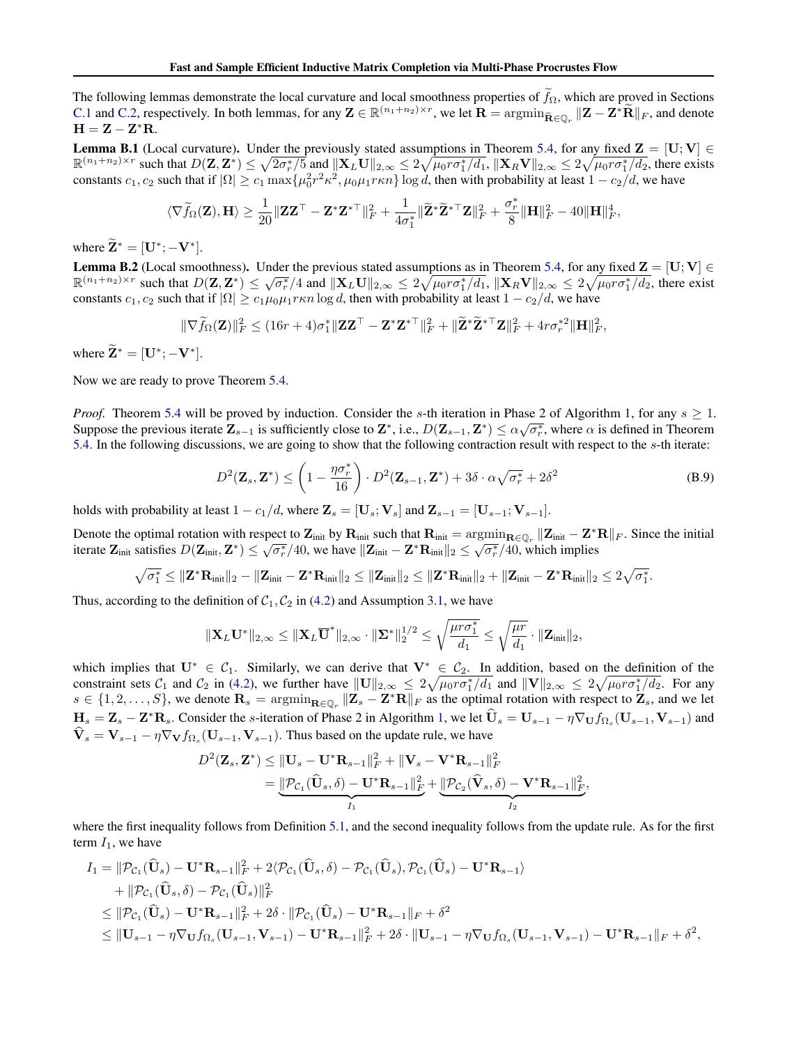The following lemmas demonstrate the local curvature and local smoothness properties of $\widetilde{f}_\Omega$, which are proved in Sections C.1 and C.2, respectively. In both lemmas, for any $\mathbf{Z} \in \mathbb{R}^{(n_1+n_2)\times r}$, we let $\mathbf{R} = \operatorname{argmin}_{\widetilde{\mathbf{R}}\in\mathbb{Q}_r} \|\mathbf{Z} - \mathbf{Z}^*\widetilde{\mathbf{R}}\|_F$, and denote $\mathbf{H} = \mathbf{Z} - \mathbf{Z}^*\mathbf{R}$.

**Lemma B.1** (Local curvature). Under the previously stated assumptions in Theorem 5.4, for any fixed $\mathbf{Z} = [\mathbf{U}; \mathbf{V}] \in \mathbb{R}^{(n_1+n_2)\times r}$ such that $D(\mathbf{Z}, \mathbf{Z}^*) \le \sqrt{2\sigma_r^*/5}$ and $\|\mathbf{X}_L\mathbf{U}\|_{2,\infty} \le 2\sqrt{\mu_0 r\sigma_1^*/d_1}$, $\|\mathbf{X}_R\mathbf{V}\|_{2,\infty} \le 2\sqrt{\mu_0 r\sigma_1^*/d_2}$, there exists constants $c_1, c_2$ such that if $|\Omega| \ge c_1 \max\{\mu_0^2 r^2\kappa^2, \mu_0\mu_1 r\kappa n\}\log d$, then with probability at least $1 - c_2/d$, we have

$$\langle \nabla \widetilde{f}_\Omega(\mathbf{Z}), \mathbf{H}\rangle \ge \frac{1}{20}\|\mathbf{Z}\mathbf{Z}^\top - \mathbf{Z}^*\mathbf{Z}^{*\top}\|_F^2 + \frac{1}{4\sigma_1^*}\|\widetilde{\mathbf{Z}}^*\widetilde{\mathbf{Z}}^{*\top}\mathbf{Z}\|_F^2 + \frac{\sigma_r^*}{8}\|\mathbf{H}\|_F^2 - 40\|\mathbf{H}\|_F^4,$$

where $\widetilde{\mathbf{Z}}^* = [\mathbf{U}^*; -\mathbf{V}^*]$.

**Lemma B.2** (Local smoothness). Under the previous stated assumptions as in Theorem 5.4, for any fixed $\mathbf{Z} = [\mathbf{U}; \mathbf{V}] \in \mathbb{R}^{(n_1+n_2)\times r}$ such that $D(\mathbf{Z}, \mathbf{Z}^*) \le \sqrt{\sigma_r^*}/4$ and $\|\mathbf{X}_L\mathbf{U}\|_{2,\infty} \le 2\sqrt{\mu_0 r\sigma_1^*/d_1}$, $\|\mathbf{X}_R\mathbf{V}\|_{2,\infty} \le 2\sqrt{\mu_0 r\sigma_1^*/d_2}$, there exist constants $c_1, c_2$ such that if $|\Omega| \ge c_1\mu_0\mu_1 r\kappa n\log d$, then with probability at least $1 - c_2/d$, we have

$$\|\nabla\widetilde{f}_\Omega(\mathbf{Z})\|_F^2 \le (16r+4)\sigma_1^*\|\mathbf{Z}\mathbf{Z}^\top - \mathbf{Z}^*\mathbf{Z}^{*\top}\|_F^2 + \|\widetilde{\mathbf{Z}}^*\widetilde{\mathbf{Z}}^{*\top}\mathbf{Z}\|_F^2 + 4r\sigma_r^{*2}\|\mathbf{H}\|_F^2,$$

where $\widetilde{\mathbf{Z}}^* = [\mathbf{U}^*; -\mathbf{V}^*]$.

Now we are ready to prove Theorem 5.4.

*Proof.* Theorem 5.4 will be proved by induction. Consider the $s$-th iteration in Phase 2 of Algorithm 1, for any $s \ge 1$. Suppose the previous iterate $\mathbf{Z}_{s-1}$ is sufficiently close to $\mathbf{Z}^*$, i.e., $D(\mathbf{Z}_{s-1}, \mathbf{Z}^*) \le \alpha\sqrt{\sigma_r^*}$, where $\alpha$ is defined in Theorem 5.4. In the following discussions, we are going to show that the following contraction result with respect to the $s$-th iterate:

$$D^2(\mathbf{Z}_s, \mathbf{Z}^*) \le \left(1 - \frac{\eta\sigma_r^*}{16}\right)\cdot D^2(\mathbf{Z}_{s-1}, \mathbf{Z}^*) + 3\delta\cdot\alpha\sqrt{\sigma_r^*} + 2\delta^2 \tag{B.9}$$

holds with probability at least $1 - c_1/d$, where $\mathbf{Z}_s = [\mathbf{U}_s; \mathbf{V}_s]$ and $\mathbf{Z}_{s-1} = [\mathbf{U}_{s-1}; \mathbf{V}_{s-1}]$.

Denote the optimal rotation with respect to $\mathbf{Z}_{\text{init}}$ by $\mathbf{R}_{\text{init}}$ such that $\mathbf{R}_{\text{init}} = \operatorname{argmin}_{\mathbf{R}\in\mathbb{Q}_r}\|\mathbf{Z}_{\text{init}} - \mathbf{Z}^*\mathbf{R}\|_F$. Since the initial iterate $\mathbf{Z}_{\text{init}}$ satisfies $D(\mathbf{Z}_{\text{init}}, \mathbf{Z}^*) \le \sqrt{\sigma_r^*}/40$, we have $\|\mathbf{Z}_{\text{init}} - \mathbf{Z}^*\mathbf{R}_{\text{init}}\|_2 \le \sqrt{\sigma_r^*}/40$, which implies

$$\sqrt{\sigma_1^*} \le \|\mathbf{Z}^*\mathbf{R}_{\text{init}}\|_2 - \|\mathbf{Z}_{\text{init}} - \mathbf{Z}^*\mathbf{R}_{\text{init}}\|_2 \le \|\mathbf{Z}_{\text{init}}\|_2 \le \|\mathbf{Z}^*\mathbf{R}_{\text{init}}\|_2 + \|\mathbf{Z}_{\text{init}} - \mathbf{Z}^*\mathbf{R}_{\text{init}}\|_2 \le 2\sqrt{\sigma_1^*}.$$

Thus, according to the definition of $\mathcal{C}_1, \mathcal{C}_2$ in (4.2) and Assumption 3.1, we have

$$\|\mathbf{X}_L\mathbf{U}^*\|_{2,\infty} \le \|\mathbf{X}_L\overline{\mathbf{U}}^*\|_{2,\infty}\cdot\|\mathbf{\Sigma}^*\|_2^{1/2} \le \sqrt{\frac{\mu r\sigma_1^*}{d_1}} \le \sqrt{\frac{\mu r}{d_1}}\cdot\|\mathbf{Z}_{\text{init}}\|_2,$$

which implies that $\mathbf{U}^* \in \mathcal{C}_1$. Similarly, we can derive that $\mathbf{V}^* \in \mathcal{C}_2$. In addition, based on the definition of the constraint sets $\mathcal{C}_1$ and $\mathcal{C}_2$ in (4.2), we further have $\|\mathbf{U}\|_{2,\infty} \le 2\sqrt{\mu_0 r\sigma_1^*/d_1}$ and $\|\mathbf{V}\|_{2,\infty} \le 2\sqrt{\mu_0 r\sigma_1^*/d_2}$. For any $s \in \{1, 2, \ldots, S\}$, we denote $\mathbf{R}_s = \operatorname{argmin}_{\mathbf{R}\in\mathbb{Q}_r}\|\mathbf{Z}_s - \mathbf{Z}^*\mathbf{R}\|_F$ as the optimal rotation with respect to $\mathbf{Z}_s$, and we let $\mathbf{H}_s = \mathbf{Z}_s - \mathbf{Z}^*\mathbf{R}_s$. Consider the $s$-iteration of Phase 2 in Algorithm 1, we let $\widehat{\mathbf{U}}_s = \mathbf{U}_{s-1} - \eta\nabla_{\mathbf{U}} f_{\Omega_s}(\mathbf{U}_{s-1}, \mathbf{V}_{s-1})$ and $\widehat{\mathbf{V}}_s = \mathbf{V}_{s-1} - \eta\nabla_{\mathbf{V}} f_{\Omega_s}(\mathbf{U}_{s-1}, \mathbf{V}_{s-1})$. Thus based on the update rule, we have

$$\begin{aligned}
D^2(\mathbf{Z}_s, \mathbf{Z}^*) &\le \|\mathbf{U}_s - \mathbf{U}^*\mathbf{R}_{s-1}\|_F^2 + \|\mathbf{V}_s - \mathbf{V}^*\mathbf{R}_{s-1}\|_F^2 \\
&= \underbrace{\|\mathcal{P}_{\mathcal{C}_1}(\widehat{\mathbf{U}}_s, \delta) - \mathbf{U}^*\mathbf{R}_{s-1}\|_F^2}_{I_1} + \underbrace{\|\mathcal{P}_{\mathcal{C}_2}(\widehat{\mathbf{V}}_s, \delta) - \mathbf{V}^*\mathbf{R}_{s-1}\|_F^2}_{I_2},
\end{aligned}$$

where the first inequality follows from Definition 5.1, and the second inequality follows from the update rule. As for the first term $I_1$, we have

$$\begin{aligned}
I_1 &= \|\mathcal{P}_{\mathcal{C}_1}(\widehat{\mathbf{U}}_s) - \mathbf{U}^*\mathbf{R}_{s-1}\|_F^2 + 2\langle\mathcal{P}_{\mathcal{C}_1}(\widehat{\mathbf{U}}_s, \delta) - \mathcal{P}_{\mathcal{C}_1}(\widehat{\mathbf{U}}_s), \mathcal{P}_{\mathcal{C}_1}(\widehat{\mathbf{U}}_s) - \mathbf{U}^*\mathbf{R}_{s-1}\rangle \\
&\quad + \|\mathcal{P}_{\mathcal{C}_1}(\widehat{\mathbf{U}}_s, \delta) - \mathcal{P}_{\mathcal{C}_1}(\widehat{\mathbf{U}}_s)\|_F^2 \\
&\le \|\mathcal{P}_{\mathcal{C}_1}(\widehat{\mathbf{U}}_s) - \mathbf{U}^*\mathbf{R}_{s-1}\|_F^2 + 2\delta\cdot\|\mathcal{P}_{\mathcal{C}_1}(\widehat{\mathbf{U}}_s) - \mathbf{U}^*\mathbf{R}_{s-1}\|_F + \delta^2 \\
&\le \|\mathbf{U}_{s-1} - \eta\nabla_{\mathbf{U}} f_{\Omega_s}(\mathbf{U}_{s-1}, \mathbf{V}_{s-1}) - \mathbf{U}^*\mathbf{R}_{s-1}\|_F^2 + 2\delta\cdot\|\mathbf{U}_{s-1} - \eta\nabla_{\mathbf{U}} f_{\Omega_s}(\mathbf{U}_{s-1}, \mathbf{V}_{s-1}) - \mathbf{U}^*\mathbf{R}_{s-1}\|_F + \delta^2,
\end{aligned}$$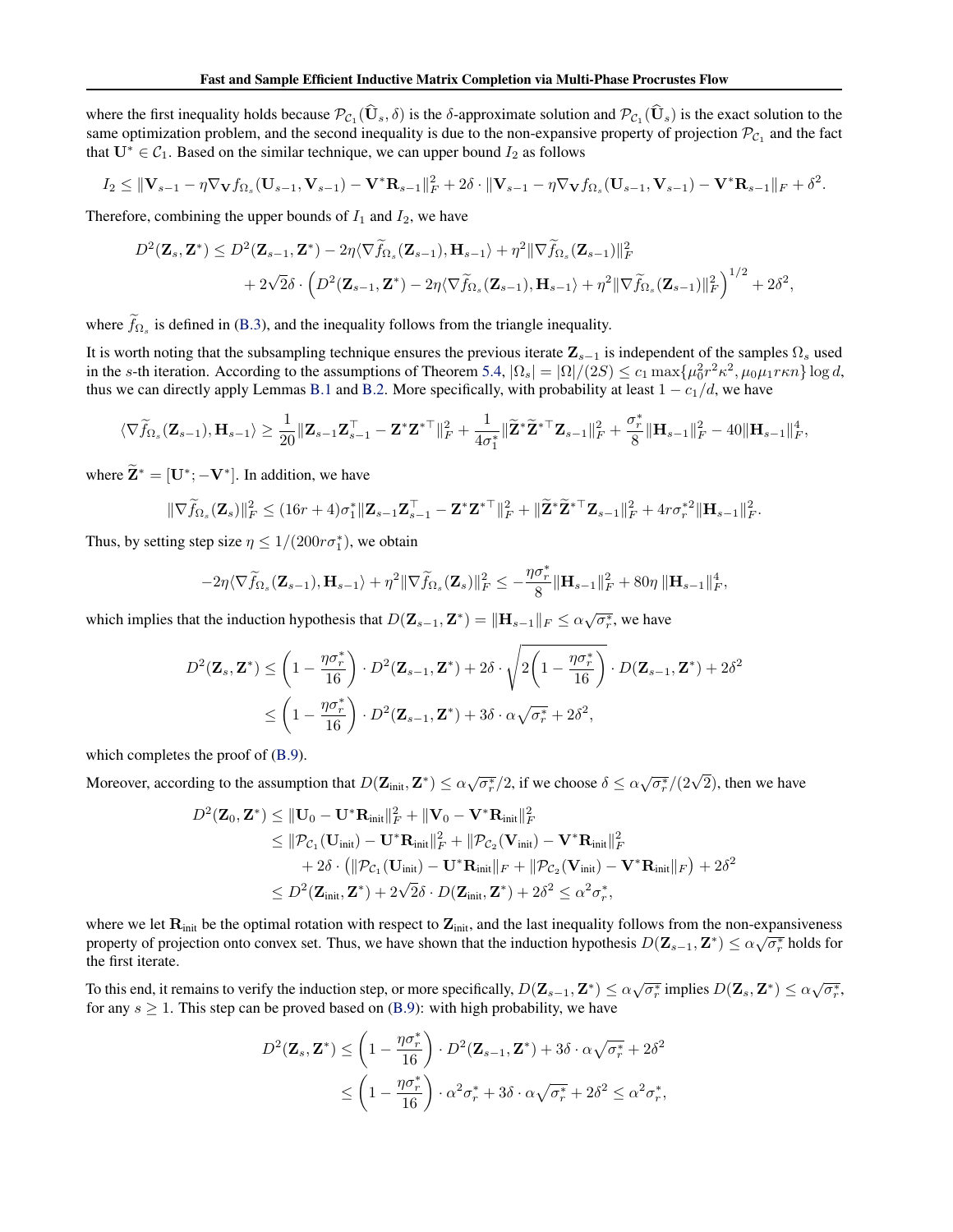where the first inequality holds because $\mathcal{P}_{\mathcal{C}_1}(\widehat{\mathbf{U}}_s, \delta)$ is the $\delta$-approximate solution and $\mathcal{P}_{\mathcal{C}_1}(\widehat{\mathbf{U}}_s)$ is the exact solution to the same optimization problem, and the second inequality is due to the non-expansive property of projection $\mathcal{P}_{\mathcal{C}_1}$ and the fact that $\mathbf{U}^* \in \mathcal{C}_1$. Based on the similar technique, we can upper bound $I_2$ as follows

$$I_2 \leq \|\mathbf{V}_{s-1} - \eta \nabla_{\mathbf{V}} f_{\Omega_s}(\mathbf{U}_{s-1}, \mathbf{V}_{s-1}) - \mathbf{V}^* \mathbf{R}_{s-1}\|_F^2 + 2\delta \cdot \|\mathbf{V}_{s-1} - \eta \nabla_{\mathbf{V}} f_{\Omega_s}(\mathbf{U}_{s-1}, \mathbf{V}_{s-1}) - \mathbf{V}^* \mathbf{R}_{s-1}\|_F + \delta^2.$$

Therefore, combining the upper bounds of $I_1$ and $I_2$, we have

$$\begin{aligned} D^2(\mathbf{Z}_s, \mathbf{Z}^*) \leq\ & D^2(\mathbf{Z}_{s-1}, \mathbf{Z}^*) - 2\eta \langle \nabla \widetilde{f}_{\Omega_s}(\mathbf{Z}_{s-1}), \mathbf{H}_{s-1} \rangle + \eta^2 \|\nabla \widetilde{f}_{\Omega_s}(\mathbf{Z}_{s-1})\|_F^2 \\ & + 2\sqrt{2}\delta \cdot \Big( D^2(\mathbf{Z}_{s-1}, \mathbf{Z}^*) - 2\eta \langle \nabla \widetilde{f}_{\Omega_s}(\mathbf{Z}_{s-1}), \mathbf{H}_{s-1} \rangle + \eta^2 \|\nabla \widetilde{f}_{\Omega_s}(\mathbf{Z}_{s-1})\|_F^2 \Big)^{1/2} + 2\delta^2, \end{aligned}$$

where $\widetilde{f}_{\Omega_s}$ is defined in (B.3), and the inequality follows from the triangle inequality.

It is worth noting that the subsampling technique ensures the previous iterate $\mathbf{Z}_{s-1}$ is independent of the samples $\Omega_s$ used in the $s$-th iteration. According to the assumptions of Theorem 5.4, $|\Omega_s| = |\Omega|/(2S) \leq c_1 \max\{\mu_0^2 r^2 \kappa^2, \mu_0 \mu_1 r \kappa n\} \log d$, thus we can directly apply Lemmas B.1 and B.2. More specifically, with probability at least $1 - c_1/d$, we have

$$\langle \nabla \widetilde{f}_{\Omega_s}(\mathbf{Z}_{s-1}), \mathbf{H}_{s-1} \rangle \geq \frac{1}{20} \|\mathbf{Z}_{s-1}\mathbf{Z}_{s-1}^\top - \mathbf{Z}^*\mathbf{Z}^{*\top}\|_F^2 + \frac{1}{4\sigma_1^*} \|\widetilde{\mathbf{Z}}^* \widetilde{\mathbf{Z}}^{*\top} \mathbf{Z}_{s-1}\|_F^2 + \frac{\sigma_r^*}{8} \|\mathbf{H}_{s-1}\|_F^2 - 40 \|\mathbf{H}_{s-1}\|_F^4,$$

where $\widetilde{\mathbf{Z}}^* = [\mathbf{U}^*; -\mathbf{V}^*]$. In addition, we have

$$\|\nabla \widetilde{f}_{\Omega_s}(\mathbf{Z}_s)\|_F^2 \leq (16r + 4)\sigma_1^* \|\mathbf{Z}_{s-1}\mathbf{Z}_{s-1}^\top - \mathbf{Z}^*\mathbf{Z}^{*\top}\|_F^2 + \|\widetilde{\mathbf{Z}}^* \widetilde{\mathbf{Z}}^{*\top} \mathbf{Z}_{s-1}\|_F^2 + 4r\sigma_r^{*2} \|\mathbf{H}_{s-1}\|_F^2.$$

Thus, by setting step size $\eta \leq 1/(200 r \sigma_1^*)$, we obtain

$$-2\eta \langle \nabla \widetilde{f}_{\Omega_s}(\mathbf{Z}_{s-1}), \mathbf{H}_{s-1} \rangle + \eta^2 \|\nabla \widetilde{f}_{\Omega_s}(\mathbf{Z}_s)\|_F^2 \leq -\frac{\eta \sigma_r^*}{8} \|\mathbf{H}_{s-1}\|_F^2 + 80\eta \, \|\mathbf{H}_{s-1}\|_F^4,$$

which implies that the induction hypothesis that $D(\mathbf{Z}_{s-1}, \mathbf{Z}^*) = \|\mathbf{H}_{s-1}\|_F \leq \alpha\sqrt{\sigma_r^*}$, we have

$$\begin{aligned} D^2(\mathbf{Z}_s, \mathbf{Z}^*) &\leq \left(1 - \frac{\eta \sigma_r^*}{16}\right) \cdot D^2(\mathbf{Z}_{s-1}, \mathbf{Z}^*) + 2\delta \cdot \sqrt{2\left(1 - \frac{\eta \sigma_r^*}{16}\right)} \cdot D(\mathbf{Z}_{s-1}, \mathbf{Z}^*) + 2\delta^2 \\ &\leq \left(1 - \frac{\eta \sigma_r^*}{16}\right) \cdot D^2(\mathbf{Z}_{s-1}, \mathbf{Z}^*) + 3\delta \cdot \alpha\sqrt{\sigma_r^*} + 2\delta^2, \end{aligned}$$

which completes the proof of (B.9).

Moreover, according to the assumption that $D(\mathbf{Z}_{\text{init}}, \mathbf{Z}^*) \leq \alpha\sqrt{\sigma_r^*}/2$, if we choose $\delta \leq \alpha\sqrt{\sigma_r^*}/(2\sqrt{2})$, then we have

$$\begin{aligned} D^2(\mathbf{Z}_0, \mathbf{Z}^*) &\leq \|\mathbf{U}_0 - \mathbf{U}^* \mathbf{R}_{\text{init}}\|_F^2 + \|\mathbf{V}_0 - \mathbf{V}^* \mathbf{R}_{\text{init}}\|_F^2 \\ &\leq \|\mathcal{P}_{\mathcal{C}_1}(\mathbf{U}_{\text{init}}) - \mathbf{U}^* \mathbf{R}_{\text{init}}\|_F^2 + \|\mathcal{P}_{\mathcal{C}_2}(\mathbf{V}_{\text{init}}) - \mathbf{V}^* \mathbf{R}_{\text{init}}\|_F^2 \\ &\quad + 2\delta \cdot \big( \|\mathcal{P}_{\mathcal{C}_1}(\mathbf{U}_{\text{init}}) - \mathbf{U}^* \mathbf{R}_{\text{init}}\|_F + \|\mathcal{P}_{\mathcal{C}_2}(\mathbf{V}_{\text{init}}) - \mathbf{V}^* \mathbf{R}_{\text{init}}\|_F \big) + 2\delta^2 \\ &\leq D^2(\mathbf{Z}_{\text{init}}, \mathbf{Z}^*) + 2\sqrt{2}\delta \cdot D(\mathbf{Z}_{\text{init}}, \mathbf{Z}^*) + 2\delta^2 \leq \alpha^2 \sigma_r^*, \end{aligned}$$

where we let $\mathbf{R}_{\text{init}}$ be the optimal rotation with respect to $\mathbf{Z}_{\text{init}}$, and the last inequality follows from the non-expansiveness property of projection onto convex set. Thus, we have shown that the induction hypothesis $D(\mathbf{Z}_{s-1}, \mathbf{Z}^*) \leq \alpha\sqrt{\sigma_r^*}$ holds for the first iterate.

To this end, it remains to verify the induction step, or more specifically, $D(\mathbf{Z}_{s-1}, \mathbf{Z}^*) \leq \alpha\sqrt{\sigma_r^*}$ implies $D(\mathbf{Z}_s, \mathbf{Z}^*) \leq \alpha\sqrt{\sigma_r^*}$, for any $s \geq 1$. This step can be proved based on (B.9): with high probability, we have

$$\begin{aligned} D^2(\mathbf{Z}_s, \mathbf{Z}^*) &\leq \left(1 - \frac{\eta \sigma_r^*}{16}\right) \cdot D^2(\mathbf{Z}_{s-1}, \mathbf{Z}^*) + 3\delta \cdot \alpha\sqrt{\sigma_r^*} + 2\delta^2 \\ &\leq \left(1 - \frac{\eta \sigma_r^*}{16}\right) \cdot \alpha^2 \sigma_r^* + 3\delta \cdot \alpha\sqrt{\sigma_r^*} + 2\delta^2 \leq \alpha^2 \sigma_r^*, \end{aligned}$$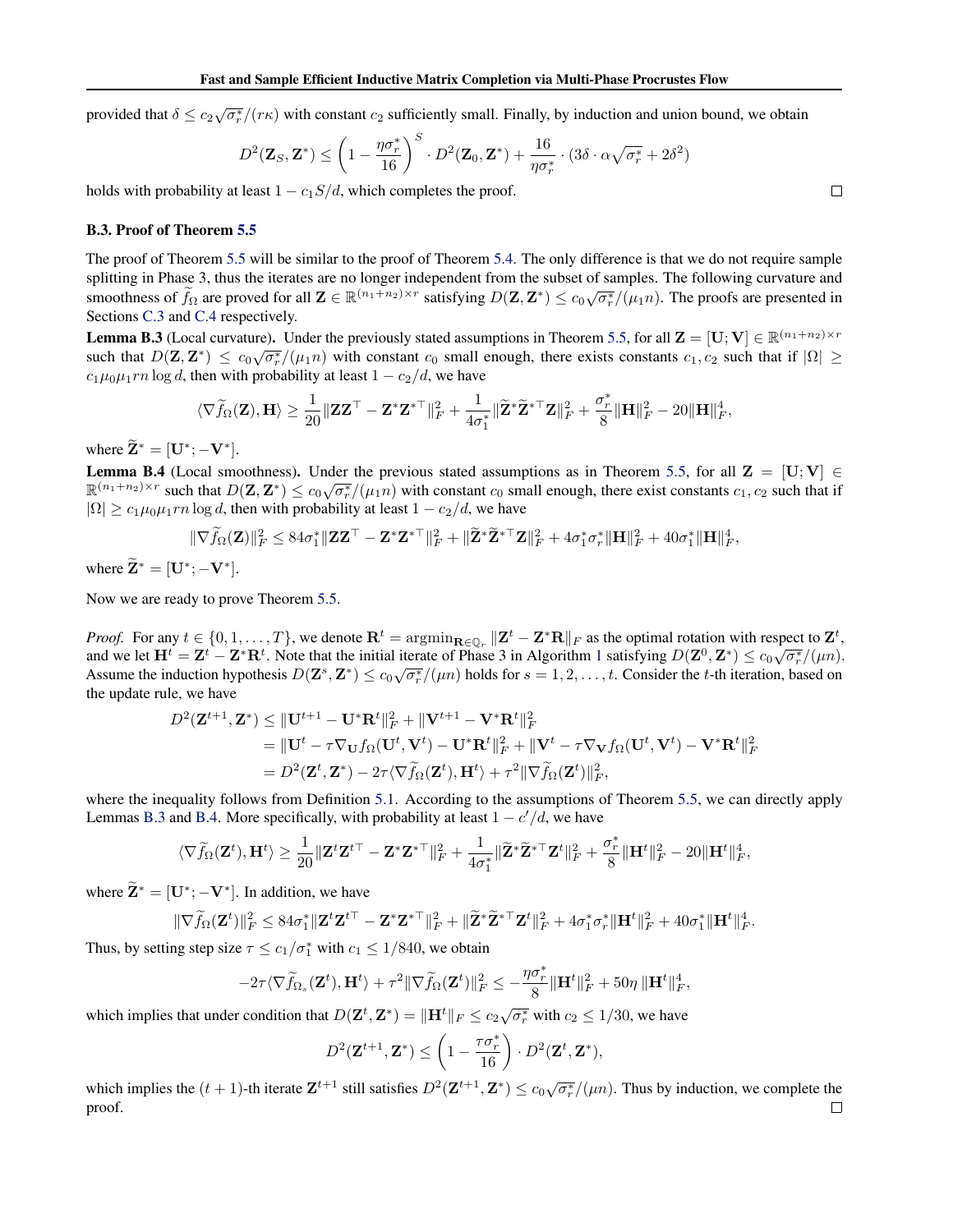provided that $\delta \le c_2\sqrt{\sigma_r^*}/(r\kappa)$ with constant $c_2$ sufficiently small. Finally, by induction and union bound, we obtain

$$D^2(\mathbf{Z}_S, \mathbf{Z}^*) \le \left(1 - \frac{\eta\sigma_r^*}{16}\right)^S \cdot D^2(\mathbf{Z}_0, \mathbf{Z}^*) + \frac{16}{\eta\sigma_r^*} \cdot (3\delta \cdot \alpha\sqrt{\sigma_r^*} + 2\delta^2)$$

holds with probability at least $1 - c_1 S/d$, which completes the proof. □

### B.3. Proof of Theorem 5.5

The proof of Theorem 5.5 will be similar to the proof of Theorem 5.4. The only difference is that we do not require sample splitting in Phase 3, thus the iterates are no longer independent from the subset of samples. The following curvature and smoothness of $\widetilde{f}_\Omega$ are proved for all $\mathbf{Z} \in \mathbb{R}^{(n_1+n_2)\times r}$ satisfying $D(\mathbf{Z}, \mathbf{Z}^*) \le c_0\sqrt{\sigma_r^*}/(\mu_1 n)$. The proofs are presented in Sections C.3 and C.4 respectively.

**Lemma B.3** (Local curvature)**.** Under the previously stated assumptions in Theorem 5.5, for all $\mathbf{Z} = [\mathbf{U}; \mathbf{V}] \in \mathbb{R}^{(n_1+n_2)\times r}$ such that $D(\mathbf{Z}, \mathbf{Z}^*) \le c_0\sqrt{\sigma_r^*}/(\mu_1 n)$ with constant $c_0$ small enough, there exists constants $c_1, c_2$ such that if $|\Omega| \ge c_1\mu_0\mu_1 rn\log d$, then with probability at least $1 - c_2/d$, we have

$$\langle \nabla \widetilde{f}_\Omega(\mathbf{Z}), \mathbf{H}\rangle \ge \frac{1}{20}\|\mathbf{Z}\mathbf{Z}^\top - \mathbf{Z}^*\mathbf{Z}^{*\top}\|_F^2 + \frac{1}{4\sigma_1^*}\|\widetilde{\mathbf{Z}}^*\widetilde{\mathbf{Z}}^{*\top}\mathbf{Z}\|_F^2 + \frac{\sigma_r^*}{8}\|\mathbf{H}\|_F^2 - 20\|\mathbf{H}\|_F^4,$$

where $\widetilde{\mathbf{Z}}^* = [\mathbf{U}^*; -\mathbf{V}^*]$.

**Lemma B.4** (Local smoothness)**.** Under the previous stated assumptions as in Theorem 5.5, for all $\mathbf{Z} = [\mathbf{U}; \mathbf{V}] \in \mathbb{R}^{(n_1+n_2)\times r}$ such that $D(\mathbf{Z}, \mathbf{Z}^*) \le c_0\sqrt{\sigma_r^*}/(\mu_1 n)$ with constant $c_0$ small enough, there exist constants $c_1, c_2$ such that if $|\Omega| \ge c_1\mu_0\mu_1 rn\log d$, then with probability at least $1 - c_2/d$, we have

$$\|\nabla \widetilde{f}_\Omega(\mathbf{Z})\|_F^2 \le 84\sigma_1^*\|\mathbf{Z}\mathbf{Z}^\top - \mathbf{Z}^*\mathbf{Z}^{*\top}\|_F^2 + \|\widetilde{\mathbf{Z}}^*\widetilde{\mathbf{Z}}^{*\top}\mathbf{Z}\|_F^2 + 4\sigma_1^*\sigma_r^*\|\mathbf{H}\|_F^2 + 40\sigma_1^*\|\mathbf{H}\|_F^4,$$

where $\widetilde{\mathbf{Z}}^* = [\mathbf{U}^*; -\mathbf{V}^*]$.

Now we are ready to prove Theorem 5.5.

*Proof.* For any $t \in \{0, 1, \ldots, T\}$, we denote $\mathbf{R}^t = \operatorname{argmin}_{\mathbf{R}\in\mathbb{Q}_r} \|\mathbf{Z}^t - \mathbf{Z}^*\mathbf{R}\|_F$ as the optimal rotation with respect to $\mathbf{Z}^t$, and we let $\mathbf{H}^t = \mathbf{Z}^t - \mathbf{Z}^*\mathbf{R}^t$. Note that the initial iterate of Phase 3 in Algorithm 1 satisfying $D(\mathbf{Z}^0, \mathbf{Z}^*) \le c_0\sqrt{\sigma_r^*}/(\mu n)$. Assume the induction hypothesis $D(\mathbf{Z}^s, \mathbf{Z}^*) \le c_0\sqrt{\sigma_r^*}/(\mu n)$ holds for $s = 1, 2, \ldots, t$. Consider the $t$-th iteration, based on the update rule, we have

$$\begin{aligned}
D^2(\mathbf{Z}^{t+1}, \mathbf{Z}^*) &\le \|\mathbf{U}^{t+1} - \mathbf{U}^*\mathbf{R}^t\|_F^2 + \|\mathbf{V}^{t+1} - \mathbf{V}^*\mathbf{R}^t\|_F^2 \\
&= \|\mathbf{U}^t - \tau\nabla_{\mathbf{U}} f_\Omega(\mathbf{U}^t, \mathbf{V}^t) - \mathbf{U}^*\mathbf{R}^t\|_F^2 + \|\mathbf{V}^t - \tau\nabla_{\mathbf{V}} f_\Omega(\mathbf{U}^t, \mathbf{V}^t) - \mathbf{V}^*\mathbf{R}^t\|_F^2 \\
&= D^2(\mathbf{Z}^t, \mathbf{Z}^*) - 2\tau\langle \nabla \widetilde{f}_\Omega(\mathbf{Z}^t), \mathbf{H}^t\rangle + \tau^2\|\nabla \widetilde{f}_\Omega(\mathbf{Z}^t)\|_F^2,
\end{aligned}$$

where the inequality follows from Definition 5.1. According to the assumptions of Theorem 5.5, we can directly apply Lemmas B.3 and B.4. More specifically, with probability at least $1 - c'/d$, we have

$$\langle \nabla \widetilde{f}_\Omega(\mathbf{Z}^t), \mathbf{H}^t\rangle \ge \frac{1}{20}\|\mathbf{Z}^t\mathbf{Z}^{t\top} - \mathbf{Z}^*\mathbf{Z}^{*\top}\|_F^2 + \frac{1}{4\sigma_1^*}\|\widetilde{\mathbf{Z}}^*\widetilde{\mathbf{Z}}^{*\top}\mathbf{Z}^t\|_F^2 + \frac{\sigma_r^*}{8}\|\mathbf{H}^t\|_F^2 - 20\|\mathbf{H}^t\|_F^4,$$

where $\widetilde{\mathbf{Z}}^* = [\mathbf{U}^*; -\mathbf{V}^*]$. In addition, we have

$$\|\nabla \widetilde{f}_\Omega(\mathbf{Z}^t)\|_F^2 \le 84\sigma_1^*\|\mathbf{Z}^t\mathbf{Z}^{t\top} - \mathbf{Z}^*\mathbf{Z}^{*\top}\|_F^2 + \|\widetilde{\mathbf{Z}}^*\widetilde{\mathbf{Z}}^{*\top}\mathbf{Z}^t\|_F^2 + 4\sigma_1^*\sigma_r^*\|\mathbf{H}^t\|_F^2 + 40\sigma_1^*\|\mathbf{H}^t\|_F^4.$$

Thus, by setting step size $\tau \le c_1/\sigma_1^*$ with $c_1 \le 1/840$, we obtain

$$-2\tau\langle \nabla \widetilde{f}_{\Omega_s}(\mathbf{Z}^t), \mathbf{H}^t\rangle + \tau^2\|\nabla \widetilde{f}_\Omega(\mathbf{Z}^t)\|_F^2 \le -\frac{\eta\sigma_r^*}{8}\|\mathbf{H}^t\|_F^2 + 50\eta\,\|\mathbf{H}^t\|_F^4,$$

which implies that under condition that $D(\mathbf{Z}^t, \mathbf{Z}^*) = \|\mathbf{H}^t\|_F \le c_2\sqrt{\sigma_r^*}$ with $c_2 \le 1/30$, we have

$$D^2(\mathbf{Z}^{t+1}, \mathbf{Z}^*) \le \left(1 - \frac{\tau\sigma_r^*}{16}\right) \cdot D^2(\mathbf{Z}^t, \mathbf{Z}^*),$$

which implies the $(t+1)$-th iterate $\mathbf{Z}^{t+1}$ still satisfies $D^2(\mathbf{Z}^{t+1}, \mathbf{Z}^*) \le c_0\sqrt{\sigma_r^*}/(\mu n)$. Thus by induction, we complete the proof. □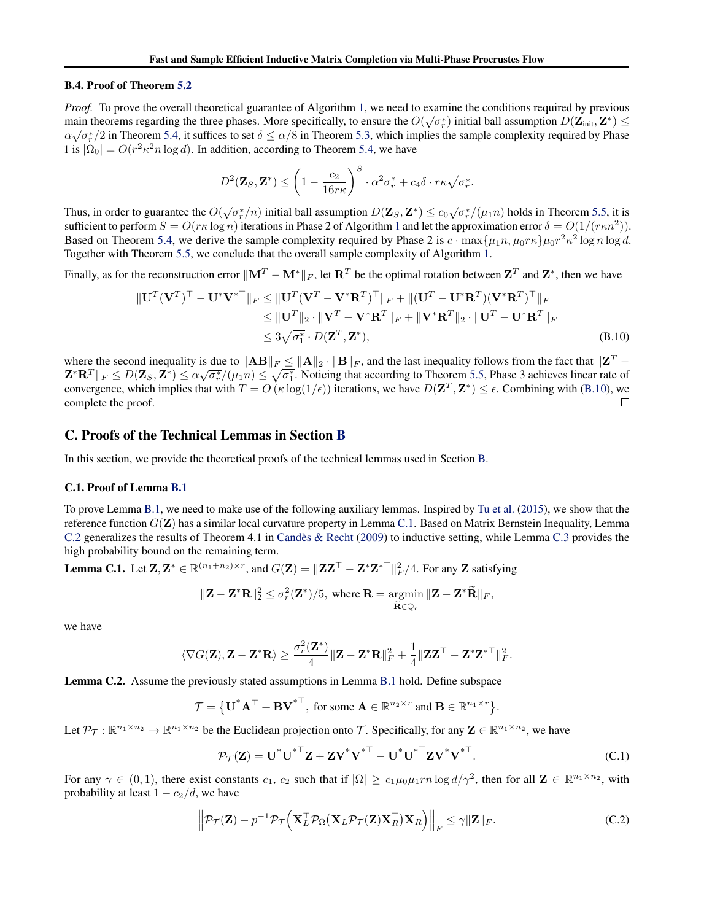### B.4. Proof of Theorem 5.2

*Proof.* To prove the overall theoretical guarantee of Algorithm 1, we need to examine the conditions required by previous main theorems regarding the three phases. More specifically, to ensure the $O(\sqrt{\sigma_r^*})$ initial ball assumption $D(\mathbf{Z}_{\text{init}}, \mathbf{Z}^*) \leq \alpha\sqrt{\sigma_r^*}/2$ in Theorem 5.4, it suffices to set $\delta \leq \alpha/8$ in Theorem 5.3, which implies the sample complexity required by Phase 1 is $|\Omega_0| = O(r^2\kappa^2 n \log d)$. In addition, according to Theorem 5.4, we have

$$D^2(\mathbf{Z}_S, \mathbf{Z}^*) \leq \left(1 - \frac{c_2}{16r\kappa}\right)^S \cdot \alpha^2\sigma_r^* + c_4\delta \cdot r\kappa\sqrt{\sigma_r^*}.$$

Thus, in order to guarantee the $O(\sqrt{\sigma_r^*}/n)$ initial ball assumption $D(\mathbf{Z}_S, \mathbf{Z}^*) \leq c_0\sqrt{\sigma_r^*}/(\mu_1 n)$ holds in Theorem 5.5, it is sufficient to perform $S = O(r\kappa \log n)$ iterations in Phase 2 of Algorithm 1 and let the approximation error $\delta = O(1/(r\kappa n^2))$. Based on Theorem 5.4, we derive the sample complexity required by Phase 2 is $c \cdot \max\{\mu_1 n, \mu_0 r\kappa\}\mu_0 r^2\kappa^2 \log n \log d$. Together with Theorem 5.5, we conclude that the overall sample complexity of Algorithm 1.

Finally, as for the reconstruction error $\|\mathbf{M}^T - \mathbf{M}^*\|_F$, let $\mathbf{R}^T$ be the optimal rotation between $\mathbf{Z}^T$ and $\mathbf{Z}^*$, then we have

$$\begin{aligned}
\|\mathbf{U}^T(\mathbf{V}^T)^\top - \mathbf{U}^*\mathbf{V}^{*\top}\|_F &\leq \|\mathbf{U}^T(\mathbf{V}^T - \mathbf{V}^*\mathbf{R}^T)^\top\|_F + \|(\mathbf{U}^T - \mathbf{U}^*\mathbf{R}^T)(\mathbf{V}^*\mathbf{R}^T)^\top\|_F \\
&\leq \|\mathbf{U}^T\|_2 \cdot \|\mathbf{V}^T - \mathbf{V}^*\mathbf{R}^T\|_F + \|\mathbf{V}^*\mathbf{R}^T\|_2 \cdot \|\mathbf{U}^T - \mathbf{U}^*\mathbf{R}^T\|_F \\
&\leq 3\sqrt{\sigma_1^*} \cdot D(\mathbf{Z}^T, \mathbf{Z}^*),
\end{aligned} \tag{B.10}$$

where the second inequality is due to $\|\mathbf{A}\mathbf{B}\|_F \leq \|\mathbf{A}\|_2 \cdot \|\mathbf{B}\|_F$, and the last inequality follows from the fact that $\|\mathbf{Z}^T - \mathbf{Z}^*\mathbf{R}^T\|_F \leq D(\mathbf{Z}_S, \mathbf{Z}^*) \leq \alpha\sqrt{\sigma_r^*}/(\mu_1 n) \leq \sqrt{\sigma_1^*}$. Noticing that according to Theorem 5.5, Phase 3 achieves linear rate of convergence, which implies that with $T = O(\kappa \log(1/\epsilon))$ iterations, we have $D(\mathbf{Z}^T, \mathbf{Z}^*) \leq \epsilon$. Combining with (B.10), we complete the proof. $\square$

## C. Proofs of the Technical Lemmas in Section B

In this section, we provide the theoretical proofs of the technical lemmas used in Section B.

### C.1. Proof of Lemma B.1

To prove Lemma B.1, we need to make use of the following auxiliary lemmas. Inspired by Tu et al. (2015), we show that the reference function $G(\mathbf{Z})$ has a similar local curvature property in Lemma C.1. Based on Matrix Bernstein Inequality, Lemma C.2 generalizes the results of Theorem 4.1 in Candès & Recht (2009) to inductive setting, while Lemma C.3 provides the high probability bound on the remaining term.

**Lemma C.1.** Let $\mathbf{Z}, \mathbf{Z}^* \in \mathbb{R}^{(n_1+n_2)\times r}$, and $G(\mathbf{Z}) = \|\mathbf{Z}\mathbf{Z}^\top - \mathbf{Z}^*\mathbf{Z}^{*\top}\|_F^2/4$. For any $\mathbf{Z}$ satisfying

$$\|\mathbf{Z} - \mathbf{Z}^*\mathbf{R}\|_2^2 \leq \sigma_r^2(\mathbf{Z}^*)/5, \text{ where } \mathbf{R} = \underset{\widetilde{\mathbf{R}} \in \mathbb{Q}_r}{\operatorname{argmin}} \|\mathbf{Z} - \mathbf{Z}^*\widetilde{\mathbf{R}}\|_F,$$

we have

$$\langle \nabla G(\mathbf{Z}), \mathbf{Z} - \mathbf{Z}^*\mathbf{R} \rangle \geq \frac{\sigma_r^2(\mathbf{Z}^*)}{4}\|\mathbf{Z} - \mathbf{Z}^*\mathbf{R}\|_F^2 + \frac{1}{4}\|\mathbf{Z}\mathbf{Z}^\top - \mathbf{Z}^*\mathbf{Z}^{*\top}\|_F^2.$$

**Lemma C.2.** Assume the previously stated assumptions in Lemma B.1 hold. Define subspace

$$\mathcal{T} = \left\{\overline{\mathbf{U}}^*\mathbf{A}^\top + \mathbf{B}\overline{\mathbf{V}}^{*\top}, \text{ for some } \mathbf{A} \in \mathbb{R}^{n_2\times r} \text{ and } \mathbf{B} \in \mathbb{R}^{n_1\times r}\right\}.$$

Let $\mathcal{P}_\mathcal{T} : \mathbb{R}^{n_1\times n_2} \to \mathbb{R}^{n_1\times n_2}$ be the Euclidean projection onto $\mathcal{T}$. Specifically, for any $\mathbf{Z} \in \mathbb{R}^{n_1\times n_2}$, we have

$$\mathcal{P}_\mathcal{T}(\mathbf{Z}) = \overline{\mathbf{U}}^*\overline{\mathbf{U}}^{*\top}\mathbf{Z} + \mathbf{Z}\overline{\mathbf{V}}^*\overline{\mathbf{V}}^{*\top} - \overline{\mathbf{U}}^*\overline{\mathbf{U}}^{*\top}\mathbf{Z}\overline{\mathbf{V}}^*\overline{\mathbf{V}}^{*\top}. \tag{C.1}$$

For any $\gamma \in (0, 1)$, there exist constants $c_1$, $c_2$ such that if $|\Omega| \geq c_1\mu_0\mu_1 rn \log d/\gamma^2$, then for all $\mathbf{Z} \in \mathbb{R}^{n_1\times n_2}$, with probability at least $1 - c_2/d$, we have

$$\left\|\mathcal{P}_\mathcal{T}(\mathbf{Z}) - p^{-1}\mathcal{P}_\mathcal{T}\Big(\mathbf{X}_L^\top\mathcal{P}_\Omega\big(\mathbf{X}_L\mathcal{P}_\mathcal{T}(\mathbf{Z})\mathbf{X}_R^\top\big)\mathbf{X}_R\Big)\right\|_F \leq \gamma\|\mathbf{Z}\|_F. \tag{C.2}$$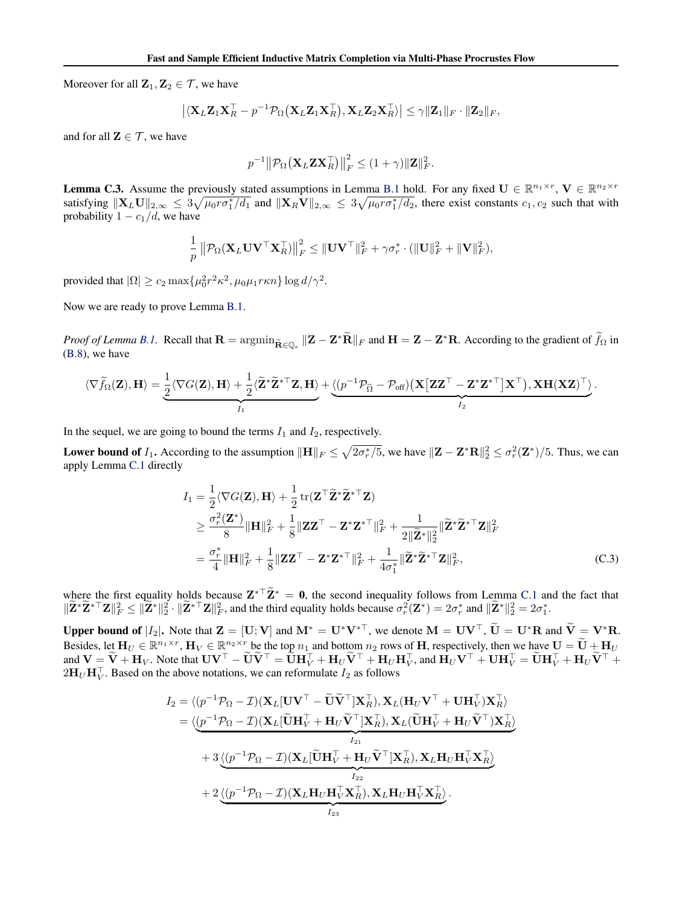Moreover for all $\mathbf{Z}_1, \mathbf{Z}_2 \in \mathcal{T}$, we have

$$\left|\langle \mathbf{X}_L \mathbf{Z}_1 \mathbf{X}_R^\top - p^{-1}\mathcal{P}_\Omega\big(\mathbf{X}_L \mathbf{Z}_1 \mathbf{X}_R^\top\big), \mathbf{X}_L \mathbf{Z}_2 \mathbf{X}_R^\top \rangle\right| \leq \gamma \|\mathbf{Z}_1\|_F \cdot \|\mathbf{Z}_2\|_F,$$

and for all $\mathbf{Z} \in \mathcal{T}$, we have

$$p^{-1}\big\|\mathcal{P}_\Omega\big(\mathbf{X}_L \mathbf{Z} \mathbf{X}_R^\top\big)\big\|_F^2 \leq (1+\gamma)\|\mathbf{Z}\|_F^2.$$

**Lemma C.3.** Assume the previously stated assumptions in Lemma B.1 hold. For any fixed $\mathbf{U} \in \mathbb{R}^{n_1 \times r}$, $\mathbf{V} \in \mathbb{R}^{n_2 \times r}$ satisfying $\|\mathbf{X}_L \mathbf{U}\|_{2,\infty} \leq 3\sqrt{\mu_0 r \sigma_1^* / d_1}$ and $\|\mathbf{X}_R \mathbf{V}\|_{2,\infty} \leq 3\sqrt{\mu_0 r \sigma_1^* / d_2}$, there exist constants $c_1, c_2$ such that with probability $1 - c_1/d$, we have

$$\frac{1}{p}\left\|\mathcal{P}_\Omega(\mathbf{X}_L \mathbf{U}\mathbf{V}^\top \mathbf{X}_R^\top)\right\|_F^2 \leq \|\mathbf{U}\mathbf{V}^\top\|_F^2 + \gamma\sigma_r^* \cdot (\|\mathbf{U}\|_F^2 + \|\mathbf{V}\|_F^2),$$

provided that $|\Omega| \geq c_2 \max\{\mu_0^2 r^2 \kappa^2, \mu_0 \mu_1 r \kappa n\} \log d / \gamma^2$.

Now we are ready to prove Lemma B.1.

*Proof of Lemma B.1.* Recall that $\mathbf{R} = \operatorname{argmin}_{\widetilde{\mathbf{R}} \in \mathbb{Q}_r} \|\mathbf{Z} - \mathbf{Z}^* \widetilde{\mathbf{R}}\|_F$ and $\mathbf{H} = \mathbf{Z} - \mathbf{Z}^* \mathbf{R}$. According to the gradient of $\widetilde{f}_\Omega$ in (B.8), we have

$$\langle \nabla \widetilde{f}_\Omega(\mathbf{Z}), \mathbf{H}\rangle = \underbrace{\frac{1}{2}\langle \nabla G(\mathbf{Z}), \mathbf{H}\rangle + \frac{1}{2}\langle \widetilde{\mathbf{Z}}^* \widetilde{\mathbf{Z}}^{*\top}\mathbf{Z}, \mathbf{H}\rangle}_{I_1} + \underbrace{\big\langle (p^{-1}\mathcal{P}_{\widetilde{\Omega}} - \mathcal{P}_{\text{off}})\big(\mathbf{X}\big[\mathbf{Z}\mathbf{Z}^\top - \mathbf{Z}^*\mathbf{Z}^{*\top}\big]\mathbf{X}^\top\big), \mathbf{X}\mathbf{H}(\mathbf{X}\mathbf{Z})^\top\big\rangle}_{I_2}.$$

In the sequel, we are going to bound the terms $I_1$ and $I_2$, respectively.

**Lower bound of $I_1$.** According to the assumption $\|\mathbf{H}\|_F \leq \sqrt{2\sigma_r^*/5}$, we have $\|\mathbf{Z} - \mathbf{Z}^*\mathbf{R}\|_2^2 \leq \sigma_r^2(\mathbf{Z}^*)/5$. Thus, we can apply Lemma C.1 directly

$$\begin{aligned}
I_1 &= \frac{1}{2}\langle \nabla G(\mathbf{Z}), \mathbf{H}\rangle + \frac{1}{2}\operatorname{tr}(\mathbf{Z}^\top \widetilde{\mathbf{Z}}^* \widetilde{\mathbf{Z}}^{*\top}\mathbf{Z}) \\
&\geq \frac{\sigma_r^2(\mathbf{Z}^*)}{8}\|\mathbf{H}\|_F^2 + \frac{1}{8}\|\mathbf{Z}\mathbf{Z}^\top - \mathbf{Z}^*\mathbf{Z}^{*\top}\|_F^2 + \frac{1}{2\|\widetilde{\mathbf{Z}}^*\|_2^2}\|\widetilde{\mathbf{Z}}^*\widetilde{\mathbf{Z}}^{*\top}\mathbf{Z}\|_F^2 \\
&= \frac{\sigma_r^*}{4}\|\mathbf{H}\|_F^2 + \frac{1}{8}\|\mathbf{Z}\mathbf{Z}^\top - \mathbf{Z}^*\mathbf{Z}^{*\top}\|_F^2 + \frac{1}{4\sigma_1^*}\|\widetilde{\mathbf{Z}}^*\widetilde{\mathbf{Z}}^{*\top}\mathbf{Z}\|_F^2,
\end{aligned} \tag{C.3}$$

where the first equality holds because $\mathbf{Z}^{*\top}\widetilde{\mathbf{Z}}^* = \mathbf{0}$, the second inequality follows from Lemma C.1 and the fact that $\|\widetilde{\mathbf{Z}}^*\widetilde{\mathbf{Z}}^{*\top}\mathbf{Z}\|_F^2 \leq \|\widetilde{\mathbf{Z}}^*\|_2^2 \cdot \|\widetilde{\mathbf{Z}}^{*\top}\mathbf{Z}\|_F^2$, and the third equality holds because $\sigma_r^2(\mathbf{Z}^*) = 2\sigma_r^*$ and $\|\widetilde{\mathbf{Z}}^*\|_2^2 = 2\sigma_1^*$.

**Upper bound of $|I_2|$.** Note that $\mathbf{Z} = [\mathbf{U}; \mathbf{V}]$ and $\mathbf{M}^* = \mathbf{U}^*\mathbf{V}^{*\top}$, we denote $\mathbf{M} = \mathbf{U}\mathbf{V}^\top$, $\widetilde{\mathbf{U}} = \mathbf{U}^*\mathbf{R}$ and $\widetilde{\mathbf{V}} = \mathbf{V}^*\mathbf{R}$. Besides, let $\mathbf{H}_U \in \mathbb{R}^{n_1 \times r}$, $\mathbf{H}_V \in \mathbb{R}^{n_2 \times r}$ be the top $n_1$ and bottom $n_2$ rows of $\mathbf{H}$, respectively, then we have $\mathbf{U} = \widetilde{\mathbf{U}} + \mathbf{H}_U$ and $\mathbf{V} = \widetilde{\mathbf{V}} + \mathbf{H}_V$. Note that $\mathbf{U}\mathbf{V}^\top - \widetilde{\mathbf{U}}\widetilde{\mathbf{V}}^\top = \widetilde{\mathbf{U}}\mathbf{H}_V^\top + \mathbf{H}_U\widetilde{\mathbf{V}}^\top + \mathbf{H}_U\mathbf{H}_V^\top$, and $\mathbf{H}_U\mathbf{V}^\top + \mathbf{U}\mathbf{H}_V^\top = \widetilde{\mathbf{U}}\mathbf{H}_V^\top + \mathbf{H}_U\widetilde{\mathbf{V}}^\top + 2\mathbf{H}_U\mathbf{H}_V^\top$. Based on the above notations, we can reformulate $I_2$ as follows

$$\begin{aligned}
I_2 &= \langle (p^{-1}\mathcal{P}_\Omega - \mathcal{I})(\mathbf{X}_L[\mathbf{U}\mathbf{V}^\top - \widetilde{\mathbf{U}}\widetilde{\mathbf{V}}^\top]\mathbf{X}_R^\top), \mathbf{X}_L(\mathbf{H}_U\mathbf{V}^\top + \mathbf{U}\mathbf{H}_V^\top)\mathbf{X}_R^\top\rangle \\
&= \underbrace{\langle (p^{-1}\mathcal{P}_\Omega - \mathcal{I})(\mathbf{X}_L[\widetilde{\mathbf{U}}\mathbf{H}_V^\top + \mathbf{H}_U\widetilde{\mathbf{V}}^\top]\mathbf{X}_R^\top), \mathbf{X}_L(\widetilde{\mathbf{U}}\mathbf{H}_V^\top + \mathbf{H}_U\widetilde{\mathbf{V}}^\top)\mathbf{X}_R^\top\rangle}_{I_{21}} \\
&\quad + 3\underbrace{\langle (p^{-1}\mathcal{P}_\Omega - \mathcal{I})(\mathbf{X}_L[\widetilde{\mathbf{U}}\mathbf{H}_V^\top + \mathbf{H}_U\widetilde{\mathbf{V}}^\top]\mathbf{X}_R^\top), \mathbf{X}_L\mathbf{H}_U\mathbf{H}_V^\top\mathbf{X}_R^\top\rangle}_{I_{22}} \\
&\quad + 2\underbrace{\langle (p^{-1}\mathcal{P}_\Omega - \mathcal{I})(\mathbf{X}_L\mathbf{H}_U\mathbf{H}_V^\top\mathbf{X}_R^\top), \mathbf{X}_L\mathbf{H}_U\mathbf{H}_V^\top\mathbf{X}_R^\top\rangle}_{I_{23}}.
\end{aligned}$$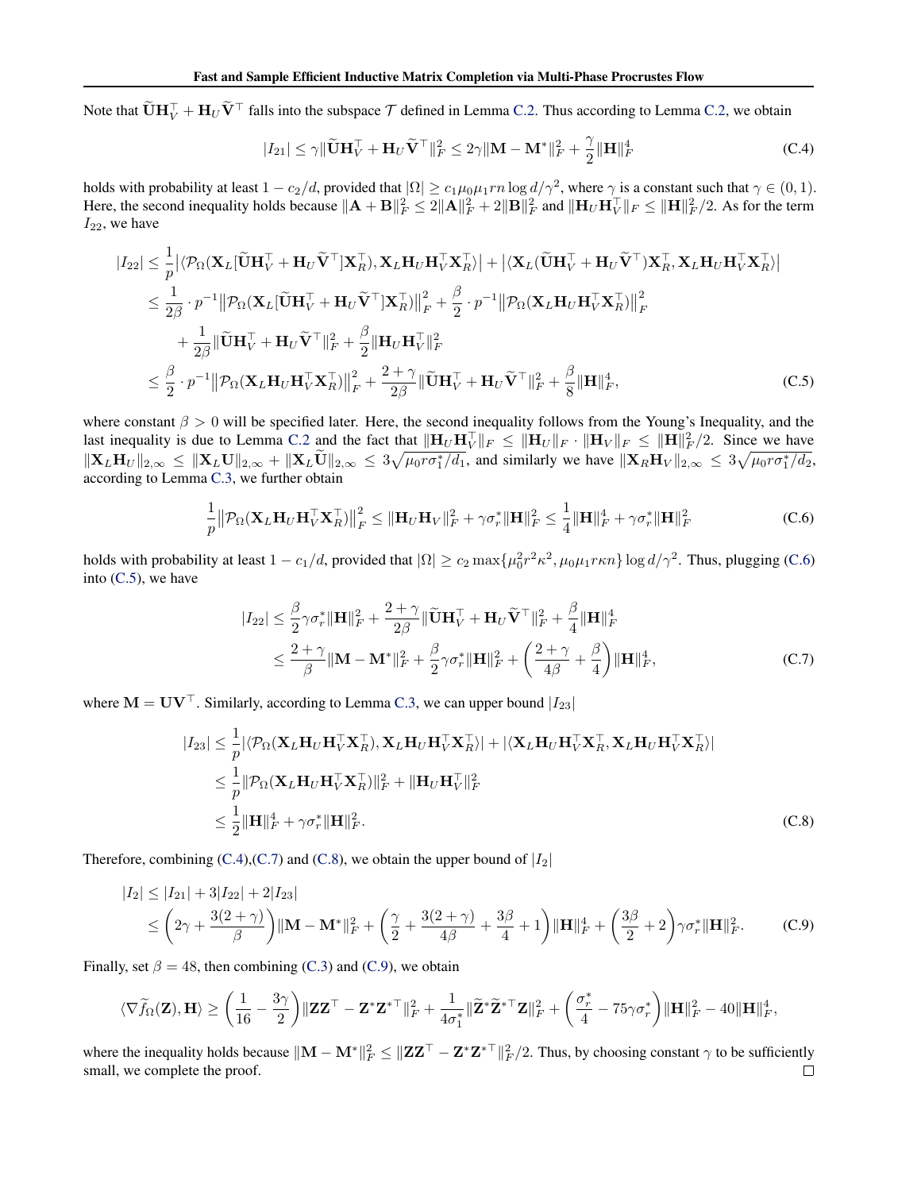Note that $\widetilde{\mathbf{U}}\mathbf{H}_V^\top + \mathbf{H}_U\widetilde{\mathbf{V}}^\top$ falls into the subspace $\mathcal{T}$ defined in Lemma C.2. Thus according to Lemma C.2, we obtain

$$
|I_{21}| \le \gamma \|\widetilde{\mathbf{U}}\mathbf{H}_V^\top + \mathbf{H}_U\widetilde{\mathbf{V}}^\top\|_F^2 \le 2\gamma\|\mathbf{M} - \mathbf{M}^*\|_F^2 + \frac{\gamma}{2}\|\mathbf{H}\|_F^4 \tag{C.4}
$$

holds with probability at least $1 - c_2/d$, provided that $|\Omega| \ge c_1\mu_0\mu_1 rn\log d/\gamma^2$, where $\gamma$ is a constant such that $\gamma \in (0,1)$. Here, the second inequality holds because $\|\mathbf{A}+\mathbf{B}\|_F^2 \le 2\|\mathbf{A}\|_F^2 + 2\|\mathbf{B}\|_F^2$ and $\|\mathbf{H}_U\mathbf{H}_V^\top\|_F \le \|\mathbf{H}\|_F^2/2$. As for the term $I_{22}$, we have

$$
\begin{aligned}
|I_{22}| &\le \frac{1}{p}\big|\langle \mathcal{P}_\Omega(\mathbf{X}_L[\widetilde{\mathbf{U}}\mathbf{H}_V^\top + \mathbf{H}_U\widetilde{\mathbf{V}}^\top]\mathbf{X}_R^\top), \mathbf{X}_L\mathbf{H}_U\mathbf{H}_V^\top\mathbf{X}_R^\top\rangle\big| + \big|\langle \mathbf{X}_L(\widetilde{\mathbf{U}}\mathbf{H}_V^\top + \mathbf{H}_U\widetilde{\mathbf{V}}^\top)\mathbf{X}_R^\top, \mathbf{X}_L\mathbf{H}_U\mathbf{H}_V^\top\mathbf{X}_R^\top\rangle\big| \\
&\le \frac{1}{2\beta}\cdot p^{-1}\big\|\mathcal{P}_\Omega(\mathbf{X}_L[\widetilde{\mathbf{U}}\mathbf{H}_V^\top + \mathbf{H}_U\widetilde{\mathbf{V}}^\top]\mathbf{X}_R^\top)\big\|_F^2 + \frac{\beta}{2}\cdot p^{-1}\big\|\mathcal{P}_\Omega(\mathbf{X}_L\mathbf{H}_U\mathbf{H}_V^\top\mathbf{X}_R^\top)\big\|_F^2 \\
&\quad + \frac{1}{2\beta}\|\widetilde{\mathbf{U}}\mathbf{H}_V^\top + \mathbf{H}_U\widetilde{\mathbf{V}}^\top\|_F^2 + \frac{\beta}{2}\|\mathbf{H}_U\mathbf{H}_V^\top\|_F^2 \\
&\le \frac{\beta}{2}\cdot p^{-1}\big\|\mathcal{P}_\Omega(\mathbf{X}_L\mathbf{H}_U\mathbf{H}_V^\top\mathbf{X}_R^\top)\big\|_F^2 + \frac{2+\gamma}{2\beta}\|\widetilde{\mathbf{U}}\mathbf{H}_V^\top + \mathbf{H}_U\widetilde{\mathbf{V}}^\top\|_F^2 + \frac{\beta}{8}\|\mathbf{H}\|_F^4,
\end{aligned} \tag{C.5}
$$

where constant $\beta > 0$ will be specified later. Here, the second inequality follows from the Young's Inequality, and the last inequality is due to Lemma C.2 and the fact that $\|\mathbf{H}_U\mathbf{H}_V^\top\|_F \le \|\mathbf{H}_U\|_F\cdot\|\mathbf{H}_V\|_F \le \|\mathbf{H}\|_F^2/2$. Since we have $\|\mathbf{X}_L\mathbf{H}_U\|_{2,\infty} \le \|\mathbf{X}_L\mathbf{U}\|_{2,\infty} + \|\mathbf{X}_L\widetilde{\mathbf{U}}\|_{2,\infty} \le 3\sqrt{\mu_0 r\sigma_1^*/d_1}$, and similarly we have $\|\mathbf{X}_R\mathbf{H}_V\|_{2,\infty} \le 3\sqrt{\mu_0 r\sigma_1^*/d_2}$, according to Lemma C.3, we further obtain

$$
\frac{1}{p}\big\|\mathcal{P}_\Omega(\mathbf{X}_L\mathbf{H}_U\mathbf{H}_V^\top\mathbf{X}_R^\top)\big\|_F^2 \le \|\mathbf{H}_U\mathbf{H}_V\|_F^2 + \gamma\sigma_r^*\|\mathbf{H}\|_F^2 \le \frac{1}{4}\|\mathbf{H}\|_F^4 + \gamma\sigma_r^*\|\mathbf{H}\|_F^2 \tag{C.6}
$$

holds with probability at least $1 - c_1/d$, provided that $|\Omega| \ge c_2\max\{\mu_0^2 r^2\kappa^2, \mu_0\mu_1 r\kappa n\}\log d/\gamma^2$. Thus, plugging (C.6) into (C.5), we have

$$
\begin{aligned}
|I_{22}| &\le \frac{\beta}{2}\gamma\sigma_r^*\|\mathbf{H}\|_F^2 + \frac{2+\gamma}{2\beta}\|\widetilde{\mathbf{U}}\mathbf{H}_V^\top + \mathbf{H}_U\widetilde{\mathbf{V}}^\top\|_F^2 + \frac{\beta}{4}\|\mathbf{H}\|_F^4 \\
&\le \frac{2+\gamma}{\beta}\|\mathbf{M} - \mathbf{M}^*\|_F^2 + \frac{\beta}{2}\gamma\sigma_r^*\|\mathbf{H}\|_F^2 + \left(\frac{2+\gamma}{4\beta} + \frac{\beta}{4}\right)\|\mathbf{H}\|_F^4,
\end{aligned} \tag{C.7}
$$

where $\mathbf{M} = \mathbf{U}\mathbf{V}^\top$. Similarly, according to Lemma C.3, we can upper bound $|I_{23}|$

$$
\begin{aligned}
|I_{23}| &\le \frac{1}{p}|\langle \mathcal{P}_\Omega(\mathbf{X}_L\mathbf{H}_U\mathbf{H}_V^\top\mathbf{X}_R^\top), \mathbf{X}_L\mathbf{H}_U\mathbf{H}_V^\top\mathbf{X}_R^\top\rangle| + |\langle \mathbf{X}_L\mathbf{H}_U\mathbf{H}_V^\top\mathbf{X}_R^\top, \mathbf{X}_L\mathbf{H}_U\mathbf{H}_V^\top\mathbf{X}_R^\top\rangle| \\
&\le \frac{1}{p}\|\mathcal{P}_\Omega(\mathbf{X}_L\mathbf{H}_U\mathbf{H}_V^\top\mathbf{X}_R^\top)\|_F^2 + \|\mathbf{H}_U\mathbf{H}_V^\top\|_F^2 \\
&\le \frac{1}{2}\|\mathbf{H}\|_F^4 + \gamma\sigma_r^*\|\mathbf{H}\|_F^2.
\end{aligned} \tag{C.8}
$$

Therefore, combining (C.4),(C.7) and (C.8), we obtain the upper bound of $|I_2|$

$$
\begin{aligned}
|I_2| &\le |I_{21}| + 3|I_{22}| + 2|I_{23}| \\
&\le \left(2\gamma + \frac{3(2+\gamma)}{\beta}\right)\|\mathbf{M} - \mathbf{M}^*\|_F^2 + \left(\frac{\gamma}{2} + \frac{3(2+\gamma)}{4\beta} + \frac{3\beta}{4} + 1\right)\|\mathbf{H}\|_F^4 + \left(\frac{3\beta}{2} + 2\right)\gamma\sigma_r^*\|\mathbf{H}\|_F^2.
\end{aligned} \tag{C.9}
$$

Finally, set $\beta = 48$, then combining (C.3) and (C.9), we obtain

$$
\langle \nabla\widetilde{f}_\Omega(\mathbf{Z}), \mathbf{H}\rangle \ge \left(\frac{1}{16} - \frac{3\gamma}{2}\right)\|\mathbf{Z}\mathbf{Z}^\top - \mathbf{Z}^*\mathbf{Z}^{*\top}\|_F^2 + \frac{1}{4\sigma_1^*}\|\widetilde{\mathbf{Z}}^*\widetilde{\mathbf{Z}}^{*\top}\mathbf{Z}\|_F^2 + \left(\frac{\sigma_r^*}{4} - 75\gamma\sigma_r^*\right)\|\mathbf{H}\|_F^2 - 40\|\mathbf{H}\|_F^4,
$$

where the inequality holds because $\|\mathbf{M} - \mathbf{M}^*\|_F^2 \le \|\mathbf{Z}\mathbf{Z}^\top - \mathbf{Z}^*\mathbf{Z}^{*\top}\|_F^2/2$. Thus, by choosing constant $\gamma$ to be sufficiently small, we complete the proof. $\square$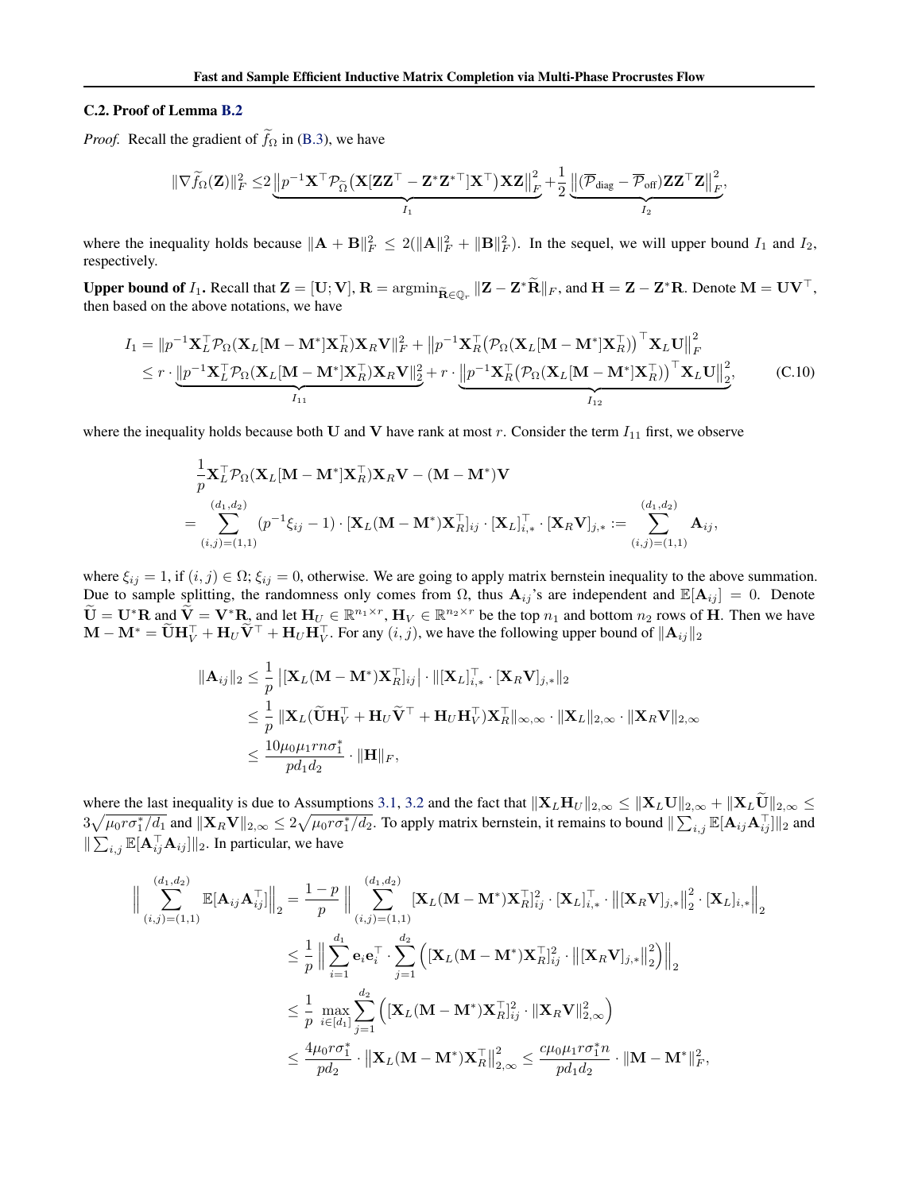### C.2. Proof of Lemma B.2

*Proof.* Recall the gradient of $\widetilde{f}_\Omega$ in (B.3), we have

$$\|\nabla \widetilde{f}_\Omega(\mathbf{Z})\|_F^2 \leq 2\underbrace{\left\|p^{-1}\mathbf{X}^\top \mathcal{P}_{\widetilde{\Omega}}\big(\mathbf{X}[\mathbf{Z}\mathbf{Z}^\top - \mathbf{Z}^*\mathbf{Z}^{*\top}]\mathbf{X}^\top\big)\mathbf{X}\mathbf{Z}\right\|_F^2}_{I_1} + \frac{1}{2}\underbrace{\left\|(\overline{\mathcal{P}}_{\text{diag}} - \overline{\mathcal{P}}_{\text{off}})\mathbf{Z}\mathbf{Z}^\top\mathbf{Z}\right\|_F^2}_{I_2},$$

where the inequality holds because $\|\mathbf{A}+\mathbf{B}\|_F^2 \leq 2(\|\mathbf{A}\|_F^2 + \|\mathbf{B}\|_F^2)$. In the sequel, we will upper bound $I_1$ and $I_2$, respectively.

**Upper bound of $I_1$.** Recall that $\mathbf{Z} = [\mathbf{U};\mathbf{V}]$, $\mathbf{R} = \operatorname{argmin}_{\widetilde{\mathbf{R}}\in\mathbb{Q}_r} \|\mathbf{Z} - \mathbf{Z}^*\widetilde{\mathbf{R}}\|_F$, and $\mathbf{H} = \mathbf{Z} - \mathbf{Z}^*\mathbf{R}$. Denote $\mathbf{M} = \mathbf{U}\mathbf{V}^\top$, then based on the above notations, we have

$$\begin{aligned}
I_1 &= \|p^{-1}\mathbf{X}_L^\top \mathcal{P}_\Omega(\mathbf{X}_L[\mathbf{M}-\mathbf{M}^*]\mathbf{X}_R^\top)\mathbf{X}_R\mathbf{V}\|_F^2 + \left\|p^{-1}\mathbf{X}_R^\top\big(\mathcal{P}_\Omega(\mathbf{X}_L[\mathbf{M}-\mathbf{M}^*]\mathbf{X}_R^\top)\big)^\top \mathbf{X}_L\mathbf{U}\right\|_F^2 \\
&\leq r\cdot \underbrace{\|p^{-1}\mathbf{X}_L^\top \mathcal{P}_\Omega(\mathbf{X}_L[\mathbf{M}-\mathbf{M}^*]\mathbf{X}_R^\top)\mathbf{X}_R\mathbf{V}\|_2^2}_{I_{11}} + r\cdot \underbrace{\left\|p^{-1}\mathbf{X}_R^\top\big(\mathcal{P}_\Omega(\mathbf{X}_L[\mathbf{M}-\mathbf{M}^*]\mathbf{X}_R^\top)\big)^\top \mathbf{X}_L\mathbf{U}\right\|_2^2}_{I_{12}},
\end{aligned} \tag{C.10}$$

where the inequality holds because both $\mathbf{U}$ and $\mathbf{V}$ have rank at most $r$. Consider the term $I_{11}$ first, we observe

$$\begin{aligned}
&\frac{1}{p}\mathbf{X}_L^\top \mathcal{P}_\Omega(\mathbf{X}_L[\mathbf{M}-\mathbf{M}^*]\mathbf{X}_R^\top)\mathbf{X}_R\mathbf{V} - (\mathbf{M}-\mathbf{M}^*)\mathbf{V} \\
&= \sum_{(i,j)=(1,1)}^{(d_1,d_2)} (p^{-1}\xi_{ij} - 1)\cdot [\mathbf{X}_L(\mathbf{M}-\mathbf{M}^*)\mathbf{X}_R^\top]_{ij}\cdot [\mathbf{X}_L]_{i,*}^\top \cdot [\mathbf{X}_R\mathbf{V}]_{j,*} := \sum_{(i,j)=(1,1)}^{(d_1,d_2)} \mathbf{A}_{ij},
\end{aligned}$$

where $\xi_{ij} = 1$, if $(i,j)\in\Omega$; $\xi_{ij} = 0$, otherwise. We are going to apply matrix bernstein inequality to the above summation. Due to sample splitting, the randomness only comes from $\Omega$, thus $\mathbf{A}_{ij}$'s are independent and $\mathbb{E}[\mathbf{A}_{ij}] = 0$. Denote $\widetilde{\mathbf{U}} = \mathbf{U}^*\mathbf{R}$ and $\widetilde{\mathbf{V}} = \mathbf{V}^*\mathbf{R}$, and let $\mathbf{H}_U \in \mathbb{R}^{n_1\times r}$, $\mathbf{H}_V \in \mathbb{R}^{n_2\times r}$ be the top $n_1$ and bottom $n_2$ rows of $\mathbf{H}$. Then we have $\mathbf{M}-\mathbf{M}^* = \widetilde{\mathbf{U}}\mathbf{H}_V^\top + \mathbf{H}_U\widetilde{\mathbf{V}}^\top + \mathbf{H}_U\mathbf{H}_V^\top$. For any $(i,j)$, we have the following upper bound of $\|\mathbf{A}_{ij}\|_2$

$$\begin{aligned}
\|\mathbf{A}_{ij}\|_2 &\leq \frac{1}{p}\left|[\mathbf{X}_L(\mathbf{M}-\mathbf{M}^*)\mathbf{X}_R^\top]_{ij}\right|\cdot \|[\mathbf{X}_L]_{i,*}^\top \cdot [\mathbf{X}_R\mathbf{V}]_{j,*}\|_2 \\
&\leq \frac{1}{p}\|\mathbf{X}_L(\widetilde{\mathbf{U}}\mathbf{H}_V^\top + \mathbf{H}_U\widetilde{\mathbf{V}}^\top + \mathbf{H}_U\mathbf{H}_V^\top)\mathbf{X}_R^\top\|_{\infty,\infty}\cdot \|\mathbf{X}_L\|_{2,\infty}\cdot\|\mathbf{X}_R\mathbf{V}\|_{2,\infty} \\
&\leq \frac{10\mu_0\mu_1 r n\sigma_1^*}{pd_1d_2}\cdot \|\mathbf{H}\|_F,
\end{aligned}$$

where the last inequality is due to Assumptions 3.1, 3.2 and the fact that $\|\mathbf{X}_L\mathbf{H}_U\|_{2,\infty} \leq \|\mathbf{X}_L\mathbf{U}\|_{2,\infty} + \|\mathbf{X}_L\widetilde{\mathbf{U}}\|_{2,\infty} \leq 3\sqrt{\mu_0 r\sigma_1^*/d_1}$ and $\|\mathbf{X}_R\mathbf{V}\|_{2,\infty} \leq 2\sqrt{\mu_0 r\sigma_1^*/d_2}$. To apply matrix bernstein, it remains to bound $\|\sum_{i,j}\mathbb{E}[\mathbf{A}_{ij}\mathbf{A}_{ij}^\top]\|_2$ and $\|\sum_{i,j}\mathbb{E}[\mathbf{A}_{ij}^\top\mathbf{A}_{ij}]\|_2$. In particular, we have

$$\begin{aligned}
\Big\|\sum_{(i,j)=(1,1)}^{(d_1,d_2)}\mathbb{E}[\mathbf{A}_{ij}\mathbf{A}_{ij}^\top]\Big\|_2 &= \frac{1-p}{p}\Big\|\sum_{(i,j)=(1,1)}^{(d_1,d_2)} [\mathbf{X}_L(\mathbf{M}-\mathbf{M}^*)\mathbf{X}_R^\top]_{ij}^2 \cdot [\mathbf{X}_L]_{i,*}^\top\cdot \big\|[\mathbf{X}_R\mathbf{V}]_{j,*}\big\|_2^2\cdot [\mathbf{X}_L]_{i,*}\Big\|_2 \\
&\leq \frac{1}{p}\Big\|\sum_{i=1}^{d_1}\mathbf{e}_i\mathbf{e}_i^\top\cdot\sum_{j=1}^{d_2}\Big([\mathbf{X}_L(\mathbf{M}-\mathbf{M}^*)\mathbf{X}_R^\top]_{ij}^2\cdot \big\|[\mathbf{X}_R\mathbf{V}]_{j,*}\big\|_2^2\Big)\Big\|_2 \\
&\leq \frac{1}{p}\max_{i\in[d_1]}\sum_{j=1}^{d_2}\Big([\mathbf{X}_L(\mathbf{M}-\mathbf{M}^*)\mathbf{X}_R^\top]_{ij}^2\cdot\|\mathbf{X}_R\mathbf{V}\|_{2,\infty}^2\Big) \\
&\leq \frac{4\mu_0 r\sigma_1^*}{pd_2}\cdot\big\|\mathbf{X}_L(\mathbf{M}-\mathbf{M}^*)\mathbf{X}_R^\top\big\|_{2,\infty}^2 \leq \frac{c\mu_0\mu_1 r\sigma_1^* n}{pd_1d_2}\cdot\|\mathbf{M}-\mathbf{M}^*\|_F^2,
\end{aligned}$$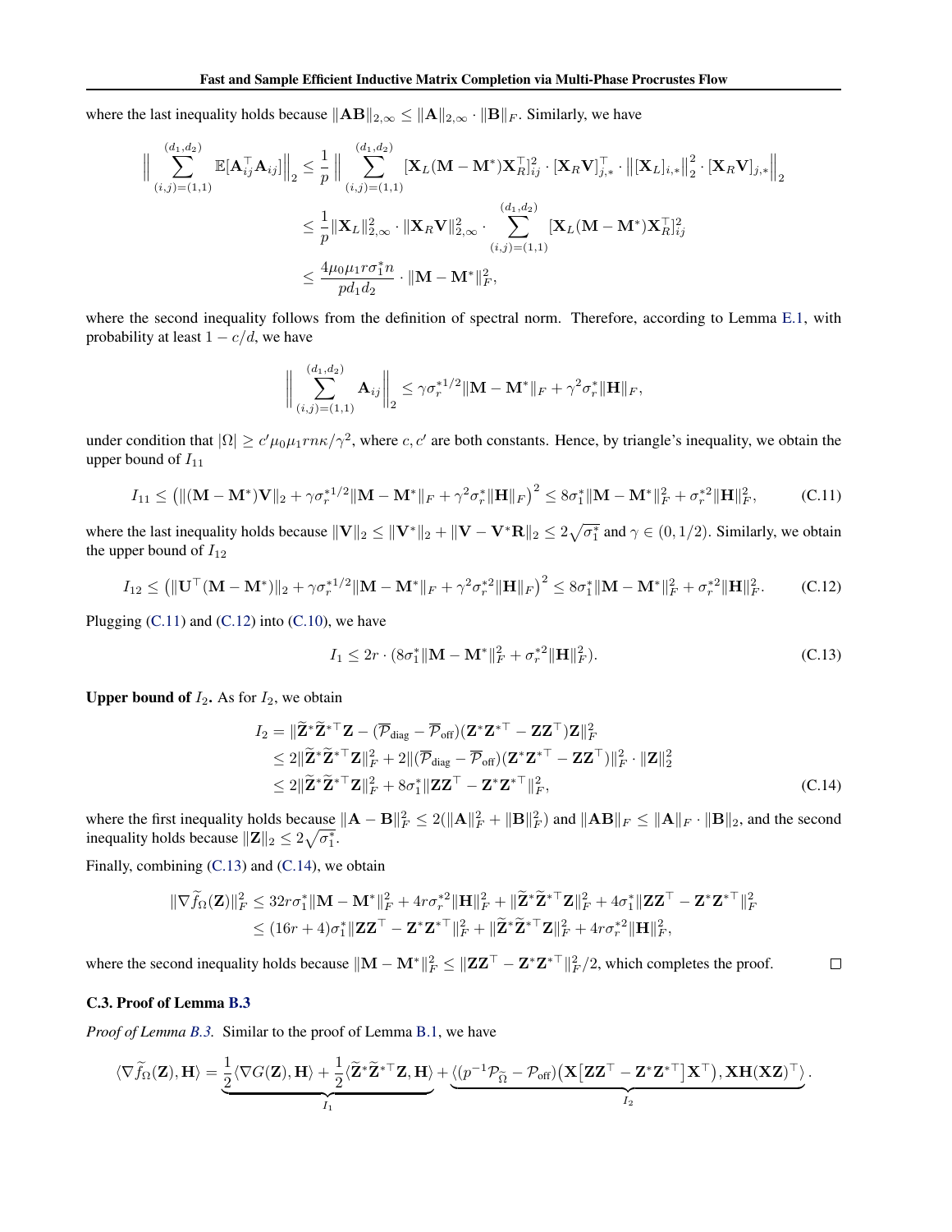where the last inequality holds because $\|\mathbf{A}\mathbf{B}\|_{2,\infty} \leq \|\mathbf{A}\|_{2,\infty} \cdot \|\mathbf{B}\|_F$. Similarly, we have

$$
\begin{aligned}
\Big\| \sum_{(i,j)=(1,1)}^{(d_1,d_2)} \mathbb{E}[\mathbf{A}_{ij}^\top \mathbf{A}_{ij}] \Big\|_2 &\leq \frac{1}{p} \Big\| \sum_{(i,j)=(1,1)}^{(d_1,d_2)} [\mathbf{X}_L(\mathbf{M}-\mathbf{M}^*)\mathbf{X}_R^\top]_{ij}^2 \cdot [\mathbf{X}_R\mathbf{V}]_{j,*}^\top \cdot \big\|[\mathbf{X}_L]_{i,*}\big\|_2^2 \cdot [\mathbf{X}_R\mathbf{V}]_{j,*} \Big\|_2 \\
&\leq \frac{1}{p} \|\mathbf{X}_L\|_{2,\infty}^2 \cdot \|\mathbf{X}_R\mathbf{V}\|_{2,\infty}^2 \cdot \sum_{(i,j)=(1,1)}^{(d_1,d_2)} [\mathbf{X}_L(\mathbf{M}-\mathbf{M}^*)\mathbf{X}_R^\top]_{ij}^2 \\
&\leq \frac{4\mu_0\mu_1 r \sigma_1^* n}{pd_1d_2} \cdot \|\mathbf{M}-\mathbf{M}^*\|_F^2,
\end{aligned}
$$

where the second inequality follows from the definition of spectral norm. Therefore, according to Lemma E.1, with probability at least $1 - c/d$, we have

$$
\Big\| \sum_{(i,j)=(1,1)}^{(d_1,d_2)} \mathbf{A}_{ij} \Big\|_2 \leq \gamma \sigma_r^{*1/2} \|\mathbf{M}-\mathbf{M}^*\|_F + \gamma^2 \sigma_r^* \|\mathbf{H}\|_F,
$$

under condition that $|\Omega| \geq c'\mu_0\mu_1 rn\kappa/\gamma^2$, where $c, c'$ are both constants. Hence, by triangle's inequality, we obtain the upper bound of $I_{11}$

$$
I_{11} \leq \big(\|(\mathbf{M}-\mathbf{M}^*)\mathbf{V}\|_2 + \gamma\sigma_r^{*1/2}\|\mathbf{M}-\mathbf{M}^*\|_F + \gamma^2\sigma_r^*\|\mathbf{H}\|_F\big)^2 \leq 8\sigma_1^*\|\mathbf{M}-\mathbf{M}^*\|_F^2 + \sigma_r^{*2}\|\mathbf{H}\|_F^2, \tag{C.11}
$$

where the last inequality holds because $\|\mathbf{V}\|_2 \leq \|\mathbf{V}^*\|_2 + \|\mathbf{V}-\mathbf{V}^*\mathbf{R}\|_2 \leq 2\sqrt{\sigma_1^*}$ and $\gamma \in (0, 1/2)$. Similarly, we obtain the upper bound of $I_{12}$

$$
I_{12} \leq \big(\|\mathbf{U}^\top(\mathbf{M}-\mathbf{M}^*)\|_2 + \gamma\sigma_r^{*1/2}\|\mathbf{M}-\mathbf{M}^*\|_F + \gamma^2\sigma_r^{*2}\|\mathbf{H}\|_F\big)^2 \leq 8\sigma_1^*\|\mathbf{M}-\mathbf{M}^*\|_F^2 + \sigma_r^{*2}\|\mathbf{H}\|_F^2. \tag{C.12}
$$

Plugging (C.11) and (C.12) into (C.10), we have

$$
I_1 \leq 2r \cdot (8\sigma_1^*\|\mathbf{M}-\mathbf{M}^*\|_F^2 + \sigma_r^{*2}\|\mathbf{H}\|_F^2). \tag{C.13}
$$

**Upper bound of $I_2$.** As for $I_2$, we obtain

$$
\begin{aligned}
I_2 &= \|\widetilde{\mathbf{Z}}^*\widetilde{\mathbf{Z}}^{*\top}\mathbf{Z} - (\overline{\mathcal{P}}_{\text{diag}} - \overline{\mathcal{P}}_{\text{off}})(\mathbf{Z}^*\mathbf{Z}^{*\top} - \mathbf{Z}\mathbf{Z}^\top)\mathbf{Z}\|_F^2 \\
&\leq 2\|\widetilde{\mathbf{Z}}^*\widetilde{\mathbf{Z}}^{*\top}\mathbf{Z}\|_F^2 + 2\|(\overline{\mathcal{P}}_{\text{diag}} - \overline{\mathcal{P}}_{\text{off}})(\mathbf{Z}^*\mathbf{Z}^{*\top} - \mathbf{Z}\mathbf{Z}^\top)\|_F^2 \cdot \|\mathbf{Z}\|_2^2 \\
&\leq 2\|\widetilde{\mathbf{Z}}^*\widetilde{\mathbf{Z}}^{*\top}\mathbf{Z}\|_F^2 + 8\sigma_1^*\|\mathbf{Z}\mathbf{Z}^\top - \mathbf{Z}^*\mathbf{Z}^{*\top}\|_F^2,
\end{aligned} \tag{C.14}
$$

where the first inequality holds because $\|\mathbf{A}-\mathbf{B}\|_F^2 \leq 2(\|\mathbf{A}\|_F^2 + \|\mathbf{B}\|_F^2)$ and $\|\mathbf{A}\mathbf{B}\|_F \leq \|\mathbf{A}\|_F \cdot \|\mathbf{B}\|_2$, and the second inequality holds because $\|\mathbf{Z}\|_2 \leq 2\sqrt{\sigma_1^*}$.

Finally, combining (C.13) and (C.14), we obtain

$$
\begin{aligned}
\|\nabla \widetilde{f}_\Omega(\mathbf{Z})\|_F^2 &\leq 32r\sigma_1^*\|\mathbf{M}-\mathbf{M}^*\|_F^2 + 4r\sigma_r^{*2}\|\mathbf{H}\|_F^2 + \|\widetilde{\mathbf{Z}}^*\widetilde{\mathbf{Z}}^{*\top}\mathbf{Z}\|_F^2 + 4\sigma_1^*\|\mathbf{Z}\mathbf{Z}^\top - \mathbf{Z}^*\mathbf{Z}^{*\top}\|_F^2 \\
&\leq (16r+4)\sigma_1^*\|\mathbf{Z}\mathbf{Z}^\top - \mathbf{Z}^*\mathbf{Z}^{*\top}\|_F^2 + \|\widetilde{\mathbf{Z}}^*\widetilde{\mathbf{Z}}^{*\top}\mathbf{Z}\|_F^2 + 4r\sigma_r^{*2}\|\mathbf{H}\|_F^2,
\end{aligned}
$$

where the second inequality holds because $\|\mathbf{M}-\mathbf{M}^*\|_F^2 \leq \|\mathbf{Z}\mathbf{Z}^\top - \mathbf{Z}^*\mathbf{Z}^{*\top}\|_F^2/2$, which completes the proof. ∎

### C.3. Proof of Lemma B.3

*Proof of Lemma B.3.* Similar to the proof of Lemma B.1, we have

$$
\langle \nabla \widetilde{f}_\Omega(\mathbf{Z}), \mathbf{H} \rangle = \underbrace{\frac{1}{2}\langle \nabla G(\mathbf{Z}), \mathbf{H} \rangle + \frac{1}{2}\langle \widetilde{\mathbf{Z}}^*\widetilde{\mathbf{Z}}^{*\top}\mathbf{Z}, \mathbf{H} \rangle}_{I_1} + \underbrace{\langle (p^{-1}\mathcal{P}_{\widetilde{\Omega}} - \mathcal{P}_{\text{off}})\big(\mathbf{X}\big[\mathbf{Z}\mathbf{Z}^\top - \mathbf{Z}^*\mathbf{Z}^{*\top}\big]\mathbf{X}^\top\big), \mathbf{X}\mathbf{H}(\mathbf{X}\mathbf{Z})^\top \rangle}_{I_2}.
$$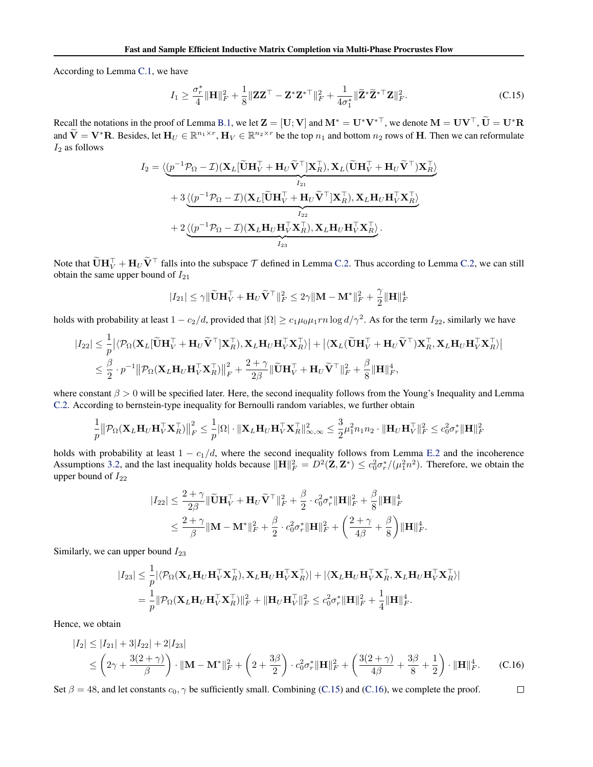According to Lemma C.1, we have

$$I_1 \geq \frac{\sigma_r^*}{4}\|\mathbf{H}\|_F^2 + \frac{1}{8}\|\mathbf{Z}\mathbf{Z}^\top - \mathbf{Z}^*\mathbf{Z}^{*\top}\|_F^2 + \frac{1}{4\sigma_1^*}\|\widetilde{\mathbf{Z}}^*\widetilde{\mathbf{Z}}^{*\top}\mathbf{Z}\|_F^2. \tag{C.15}$$

Recall the notations in the proof of Lemma B.1, we let $\mathbf{Z} = [\mathbf{U};\mathbf{V}]$ and $\mathbf{M}^* = \mathbf{U}^*\mathbf{V}^{*\top}$, we denote $\mathbf{M} = \mathbf{U}\mathbf{V}^\top$, $\widetilde{\mathbf{U}} = \mathbf{U}^*\mathbf{R}$ and $\widetilde{\mathbf{V}} = \mathbf{V}^*\mathbf{R}$. Besides, let $\mathbf{H}_U \in \mathbb{R}^{n_1\times r}$, $\mathbf{H}_V \in \mathbb{R}^{n_2\times r}$ be the top $n_1$ and bottom $n_2$ rows of $\mathbf{H}$. Then we can reformulate $I_2$ as follows

$$\begin{aligned}
I_2 = &\underbrace{\langle (p^{-1}\mathcal{P}_\Omega - \mathcal{I})(\mathbf{X}_L[\widetilde{\mathbf{U}}\mathbf{H}_V^\top + \mathbf{H}_U\widetilde{\mathbf{V}}^\top]\mathbf{X}_R^\top), \mathbf{X}_L(\widetilde{\mathbf{U}}\mathbf{H}_V^\top + \mathbf{H}_U\widetilde{\mathbf{V}}^\top)\mathbf{X}_R^\top\rangle}_{I_{21}} \\
&+ 3\underbrace{\langle (p^{-1}\mathcal{P}_\Omega - \mathcal{I})(\mathbf{X}_L[\widetilde{\mathbf{U}}\mathbf{H}_V^\top + \mathbf{H}_U\widetilde{\mathbf{V}}^\top]\mathbf{X}_R^\top), \mathbf{X}_L\mathbf{H}_U\mathbf{H}_V^\top\mathbf{X}_R^\top\rangle}_{I_{22}} \\
&+ 2\underbrace{\langle (p^{-1}\mathcal{P}_\Omega - \mathcal{I})(\mathbf{X}_L\mathbf{H}_U\mathbf{H}_V^\top\mathbf{X}_R^\top), \mathbf{X}_L\mathbf{H}_U\mathbf{H}_V^\top\mathbf{X}_R^\top\rangle}_{I_{23}}.
\end{aligned}$$

Note that $\widetilde{\mathbf{U}}\mathbf{H}_V^\top + \mathbf{H}_U\widetilde{\mathbf{V}}^\top$ falls into the subspace $\mathcal{T}$ defined in Lemma C.2. Thus according to Lemma C.2, we can still obtain the same upper bound of $I_{21}$

$$|I_{21}| \leq \gamma\|\widetilde{\mathbf{U}}\mathbf{H}_V^\top + \mathbf{H}_U\widetilde{\mathbf{V}}^\top\|_F^2 \leq 2\gamma\|\mathbf{M} - \mathbf{M}^*\|_F^2 + \frac{\gamma}{2}\|\mathbf{H}\|_F^4$$

holds with probability at least $1 - c_2/d$, provided that $|\Omega| \geq c_1\mu_0\mu_1 rn\log d/\gamma^2$. As for the term $I_{22}$, similarly we have

$$\begin{aligned}
|I_{22}| &\leq \frac{1}{p}\big|\langle \mathcal{P}_\Omega(\mathbf{X}_L[\widetilde{\mathbf{U}}\mathbf{H}_V^\top + \mathbf{H}_U\widetilde{\mathbf{V}}^\top]\mathbf{X}_R^\top), \mathbf{X}_L\mathbf{H}_U\mathbf{H}_V^\top\mathbf{X}_R^\top\rangle\big| + \big|\langle \mathbf{X}_L(\widetilde{\mathbf{U}}\mathbf{H}_V^\top + \mathbf{H}_U\widetilde{\mathbf{V}}^\top)\mathbf{X}_R^\top, \mathbf{X}_L\mathbf{H}_U\mathbf{H}_V^\top\mathbf{X}_R^\top\rangle\big| \\
&\leq \frac{\beta}{2}\cdot p^{-1}\big\|\mathcal{P}_\Omega(\mathbf{X}_L\mathbf{H}_U\mathbf{H}_V^\top\mathbf{X}_R^\top)\big\|_F^2 + \frac{2+\gamma}{2\beta}\|\widetilde{\mathbf{U}}\mathbf{H}_V^\top + \mathbf{H}_U\widetilde{\mathbf{V}}^\top\|_F^2 + \frac{\beta}{8}\|\mathbf{H}\|_F^4,
\end{aligned}$$

where constant $\beta > 0$ will be specified later. Here, the second inequality follows from the Young's Inequality and Lemma C.2. According to bernstein-type inequality for Bernoulli random variables, we further obtain

$$\frac{1}{p}\big\|\mathcal{P}_\Omega(\mathbf{X}_L\mathbf{H}_U\mathbf{H}_V^\top\mathbf{X}_R^\top)\big\|_F^2 \leq \frac{1}{p}|\Omega|\cdot\|\mathbf{X}_L\mathbf{H}_U\mathbf{H}_V^\top\mathbf{X}_R^\top\|_{\infty,\infty}^2 \leq \frac{3}{2}\mu_1^2 n_1 n_2\cdot\|\mathbf{H}_U\mathbf{H}_V^\top\|_F^2 \leq c_0^2\sigma_r^*\|\mathbf{H}\|_F^2$$

holds with probability at least $1 - c_1/d$, where the second inequality follows from Lemma E.2 and the incoherence Assumptions 3.2, and the last inequality holds because $\|\mathbf{H}\|_F^2 = D^2(\mathbf{Z},\mathbf{Z}^*) \leq c_0^2\sigma_r^*/(\mu_1^2 n^2)$. Therefore, we obtain the upper bound of $I_{22}$

$$\begin{aligned}
|I_{22}| &\leq \frac{2+\gamma}{2\beta}\|\widetilde{\mathbf{U}}\mathbf{H}_V^\top + \mathbf{H}_U\widetilde{\mathbf{V}}^\top\|_F^2 + \frac{\beta}{2}\cdot c_0^2\sigma_r^*\|\mathbf{H}\|_F^2 + \frac{\beta}{8}\|\mathbf{H}\|_F^4 \\
&\leq \frac{2+\gamma}{\beta}\|\mathbf{M} - \mathbf{M}^*\|_F^2 + \frac{\beta}{2}\cdot c_0^2\sigma_r^*\|\mathbf{H}\|_F^2 + \left(\frac{2+\gamma}{4\beta} + \frac{\beta}{8}\right)\|\mathbf{H}\|_F^4.
\end{aligned}$$

Similarly, we can upper bound $I_{23}$

$$\begin{aligned}
|I_{23}| &\leq \frac{1}{p}|\langle \mathcal{P}_\Omega(\mathbf{X}_L\mathbf{H}_U\mathbf{H}_V^\top\mathbf{X}_R^\top), \mathbf{X}_L\mathbf{H}_U\mathbf{H}_V^\top\mathbf{X}_R^\top\rangle| + |\langle \mathbf{X}_L\mathbf{H}_U\mathbf{H}_V^\top\mathbf{X}_R^\top, \mathbf{X}_L\mathbf{H}_U\mathbf{H}_V^\top\mathbf{X}_R^\top\rangle| \\
&= \frac{1}{p}\|\mathcal{P}_\Omega(\mathbf{X}_L\mathbf{H}_U\mathbf{H}_V^\top\mathbf{X}_R^\top)\|_F^2 + \|\mathbf{H}_U\mathbf{H}_V^\top\|_F^2 \leq c_0^2\sigma_r^*\|\mathbf{H}\|_F^2 + \frac{1}{4}\|\mathbf{H}\|_F^4.
\end{aligned}$$

Hence, we obtain

$$\begin{aligned}
|I_2| &\leq |I_{21}| + 3|I_{22}| + 2|I_{23}| \\
&\leq \left(2\gamma + \frac{3(2+\gamma)}{\beta}\right)\cdot\|\mathbf{M} - \mathbf{M}^*\|_F^2 + \left(2 + \frac{3\beta}{2}\right)\cdot c_0^2\sigma_r^*\|\mathbf{H}\|_F^2 + \left(\frac{3(2+\gamma)}{4\beta} + \frac{3\beta}{8} + \frac{1}{2}\right)\cdot\|\mathbf{H}\|_F^4.
\end{aligned} \tag{C.16}$$

Set $\beta = 48$, and let constants $c_0, \gamma$ be sufficiently small. Combining (C.15) and (C.16), we complete the proof. $\square$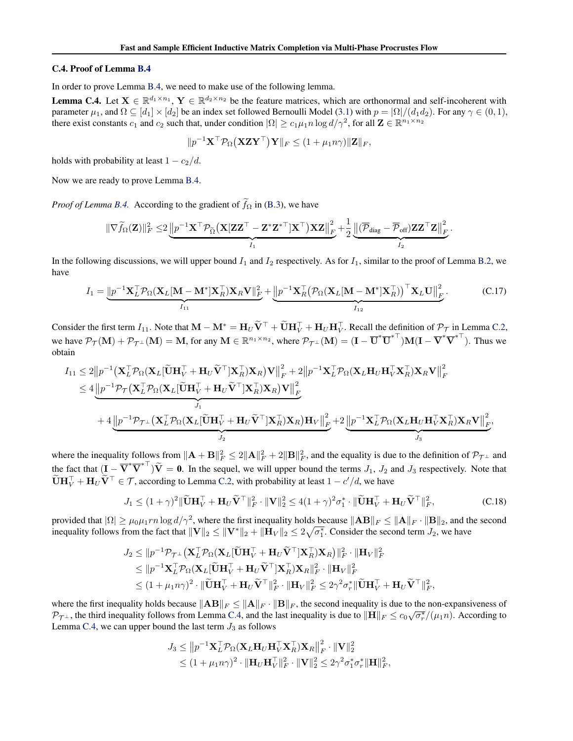### C.4. Proof of Lemma B.4

In order to prove Lemma B.4, we need to make use of the following lemma.

**Lemma C.4.** Let $\mathbf{X} \in \mathbb{R}^{d_1 \times n_1}$, $\mathbf{Y} \in \mathbb{R}^{d_2 \times n_2}$ be the feature matrices, which are orthonormal and self-incoherent with parameter $\mu_1$, and $\Omega \subseteq [d_1] \times [d_2]$ be an index set followed Bernoulli Model (3.1) with $p = |\Omega|/(d_1 d_2)$. For any $\gamma \in (0, 1)$, there exist constants $c_1$ and $c_2$ such that, under condition $|\Omega| \geq c_1 \mu_1 n \log d/\gamma^2$, for all $\mathbf{Z} \in \mathbb{R}^{n_1 \times n_2}$

$$
\|p^{-1}\mathbf{X}^\top \mathcal{P}_\Omega\big(\mathbf{X}\mathbf{Z}\mathbf{Y}^\top\big)\mathbf{Y}\|_F \leq (1 + \mu_1 n \gamma)\|\mathbf{Z}\|_F,
$$

holds with probability at least $1 - c_2/d$.

Now we are ready to prove Lemma B.4.

*Proof of Lemma B.4.* According to the gradient of $\widetilde{f}_\Omega$ in (B.3), we have

$$
\|\nabla \widetilde{f}_\Omega(\mathbf{Z})\|_F^2 \leq 2 \underbrace{\big\|p^{-1}\mathbf{X}^\top \mathcal{P}_{\widetilde{\Omega}}\big(\mathbf{X}[\mathbf{Z}\mathbf{Z}^\top - \mathbf{Z}^*\mathbf{Z}^{*\top}]\mathbf{X}^\top\big)\mathbf{X}\mathbf{Z}\big\|_F^2}_{I_1} + \frac{1}{2}\underbrace{\big\|(\overline{\mathcal{P}}_{\text{diag}} - \overline{\mathcal{P}}_{\text{off}})\mathbf{Z}\mathbf{Z}^\top\mathbf{Z}\big\|_F^2}_{I_2}.
$$

In the following discussions, we will upper bound $I_1$ and $I_2$ respectively. As for $I_1$, similar to the proof of Lemma B.2, we have

$$
I_1 = \underbrace{\|p^{-1}\mathbf{X}_L^\top \mathcal{P}_\Omega(\mathbf{X}_L[\mathbf{M} - \mathbf{M}^*]\mathbf{X}_R^\top)\mathbf{X}_R\mathbf{V}\|_F^2}_{I_{11}} + \underbrace{\big\|p^{-1}\mathbf{X}_R^\top\big(\mathcal{P}_\Omega(\mathbf{X}_L[\mathbf{M} - \mathbf{M}^*]\mathbf{X}_R^\top)\big)^\top\mathbf{X}_L\mathbf{U}\big\|_F^2}_{I_{12}}. \tag{C.17}
$$

Consider the first term $I_{11}$. Note that $\mathbf{M} - \mathbf{M}^* = \mathbf{H}_U\widetilde{\mathbf{V}}^\top + \widetilde{\mathbf{U}}\mathbf{H}_V^\top + \mathbf{H}_U\mathbf{H}_V^\top$. Recall the definition of $\mathcal{P}_\mathcal{T}$ in Lemma C.2, we have $\mathcal{P}_\mathcal{T}(\mathbf{M}) + \mathcal{P}_{\mathcal{T}^\perp}(\mathbf{M}) = \mathbf{M}$, for any $\mathbf{M} \in \mathbb{R}^{n_1 \times n_2}$, where $\mathcal{P}_{\mathcal{T}^\perp}(\mathbf{M}) = (\mathbf{I} - \overline{\mathbf{U}}^*\overline{\mathbf{U}}^{*\top})\mathbf{M}(\mathbf{I} - \overline{\mathbf{V}}^*\overline{\mathbf{V}}^{*\top})$. Thus we obtain

$$
\begin{aligned}
I_{11} &\leq 2\big\|p^{-1}\big(\mathbf{X}_L^\top \mathcal{P}_\Omega(\mathbf{X}_L[\widetilde{\mathbf{U}}\mathbf{H}_V^\top + \mathbf{H}_U\widetilde{\mathbf{V}}^\top]\mathbf{X}_R^\top)\mathbf{X}_R\big)\mathbf{V}\big\|_F^2 + 2\big\|p^{-1}\mathbf{X}_L^\top\mathcal{P}_\Omega(\mathbf{X}_L\mathbf{H}_U\mathbf{H}_V^\top\mathbf{X}_R^\top)\mathbf{X}_R\mathbf{V}\big\|_F^2 \\
&\leq 4\underbrace{\big\|p^{-1}\mathcal{P}_\mathcal{T}\big(\mathbf{X}_L^\top \mathcal{P}_\Omega(\mathbf{X}_L[\widetilde{\mathbf{U}}\mathbf{H}_V^\top + \mathbf{H}_U\widetilde{\mathbf{V}}^\top]\mathbf{X}_R^\top)\mathbf{X}_R\big)\mathbf{V}\big\|_F^2}_{J_1} \\
&\quad + 4\underbrace{\big\|p^{-1}\mathcal{P}_{\mathcal{T}^\perp}\big(\mathbf{X}_L^\top \mathcal{P}_\Omega(\mathbf{X}_L[\widetilde{\mathbf{U}}\mathbf{H}_V^\top + \mathbf{H}_U\widetilde{\mathbf{V}}^\top]\mathbf{X}_R^\top)\mathbf{X}_R\big)\mathbf{H}_V\big\|_F^2}_{J_2} + 2\underbrace{\big\|p^{-1}\mathbf{X}_L^\top\mathcal{P}_\Omega(\mathbf{X}_L\mathbf{H}_U\mathbf{H}_V^\top\mathbf{X}_R^\top)\mathbf{X}_R\mathbf{V}\big\|_F^2}_{J_3},
\end{aligned}
$$

where the inequality follows from $\|\mathbf{A} + \mathbf{B}\|_F^2 \leq 2\|\mathbf{A}\|_F^2 + 2\|\mathbf{B}\|_F^2$, and the equality is due to the definition of $\mathcal{P}_{\mathcal{T}^\perp}$ and the fact that $(\mathbf{I} - \overline{\mathbf{V}}^*\overline{\mathbf{V}}^{*\top})\widetilde{\mathbf{V}} = \mathbf{0}$. In the sequel, we will upper bound the terms $J_1$, $J_2$ and $J_3$ respectively. Note that $\widetilde{\mathbf{U}}\mathbf{H}_V^\top + \mathbf{H}_U\widetilde{\mathbf{V}}^\top \in \mathcal{T}$, according to Lemma C.2, with probability at least $1 - c'/d$, we have

$$
J_1 \leq (1 + \gamma)^2\|\widetilde{\mathbf{U}}\mathbf{H}_V^\top + \mathbf{H}_U\widetilde{\mathbf{V}}^\top\|_F^2 \cdot \|\mathbf{V}\|_2^2 \leq 4(1 + \gamma)^2\sigma_1^* \cdot \|\widetilde{\mathbf{U}}\mathbf{H}_V^\top + \mathbf{H}_U\widetilde{\mathbf{V}}^\top\|_F^2, \tag{C.18}
$$

provided that $|\Omega| \geq \mu_0\mu_1 rn\log d/\gamma^2$, where the first inequality holds because $\|\mathbf{A}\mathbf{B}\|_F \leq \|\mathbf{A}\|_F \cdot \|\mathbf{B}\|_2$, and the second inequality follows from the fact that $\|\mathbf{V}\|_2 \leq \|\mathbf{V}^*\|_2 + \|\mathbf{H}_V\|_2 \leq 2\sqrt{\sigma_1^*}$. Consider the second term $J_2$, we have

$$
\begin{aligned}
J_2 &\leq \|p^{-1}\mathcal{P}_{\mathcal{T}^\perp}\big(\mathbf{X}_L^\top\mathcal{P}_\Omega(\mathbf{X}_L[\widetilde{\mathbf{U}}\mathbf{H}_V^\top + \mathbf{H}_U\widetilde{\mathbf{V}}^\top]\mathbf{X}_R^\top)\mathbf{X}_R\big)\|_F^2 \cdot \|\mathbf{H}_V\|_F^2 \\
&\leq \|p^{-1}\mathbf{X}_L^\top\mathcal{P}_\Omega(\mathbf{X}_L[\widetilde{\mathbf{U}}\mathbf{H}_V^\top + \mathbf{H}_U\widetilde{\mathbf{V}}^\top]\mathbf{X}_R^\top)\mathbf{X}_R\|_F^2 \cdot \|\mathbf{H}_V\|_F^2 \\
&\leq (1 + \mu_1 n\gamma)^2 \cdot \|\widetilde{\mathbf{U}}\mathbf{H}_V^\top + \mathbf{H}_U\widetilde{\mathbf{V}}^\top\|_F^2 \cdot \|\mathbf{H}_V\|_F^2 \leq 2\gamma^2\sigma_r^*\|\widetilde{\mathbf{U}}\mathbf{H}_V^\top + \mathbf{H}_U\widetilde{\mathbf{V}}^\top\|_F^2,
\end{aligned}
$$

where the first inequality holds because $\|\mathbf{A}\mathbf{B}\|_F \leq \|\mathbf{A}\|_F \cdot \|\mathbf{B}\|_F$, the second inequality is due to the non-expansiveness of $\mathcal{P}_{\mathcal{T}^\perp}$, the third inequality follows from Lemma C.4, and the last inequality is due to $\|\mathbf{H}\|_F \leq c_0\sqrt{\sigma_r^*}/(\mu_1 n)$. According to Lemma C.4, we can upper bound the last term $J_3$ as follows

$$
\begin{aligned}
J_3 &\leq \big\|p^{-1}\mathbf{X}_L^\top\mathcal{P}_\Omega(\mathbf{X}_L\mathbf{H}_U\mathbf{H}_V^\top\mathbf{X}_R^\top)\mathbf{X}_R\big\|_F^2 \cdot \|\mathbf{V}\|_2^2 \\
&\leq (1 + \mu_1 n\gamma)^2 \cdot \|\mathbf{H}_U\mathbf{H}_V^\top\|_F^2 \cdot \|\mathbf{V}\|_2^2 \leq 2\gamma^2\sigma_1^*\sigma_r^*\|\mathbf{H}\|_F^2,
\end{aligned}
$$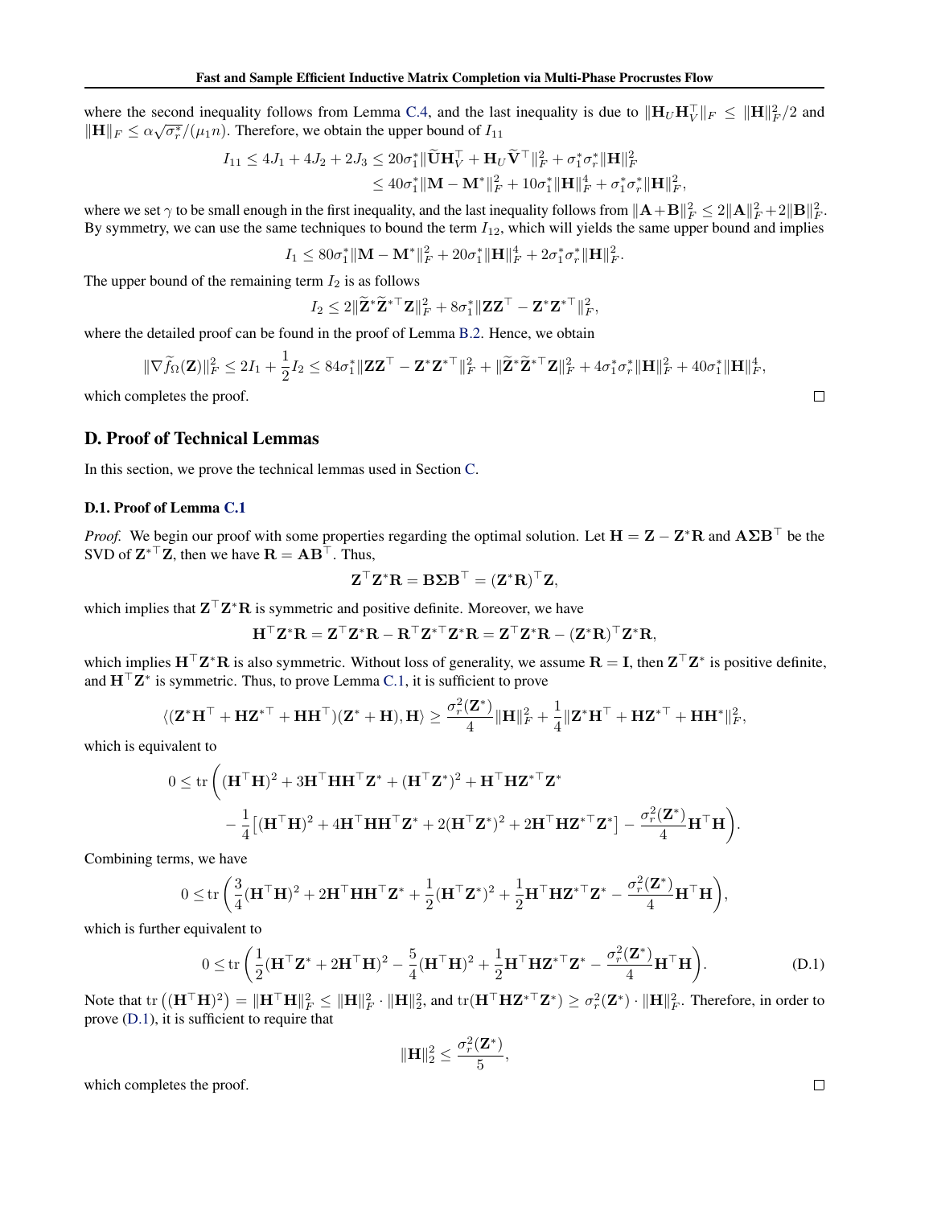where the second inequality follows from Lemma C.4, and the last inequality is due to $\|\mathbf{H}_U\mathbf{H}_V^\top\|_F \le \|\mathbf{H}\|_F^2/2$ and $\|\mathbf{H}\|_F \le \alpha\sqrt{\sigma_r^*}/(\mu_1 n)$. Therefore, we obtain the upper bound of $I_{11}$

$$
\begin{aligned}
I_{11} \le 4J_1 + 4J_2 + 2J_3 &\le 20\sigma_1^*\|\widetilde{\mathbf{U}}\mathbf{H}_V^\top + \mathbf{H}_U\widetilde{\mathbf{V}}^\top\|_F^2 + \sigma_1^*\sigma_r^*\|\mathbf{H}\|_F^2 \\
&\le 40\sigma_1^*\|\mathbf{M} - \mathbf{M}^*\|_F^2 + 10\sigma_1^*\|\mathbf{H}\|_F^4 + \sigma_1^*\sigma_r^*\|\mathbf{H}\|_F^2,
\end{aligned}
$$

where we set $\gamma$ to be small enough in the first inequality, and the last inequality follows from $\|\mathbf{A}+\mathbf{B}\|_F^2 \le 2\|\mathbf{A}\|_F^2 + 2\|\mathbf{B}\|_F^2$. By symmetry, we can use the same techniques to bound the term $I_{12}$, which will yields the same upper bound and implies

$$
I_1 \le 80\sigma_1^*\|\mathbf{M} - \mathbf{M}^*\|_F^2 + 20\sigma_1^*\|\mathbf{H}\|_F^4 + 2\sigma_1^*\sigma_r^*\|\mathbf{H}\|_F^2.
$$

The upper bound of the remaining term $I_2$ is as follows

$$
I_2 \le 2\|\widetilde{\mathbf{Z}}^*\widetilde{\mathbf{Z}}^{*\top}\mathbf{Z}\|_F^2 + 8\sigma_1^*\|\mathbf{Z}\mathbf{Z}^\top - \mathbf{Z}^*\mathbf{Z}^{*\top}\|_F^2,
$$

where the detailed proof can be found in the proof of Lemma B.2. Hence, we obtain

$$
\|\nabla\widetilde{f}_\Omega(\mathbf{Z})\|_F^2 \le 2I_1 + \frac{1}{2}I_2 \le 84\sigma_1^*\|\mathbf{Z}\mathbf{Z}^\top - \mathbf{Z}^*\mathbf{Z}^{*\top}\|_F^2 + \|\widetilde{\mathbf{Z}}^*\widetilde{\mathbf{Z}}^{*\top}\mathbf{Z}\|_F^2 + 4\sigma_1^*\sigma_r^*\|\mathbf{H}\|_F^2 + 40\sigma_1^*\|\mathbf{H}\|_F^4,
$$

which completes the proof. $\square$

## D. Proof of Technical Lemmas

In this section, we prove the technical lemmas used in Section C.

### D.1. Proof of Lemma C.1

*Proof.* We begin our proof with some properties regarding the optimal solution. Let $\mathbf{H} = \mathbf{Z} - \mathbf{Z}^*\mathbf{R}$ and $\mathbf{A}\mathbf{\Sigma}\mathbf{B}^\top$ be the SVD of $\mathbf{Z}^{*\top}\mathbf{Z}$, then we have $\mathbf{R} = \mathbf{A}\mathbf{B}^\top$. Thus,

$$
\mathbf{Z}^\top\mathbf{Z}^*\mathbf{R} = \mathbf{B}\mathbf{\Sigma}\mathbf{B}^\top = (\mathbf{Z}^*\mathbf{R})^\top\mathbf{Z},
$$

which implies that $\mathbf{Z}^\top\mathbf{Z}^*\mathbf{R}$ is symmetric and positive definite. Moreover, we have

$$
\mathbf{H}^\top\mathbf{Z}^*\mathbf{R} = \mathbf{Z}^\top\mathbf{Z}^*\mathbf{R} - \mathbf{R}^\top\mathbf{Z}^{*\top}\mathbf{Z}^*\mathbf{R} = \mathbf{Z}^\top\mathbf{Z}^*\mathbf{R} - (\mathbf{Z}^*\mathbf{R})^\top\mathbf{Z}^*\mathbf{R},
$$

which implies $\mathbf{H}^\top\mathbf{Z}^*\mathbf{R}$ is also symmetric. Without loss of generality, we assume $\mathbf{R} = \mathbf{I}$, then $\mathbf{Z}^\top\mathbf{Z}^*$ is positive definite, and $\mathbf{H}^\top\mathbf{Z}^*$ is symmetric. Thus, to prove Lemma C.1, it is sufficient to prove

$$
\langle(\mathbf{Z}^*\mathbf{H}^\top + \mathbf{H}\mathbf{Z}^{*\top} + \mathbf{H}\mathbf{H}^\top)(\mathbf{Z}^* + \mathbf{H}), \mathbf{H}\rangle \ge \frac{\sigma_r^2(\mathbf{Z}^*)}{4}\|\mathbf{H}\|_F^2 + \frac{1}{4}\|\mathbf{Z}^*\mathbf{H}^\top + \mathbf{H}\mathbf{Z}^{*\top} + \mathbf{H}\mathbf{H}^*\|_F^2,
$$

which is equivalent to

$$
\begin{aligned}
0 \le \operatorname{tr}\bigg( &(\mathbf{H}^\top\mathbf{H})^2 + 3\mathbf{H}^\top\mathbf{H}\mathbf{H}^\top\mathbf{Z}^* + (\mathbf{H}^\top\mathbf{Z}^*)^2 + \mathbf{H}^\top\mathbf{H}\mathbf{Z}^{*\top}\mathbf{Z}^* \\
&- \frac{1}{4}\big[(\mathbf{H}^\top\mathbf{H})^2 + 4\mathbf{H}^\top\mathbf{H}\mathbf{H}^\top\mathbf{Z}^* + 2(\mathbf{H}^\top\mathbf{Z}^*)^2 + 2\mathbf{H}^\top\mathbf{H}\mathbf{Z}^{*\top}\mathbf{Z}^*\big] - \frac{\sigma_r^2(\mathbf{Z}^*)}{4}\mathbf{H}^\top\mathbf{H}\bigg).
\end{aligned}
$$

Combining terms, we have

$$
0 \le \operatorname{tr}\bigg(\frac{3}{4}(\mathbf{H}^\top\mathbf{H})^2 + 2\mathbf{H}^\top\mathbf{H}\mathbf{H}^\top\mathbf{Z}^* + \frac{1}{2}(\mathbf{H}^\top\mathbf{Z}^*)^2 + \frac{1}{2}\mathbf{H}^\top\mathbf{H}\mathbf{Z}^{*\top}\mathbf{Z}^* - \frac{\sigma_r^2(\mathbf{Z}^*)}{4}\mathbf{H}^\top\mathbf{H}\bigg),
$$

which is further equivalent to

$$
0 \le \operatorname{tr}\bigg(\frac{1}{2}(\mathbf{H}^\top\mathbf{Z}^* + 2\mathbf{H}^\top\mathbf{H})^2 - \frac{5}{4}(\mathbf{H}^\top\mathbf{H})^2 + \frac{1}{2}\mathbf{H}^\top\mathbf{H}\mathbf{Z}^{*\top}\mathbf{Z}^* - \frac{\sigma_r^2(\mathbf{Z}^*)}{4}\mathbf{H}^\top\mathbf{H}\bigg). \tag{D.1}
$$

Note that $\operatorname{tr}\big((\mathbf{H}^\top\mathbf{H})^2\big) = \|\mathbf{H}^\top\mathbf{H}\|_F^2 \le \|\mathbf{H}\|_F^2 \cdot \|\mathbf{H}\|_2^2$, and $\operatorname{tr}(\mathbf{H}^\top\mathbf{H}\mathbf{Z}^{*\top}\mathbf{Z}^*) \ge \sigma_r^2(\mathbf{Z}^*) \cdot \|\mathbf{H}\|_F^2$. Therefore, in order to prove (D.1), it is sufficient to require that

$$
\|\mathbf{H}\|_2^2 \le \frac{\sigma_r^2(\mathbf{Z}^*)}{5},
$$

which completes the proof. $\square$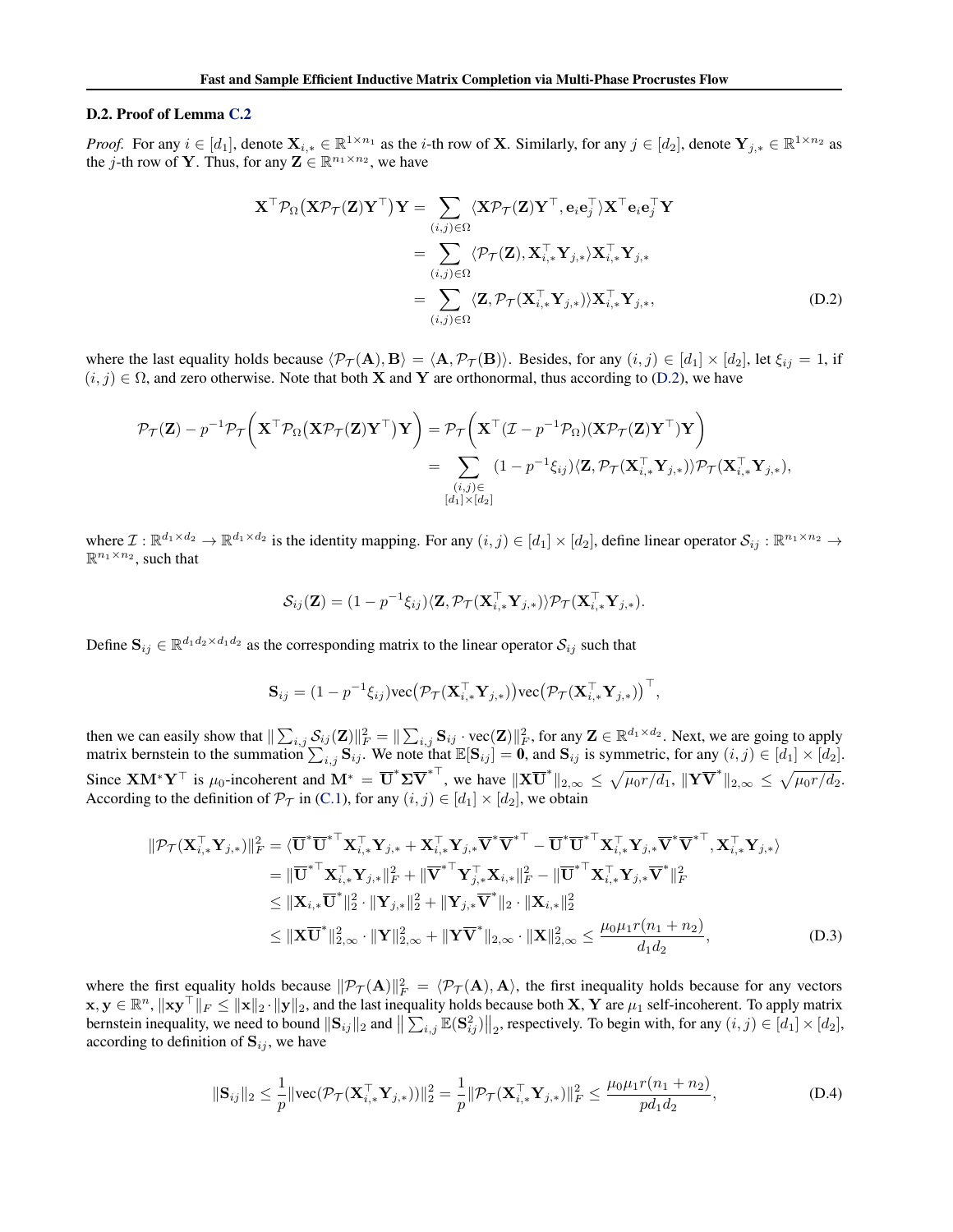### D.2. Proof of Lemma C.2

*Proof.* For any $i \in [d_1]$, denote $\mathbf{X}_{i,*} \in \mathbb{R}^{1\times n_1}$ as the $i$-th row of $\mathbf{X}$. Similarly, for any $j \in [d_2]$, denote $\mathbf{Y}_{j,*} \in \mathbb{R}^{1\times n_2}$ as the $j$-th row of $\mathbf{Y}$. Thus, for any $\mathbf{Z} \in \mathbb{R}^{n_1\times n_2}$, we have

$$
\begin{aligned}
\mathbf{X}^\top \mathcal{P}_\Omega\big(\mathbf{X}\mathcal{P}_\mathcal{T}(\mathbf{Z})\mathbf{Y}^\top\big)\mathbf{Y} &= \sum_{(i,j)\in\Omega} \langle \mathbf{X}\mathcal{P}_\mathcal{T}(\mathbf{Z})\mathbf{Y}^\top, \mathbf{e}_i\mathbf{e}_j^\top\rangle \mathbf{X}^\top\mathbf{e}_i\mathbf{e}_j^\top\mathbf{Y} \\
&= \sum_{(i,j)\in\Omega} \langle \mathcal{P}_\mathcal{T}(\mathbf{Z}), \mathbf{X}_{i,*}^\top\mathbf{Y}_{j,*}\rangle \mathbf{X}_{i,*}^\top\mathbf{Y}_{j,*} \\
&= \sum_{(i,j)\in\Omega} \langle \mathbf{Z}, \mathcal{P}_\mathcal{T}(\mathbf{X}_{i,*}^\top\mathbf{Y}_{j,*})\rangle \mathbf{X}_{i,*}^\top\mathbf{Y}_{j,*},
\end{aligned} \tag{D.2}
$$

where the last equality holds because $\langle \mathcal{P}_\mathcal{T}(\mathbf{A}), \mathbf{B}\rangle = \langle \mathbf{A}, \mathcal{P}_\mathcal{T}(\mathbf{B})\rangle$. Besides, for any $(i,j) \in [d_1]\times[d_2]$, let $\xi_{ij} = 1$, if $(i,j)\in\Omega$, and zero otherwise. Note that both $\mathbf{X}$ and $\mathbf{Y}$ are orthonormal, thus according to (D.2), we have

$$
\begin{aligned}
\mathcal{P}_\mathcal{T}(\mathbf{Z}) - p^{-1}\mathcal{P}_\mathcal{T}\bigg(\mathbf{X}^\top\mathcal{P}_\Omega\big(\mathbf{X}\mathcal{P}_\mathcal{T}(\mathbf{Z})\mathbf{Y}^\top\big)\mathbf{Y}\bigg) &= \mathcal{P}_\mathcal{T}\bigg(\mathbf{X}^\top(\mathcal{I} - p^{-1}\mathcal{P}_\Omega)(\mathbf{X}\mathcal{P}_\mathcal{T}(\mathbf{Z})\mathbf{Y}^\top)\mathbf{Y}\bigg) \\
&= \sum_{\substack{(i,j)\in\\ [d_1]\times[d_2]}} (1 - p^{-1}\xi_{ij})\langle \mathbf{Z}, \mathcal{P}_\mathcal{T}(\mathbf{X}_{i,*}^\top\mathbf{Y}_{j,*})\rangle \mathcal{P}_\mathcal{T}(\mathbf{X}_{i,*}^\top\mathbf{Y}_{j,*}),
\end{aligned}
$$

where $\mathcal{I}: \mathbb{R}^{d_1\times d_2}\to\mathbb{R}^{d_1\times d_2}$ is the identity mapping. For any $(i,j)\in[d_1]\times[d_2]$, define linear operator $\mathcal{S}_{ij}: \mathbb{R}^{n_1\times n_2}\to\mathbb{R}^{n_1\times n_2}$, such that

$$
\mathcal{S}_{ij}(\mathbf{Z}) = (1 - p^{-1}\xi_{ij})\langle \mathbf{Z}, \mathcal{P}_\mathcal{T}(\mathbf{X}_{i,*}^\top\mathbf{Y}_{j,*})\rangle \mathcal{P}_\mathcal{T}(\mathbf{X}_{i,*}^\top\mathbf{Y}_{j,*}).
$$

Define $\mathbf{S}_{ij} \in \mathbb{R}^{d_1d_2\times d_1d_2}$ as the corresponding matrix to the linear operator $\mathcal{S}_{ij}$ such that

$$
\mathbf{S}_{ij} = (1 - p^{-1}\xi_{ij})\mathrm{vec}\big(\mathcal{P}_\mathcal{T}(\mathbf{X}_{i,*}^\top\mathbf{Y}_{j,*})\big)\mathrm{vec}\big(\mathcal{P}_\mathcal{T}(\mathbf{X}_{i,*}^\top\mathbf{Y}_{j,*})\big)^\top,
$$

then we can easily show that $\|\sum_{i,j}\mathcal{S}_{ij}(\mathbf{Z})\|_F^2 = \|\sum_{i,j}\mathbf{S}_{ij}\cdot\mathrm{vec}(\mathbf{Z})\|_F^2$, for any $\mathbf{Z}\in\mathbb{R}^{d_1\times d_2}$. Next, we are going to apply matrix bernstein to the summation $\sum_{i,j}\mathbf{S}_{ij}$. We note that $\mathbb{E}[\mathbf{S}_{ij}] = \mathbf{0}$, and $\mathbf{S}_{ij}$ is symmetric, for any $(i,j)\in[d_1]\times[d_2]$. Since $\mathbf{X}\mathbf{M}^*\mathbf{Y}^\top$ is $\mu_0$-incoherent and $\mathbf{M}^* = \overline{\mathbf{U}}^*\boldsymbol{\Sigma}\overline{\mathbf{V}}^{*\top}$, we have $\|\mathbf{X}\overline{\mathbf{U}}^*\|_{2,\infty} \le \sqrt{\mu_0 r/d_1}$, $\|\mathbf{Y}\overline{\mathbf{V}}^*\|_{2,\infty} \le \sqrt{\mu_0 r/d_2}$. According to the definition of $\mathcal{P}_\mathcal{T}$ in (C.1), for any $(i,j)\in[d_1]\times[d_2]$, we obtain

$$
\begin{aligned}
\|\mathcal{P}_\mathcal{T}(\mathbf{X}_{i,*}^\top\mathbf{Y}_{j,*})\|_F^2 &= \langle \overline{\mathbf{U}}^*\overline{\mathbf{U}}^{*\top}\mathbf{X}_{i,*}^\top\mathbf{Y}_{j,*} + \mathbf{X}_{i,*}^\top\mathbf{Y}_{j,*}\overline{\mathbf{V}}^*\overline{\mathbf{V}}^{*\top} - \overline{\mathbf{U}}^*\overline{\mathbf{U}}^{*\top}\mathbf{X}_{i,*}^\top\mathbf{Y}_{j,*}\overline{\mathbf{V}}^*\overline{\mathbf{V}}^{*\top}, \mathbf{X}_{i,*}^\top\mathbf{Y}_{j,*}\rangle \\
&= \|\overline{\mathbf{U}}^{*\top}\mathbf{X}_{i,*}^\top\mathbf{Y}_{j,*}\|_F^2 + \|\overline{\mathbf{V}}^{*\top}\mathbf{Y}_{j,*}^\top\mathbf{X}_{i,*}\|_F^2 - \|\overline{\mathbf{U}}^{*\top}\mathbf{X}_{i,*}^\top\mathbf{Y}_{j,*}\overline{\mathbf{V}}^*\|_F^2 \\
&\le \|\mathbf{X}_{i,*}\overline{\mathbf{U}}^*\|_2^2\cdot\|\mathbf{Y}_{j,*}\|_2^2 + \|\mathbf{Y}_{j,*}\overline{\mathbf{V}}^*\|_2\cdot\|\mathbf{X}_{i,*}\|_2^2 \\
&\le \|\mathbf{X}\overline{\mathbf{U}}^*\|_{2,\infty}^2\cdot\|\mathbf{Y}\|_{2,\infty}^2 + \|\mathbf{Y}\overline{\mathbf{V}}^*\|_{2,\infty}\cdot\|\mathbf{X}\|_{2,\infty}^2 \le \frac{\mu_0\mu_1 r(n_1+n_2)}{d_1d_2},
\end{aligned} \tag{D.3}
$$

where the first equality holds because $\|\mathcal{P}_\mathcal{T}(\mathbf{A})\|_F^2 = \langle \mathcal{P}_\mathcal{T}(\mathbf{A}), \mathbf{A}\rangle$, the first inequality holds because for any vectors $\mathbf{x},\mathbf{y}\in\mathbb{R}^n$, $\|\mathbf{x}\mathbf{y}^\top\|_F \le \|\mathbf{x}\|_2\cdot\|\mathbf{y}\|_2$, and the last inequality holds because both $\mathbf{X}$, $\mathbf{Y}$ are $\mu_1$ self-incoherent. To apply matrix bernstein inequality, we need to bound $\|\mathbf{S}_{ij}\|_2$ and $\big\|\sum_{i,j}\mathbb{E}(\mathbf{S}_{ij}^2)\big\|_2$, respectively. To begin with, for any $(i,j)\in[d_1]\times[d_2]$, according to definition of $\mathbf{S}_{ij}$, we have

$$
\|\mathbf{S}_{ij}\|_2 \le \frac{1}{p}\|\mathrm{vec}(\mathcal{P}_\mathcal{T}(\mathbf{X}_{i,*}^\top\mathbf{Y}_{j,*}))\|_2^2 = \frac{1}{p}\|\mathcal{P}_\mathcal{T}(\mathbf{X}_{i,*}^\top\mathbf{Y}_{j,*})\|_F^2 \le \frac{\mu_0\mu_1 r(n_1+n_2)}{pd_1d_2}, \tag{D.4}
$$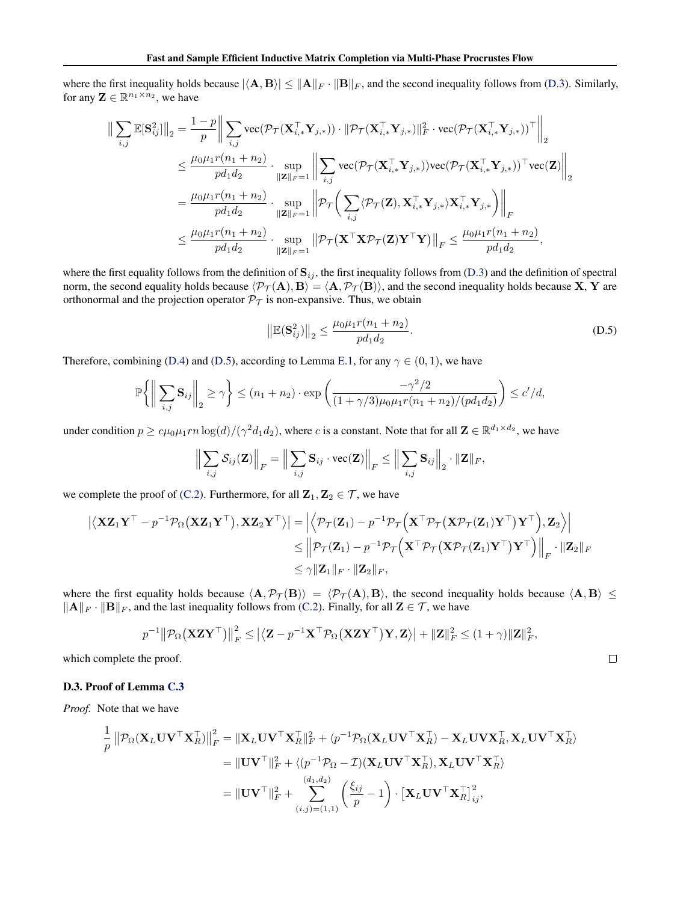where the first inequality holds because $|\langle \mathbf{A}, \mathbf{B}\rangle| \leq \|\mathbf{A}\|_F \cdot \|\mathbf{B}\|_F$, and the second inequality follows from (D.3). Similarly, for any $\mathbf{Z} \in \mathbb{R}^{n_1 \times n_2}$, we have

$$
\begin{aligned}
\Big\| \sum_{i,j} \mathbb{E}[\mathbf{S}_{ij}^2] \Big\|_2 &= \frac{1-p}{p} \bigg\| \sum_{i,j} \mathrm{vec}(\mathcal{P}_\mathcal{T}(\mathbf{X}_{i,*}^\top \mathbf{Y}_{j,*})) \cdot \|\mathcal{P}_\mathcal{T}(\mathbf{X}_{i,*}^\top \mathbf{Y}_{j,*})\|_F^2 \cdot \mathrm{vec}(\mathcal{P}_\mathcal{T}(\mathbf{X}_{i,*}^\top \mathbf{Y}_{j,*}))^\top \bigg\|_2 \\
&\leq \frac{\mu_0 \mu_1 r(n_1+n_2)}{p d_1 d_2} \cdot \sup_{\|\mathbf{Z}\|_F = 1} \bigg\| \sum_{i,j} \mathrm{vec}(\mathcal{P}_\mathcal{T}(\mathbf{X}_{i,*}^\top \mathbf{Y}_{j,*})) \mathrm{vec}(\mathcal{P}_\mathcal{T}(\mathbf{X}_{i,*}^\top \mathbf{Y}_{j,*}))^\top \mathrm{vec}(\mathbf{Z}) \bigg\|_2 \\
&= \frac{\mu_0 \mu_1 r(n_1+n_2)}{p d_1 d_2} \cdot \sup_{\|\mathbf{Z}\|_F = 1} \bigg\| \mathcal{P}_\mathcal{T}\bigg( \sum_{i,j} \langle \mathcal{P}_\mathcal{T}(\mathbf{Z}), \mathbf{X}_{i,*}^\top \mathbf{Y}_{j,*} \rangle \mathbf{X}_{i,*}^\top \mathbf{Y}_{j,*} \bigg) \bigg\|_F \\
&\leq \frac{\mu_0 \mu_1 r(n_1+n_2)}{p d_1 d_2} \cdot \sup_{\|\mathbf{Z}\|_F = 1} \big\| \mathcal{P}_\mathcal{T}\big(\mathbf{X}^\top \mathbf{X} \mathcal{P}_\mathcal{T}(\mathbf{Z}) \mathbf{Y}^\top \mathbf{Y}\big) \big\|_F \leq \frac{\mu_0 \mu_1 r(n_1+n_2)}{p d_1 d_2},
\end{aligned}
$$

where the first equality follows from the definition of $\mathbf{S}_{ij}$, the first inequality follows from (D.3) and the definition of spectral norm, the second equality holds because $\langle \mathcal{P}_\mathcal{T}(\mathbf{A}), \mathbf{B}\rangle = \langle \mathbf{A}, \mathcal{P}_\mathcal{T}(\mathbf{B})\rangle$, and the second inequality holds because $\mathbf{X}$, $\mathbf{Y}$ are orthonormal and the projection operator $\mathcal{P}_\mathcal{T}$ is non-expansive. Thus, we obtain

$$
\big\| \mathbb{E}(\mathbf{S}_{ij}^2) \big\|_2 \leq \frac{\mu_0 \mu_1 r(n_1+n_2)}{p d_1 d_2}. \tag{D.5}
$$

Therefore, combining (D.4) and (D.5), according to Lemma E.1, for any $\gamma \in (0,1)$, we have

$$
\mathbb{P}\bigg\{ \Big\| \sum_{i,j} \mathbf{S}_{ij} \Big\|_2 \geq \gamma \bigg\} \leq (n_1+n_2) \cdot \exp\bigg( \frac{-\gamma^2/2}{(1+\gamma/3)\mu_0\mu_1 r(n_1+n_2)/(pd_1d_2)} \bigg) \leq c'/d,
$$

under condition $p \geq c\mu_0\mu_1 rn\log(d)/(\gamma^2 d_1 d_2)$, where $c$ is a constant. Note that for all $\mathbf{Z} \in \mathbb{R}^{d_1 \times d_2}$, we have

$$
\Big\| \sum_{i,j} \mathcal{S}_{ij}(\mathbf{Z}) \Big\|_F = \Big\| \sum_{i,j} \mathbf{S}_{ij} \cdot \mathrm{vec}(\mathbf{Z}) \Big\|_F \leq \Big\| \sum_{i,j} \mathbf{S}_{ij} \Big\|_2 \cdot \|\mathbf{Z}\|_F,
$$

we complete the proof of (C.2). Furthermore, for all $\mathbf{Z}_1, \mathbf{Z}_2 \in \mathcal{T}$, we have

$$
\begin{aligned}
\big|\big\langle \mathbf{X}\mathbf{Z}_1\mathbf{Y}^\top - p^{-1}\mathcal{P}_\Omega\big(\mathbf{X}\mathbf{Z}_1\mathbf{Y}^\top\big), \mathbf{X}\mathbf{Z}_2\mathbf{Y}^\top \big\rangle\big| &= \Big| \Big\langle \mathcal{P}_\mathcal{T}(\mathbf{Z}_1) - p^{-1}\mathcal{P}_\mathcal{T}\Big(\mathbf{X}^\top \mathcal{P}_\mathcal{T}\big(\mathbf{X}\mathcal{P}_\mathcal{T}(\mathbf{Z}_1)\mathbf{Y}^\top\big)\mathbf{Y}^\top\Big), \mathbf{Z}_2 \Big\rangle \Big| \\
&\leq \Big\| \mathcal{P}_\mathcal{T}(\mathbf{Z}_1) - p^{-1}\mathcal{P}_\mathcal{T}\Big(\mathbf{X}^\top \mathcal{P}_\mathcal{T}\big(\mathbf{X}\mathcal{P}_\mathcal{T}(\mathbf{Z}_1)\mathbf{Y}^\top\big)\mathbf{Y}^\top\Big) \Big\|_F \cdot \|\mathbf{Z}_2\|_F \\
&\leq \gamma \|\mathbf{Z}_1\|_F \cdot \|\mathbf{Z}_2\|_F,
\end{aligned}
$$

where the first equality holds because $\langle \mathbf{A}, \mathcal{P}_\mathcal{T}(\mathbf{B})\rangle = \langle \mathcal{P}_\mathcal{T}(\mathbf{A}), \mathbf{B}\rangle$, the second inequality holds because $\langle \mathbf{A}, \mathbf{B}\rangle \leq \|\mathbf{A}\|_F \cdot \|\mathbf{B}\|_F$, and the last inequality follows from (C.2). Finally, for all $\mathbf{Z} \in \mathcal{T}$, we have

$$
p^{-1}\big\|\mathcal{P}_\Omega\big(\mathbf{X}\mathbf{Z}\mathbf{Y}^\top\big)\big\|_F^2 \leq \big|\big\langle \mathbf{Z} - p^{-1}\mathbf{X}^\top \mathcal{P}_\Omega\big(\mathbf{X}\mathbf{Z}\mathbf{Y}^\top\big)\mathbf{Y}, \mathbf{Z}\big\rangle\big| + \|\mathbf{Z}\|_F^2 \leq (1+\gamma)\|\mathbf{Z}\|_F^2,
$$

which complete the proof. $\square$

### D.3. Proof of Lemma C.3

*Proof.* Note that we have

$$
\begin{aligned}
\frac{1}{p}\big\|\mathcal{P}_\Omega(\mathbf{X}_L\mathbf{U}\mathbf{V}^\top\mathbf{X}_R^\top)\big\|_F^2 &= \|\mathbf{X}_L\mathbf{U}\mathbf{V}^\top\mathbf{X}_R^\top\|_F^2 + \langle p^{-1}\mathcal{P}_\Omega(\mathbf{X}_L\mathbf{U}\mathbf{V}^\top\mathbf{X}_R^\top) - \mathbf{X}_L\mathbf{U}\mathbf{V}\mathbf{X}_R^\top, \mathbf{X}_L\mathbf{U}\mathbf{V}^\top\mathbf{X}_R^\top\rangle \\
&= \|\mathbf{U}\mathbf{V}^\top\|_F^2 + \langle (p^{-1}\mathcal{P}_\Omega - \mathcal{I})(\mathbf{X}_L\mathbf{U}\mathbf{V}^\top\mathbf{X}_R^\top), \mathbf{X}_L\mathbf{U}\mathbf{V}^\top\mathbf{X}_R^\top\rangle \\
&= \|\mathbf{U}\mathbf{V}^\top\|_F^2 + \sum_{(i,j)=(1,1)}^{(d_1,d_2)} \bigg(\frac{\xi_{ij}}{p} - 1\bigg) \cdot \big[\mathbf{X}_L\mathbf{U}\mathbf{V}^\top\mathbf{X}_R^\top\big]_{ij}^2,
\end{aligned}
$$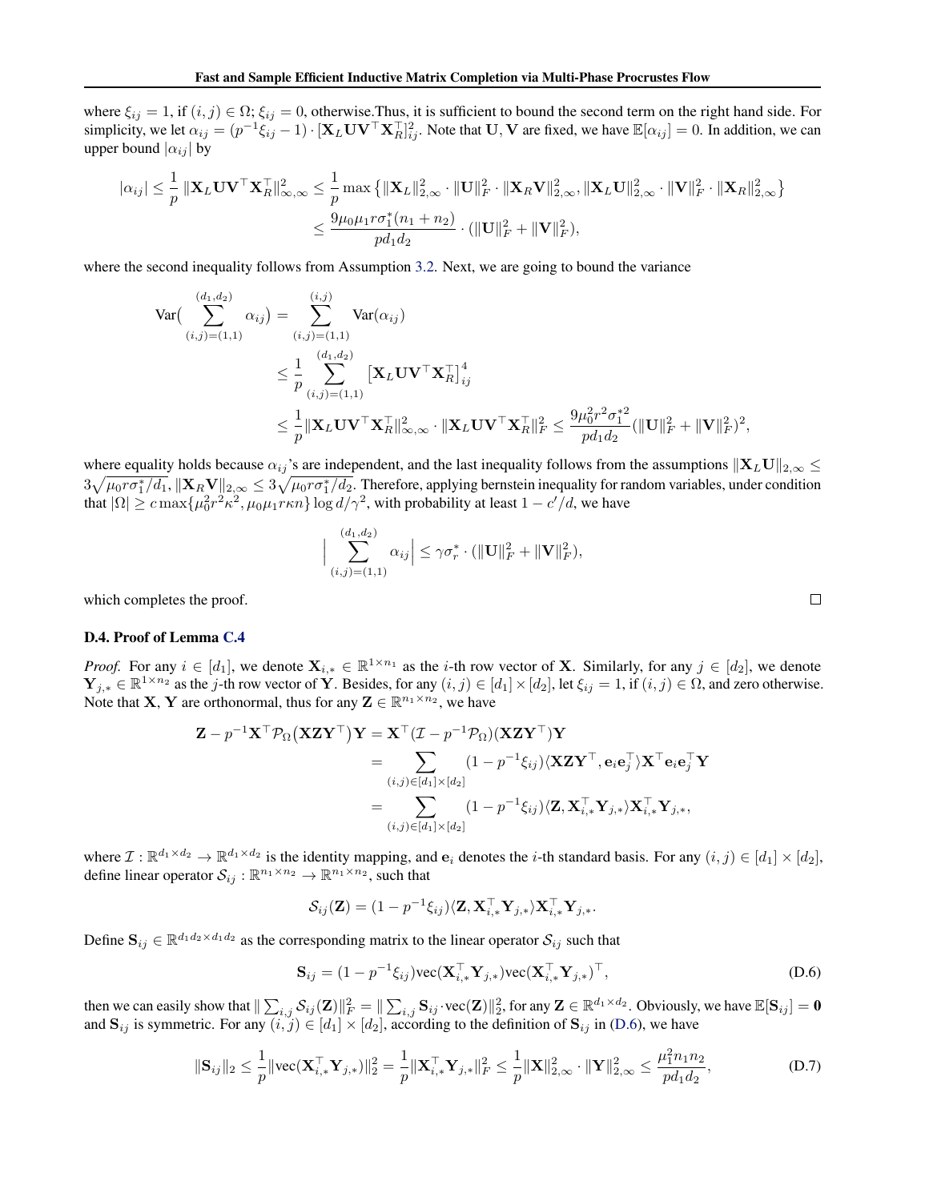where $\xi_{ij} = 1$, if $(i,j) \in \Omega$; $\xi_{ij} = 0$, otherwise.Thus, it is sufficient to bound the second term on the right hand side. For simplicity, we let $\alpha_{ij} = (p^{-1}\xi_{ij} - 1) \cdot [\mathbf{X}_L \mathbf{U}\mathbf{V}^\top \mathbf{X}_R^\top]_{ij}^2$. Note that $\mathbf{U}, \mathbf{V}$ are fixed, we have $\mathbb{E}[\alpha_{ij}] = 0$. In addition, we can upper bound $|\alpha_{ij}|$ by

$$
\begin{aligned}
|\alpha_{ij}| \leq \frac{1}{p} \|\mathbf{X}_L \mathbf{U}\mathbf{V}^\top \mathbf{X}_R^\top\|_{\infty,\infty}^2 &\leq \frac{1}{p} \max\big\{ \|\mathbf{X}_L\|_{2,\infty}^2 \cdot \|\mathbf{U}\|_F^2 \cdot \|\mathbf{X}_R \mathbf{V}\|_{2,\infty}^2, \|\mathbf{X}_L \mathbf{U}\|_{2,\infty}^2 \cdot \|\mathbf{V}\|_F^2 \cdot \|\mathbf{X}_R\|_{2,\infty}^2 \big\} \\
&\leq \frac{9\mu_0\mu_1 r\sigma_1^*(n_1+n_2)}{pd_1d_2} \cdot (\|\mathbf{U}\|_F^2 + \|\mathbf{V}\|_F^2),
\end{aligned}
$$

where the second inequality follows from Assumption 3.2. Next, we are going to bound the variance

$$
\begin{aligned}
\mathrm{Var}\big(\sum_{(i,j)=(1,1)}^{(d_1,d_2)} \alpha_{ij}\big) &= \sum_{(i,j)=(1,1)}^{(i,j)} \mathrm{Var}(\alpha_{ij}) \\
&\leq \frac{1}{p} \sum_{(i,j)=(1,1)}^{(d_1,d_2)} \big[\mathbf{X}_L \mathbf{U}\mathbf{V}^\top \mathbf{X}_R^\top\big]_{ij}^4 \\
&\leq \frac{1}{p} \|\mathbf{X}_L \mathbf{U}\mathbf{V}^\top \mathbf{X}_R^\top\|_{\infty,\infty}^2 \cdot \|\mathbf{X}_L \mathbf{U}\mathbf{V}^\top \mathbf{X}_R^\top\|_F^2 \leq \frac{9\mu_0^2 r^2 \sigma_1^{*2}}{pd_1d_2} (\|\mathbf{U}\|_F^2 + \|\mathbf{V}\|_F^2)^2,
\end{aligned}
$$

where equality holds because $\alpha_{ij}$'s are independent, and the last inequality follows from the assumptions $\|\mathbf{X}_L\mathbf{U}\|_{2,\infty} \leq 3\sqrt{\mu_0 r\sigma_1^*/d_1}$, $\|\mathbf{X}_R\mathbf{V}\|_{2,\infty} \leq 3\sqrt{\mu_0 r\sigma_1^*/d_2}$. Therefore, applying bernstein inequality for random variables, under condition that $|\Omega| \geq c\max\{\mu_0^2 r^2\kappa^2, \mu_0\mu_1 r\kappa n\} \log d/\gamma^2$, with probability at least $1 - c'/d$, we have

$$
\Big| \sum_{(i,j)=(1,1)}^{(d_1,d_2)} \alpha_{ij} \Big| \leq \gamma\sigma_r^* \cdot (\|\mathbf{U}\|_F^2 + \|\mathbf{V}\|_F^2),
$$

which completes the proof. □

### D.4. Proof of Lemma C.4

*Proof.* For any $i \in [d_1]$, we denote $\mathbf{X}_{i,*} \in \mathbb{R}^{1\times n_1}$ as the $i$-th row vector of $\mathbf{X}$. Similarly, for any $j \in [d_2]$, we denote $\mathbf{Y}_{j,*} \in \mathbb{R}^{1\times n_2}$ as the $j$-th row vector of $\mathbf{Y}$. Besides, for any $(i,j) \in [d_1]\times[d_2]$, let $\xi_{ij} = 1$, if $(i,j) \in \Omega$, and zero otherwise. Note that $\mathbf{X}$, $\mathbf{Y}$ are orthonormal, thus for any $\mathbf{Z} \in \mathbb{R}^{n_1\times n_2}$, we have

$$
\begin{aligned}
\mathbf{Z} - p^{-1}\mathbf{X}^\top \mathcal{P}_\Omega\big(\mathbf{X}\mathbf{Z}\mathbf{Y}^\top\big)\mathbf{Y} &= \mathbf{X}^\top(\mathcal{I} - p^{-1}\mathcal{P}_\Omega)(\mathbf{X}\mathbf{Z}\mathbf{Y}^\top)\mathbf{Y} \\
&= \sum_{(i,j)\in[d_1]\times[d_2]} (1 - p^{-1}\xi_{ij})\langle \mathbf{X}\mathbf{Z}\mathbf{Y}^\top, \mathbf{e}_i\mathbf{e}_j^\top\rangle \mathbf{X}^\top \mathbf{e}_i \mathbf{e}_j^\top \mathbf{Y} \\
&= \sum_{(i,j)\in[d_1]\times[d_2]} (1 - p^{-1}\xi_{ij})\langle \mathbf{Z}, \mathbf{X}_{i,*}^\top \mathbf{Y}_{j,*}\rangle \mathbf{X}_{i,*}^\top \mathbf{Y}_{j,*},
\end{aligned}
$$

where $\mathcal{I} : \mathbb{R}^{d_1\times d_2} \to \mathbb{R}^{d_1\times d_2}$ is the identity mapping, and $\mathbf{e}_i$ denotes the $i$-th standard basis. For any $(i,j) \in [d_1]\times[d_2]$, define linear operator $\mathcal{S}_{ij} : \mathbb{R}^{n_1\times n_2} \to \mathbb{R}^{n_1\times n_2}$, such that

$$
\mathcal{S}_{ij}(\mathbf{Z}) = (1 - p^{-1}\xi_{ij})\langle \mathbf{Z}, \mathbf{X}_{i,*}^\top \mathbf{Y}_{j,*}\rangle \mathbf{X}_{i,*}^\top \mathbf{Y}_{j,*}.
$$

Define $\mathbf{S}_{ij} \in \mathbb{R}^{d_1d_2\times d_1d_2}$ as the corresponding matrix to the linear operator $\mathcal{S}_{ij}$ such that

$$
\mathbf{S}_{ij} = (1 - p^{-1}\xi_{ij})\mathrm{vec}(\mathbf{X}_{i,*}^\top \mathbf{Y}_{j,*})\mathrm{vec}(\mathbf{X}_{i,*}^\top \mathbf{Y}_{j,*})^\top, \tag{D.6}
$$

then we can easily show that $\|\sum_{i,j} \mathcal{S}_{ij}(\mathbf{Z})\|_F^2 = \|\sum_{i,j} \mathbf{S}_{ij} \cdot \mathrm{vec}(\mathbf{Z})\|_2^2$, for any $\mathbf{Z} \in \mathbb{R}^{d_1\times d_2}$. Obviously, we have $\mathbb{E}[\mathbf{S}_{ij}] = \mathbf{0}$ and $\mathbf{S}_{ij}$ is symmetric. For any $(i,j) \in [d_1]\times[d_2]$, according to the definition of $\mathbf{S}_{ij}$ in (D.6), we have

$$
\|\mathbf{S}_{ij}\|_2 \leq \frac{1}{p}\|\mathrm{vec}(\mathbf{X}_{i,*}^\top \mathbf{Y}_{j,*})\|_2^2 = \frac{1}{p}\|\mathbf{X}_{i,*}^\top \mathbf{Y}_{j,*}\|_F^2 \leq \frac{1}{p}\|\mathbf{X}\|_{2,\infty}^2 \cdot \|\mathbf{Y}\|_{2,\infty}^2 \leq \frac{\mu_1^2 n_1 n_2}{pd_1d_2}, \tag{D.7}
$$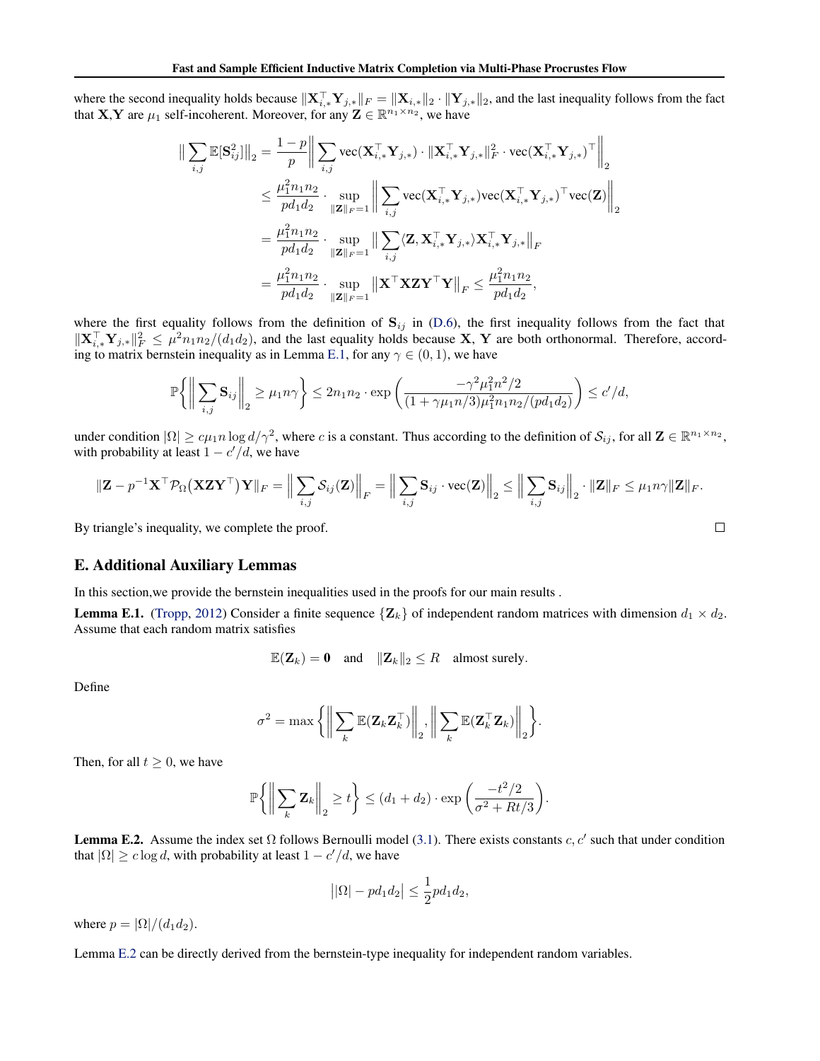where the second inequality holds because $\|\mathbf{X}_{i,*}^\top \mathbf{Y}_{j,*}\|_F = \|\mathbf{X}_{i,*}\|_2 \cdot \|\mathbf{Y}_{j,*}\|_2$, and the last inequality follows from the fact that $\mathbf{X}, \mathbf{Y}$ are $\mu_1$ self-incoherent. Moreover, for any $\mathbf{Z} \in \mathbb{R}^{n_1 \times n_2}$, we have

$$
\begin{aligned}
\Big\| \sum_{i,j} \mathbb{E}[\mathbf{S}_{ij}^2] \Big\|_2 &= \frac{1-p}{p} \bigg\| \sum_{i,j} \text{vec}(\mathbf{X}_{i,*}^\top \mathbf{Y}_{j,*}) \cdot \|\mathbf{X}_{i,*}^\top \mathbf{Y}_{j,*}\|_F^2 \cdot \text{vec}(\mathbf{X}_{i,*}^\top \mathbf{Y}_{j,*})^\top \bigg\|_2 \\
&\le \frac{\mu_1^2 n_1 n_2}{p d_1 d_2} \cdot \sup_{\|\mathbf{Z}\|_F = 1} \bigg\| \sum_{i,j} \text{vec}(\mathbf{X}_{i,*}^\top \mathbf{Y}_{j,*}) \text{vec}(\mathbf{X}_{i,*}^\top \mathbf{Y}_{j,*})^\top \text{vec}(\mathbf{Z}) \bigg\|_2 \\
&= \frac{\mu_1^2 n_1 n_2}{p d_1 d_2} \cdot \sup_{\|\mathbf{Z}\|_F = 1} \Big\| \sum_{i,j} \langle \mathbf{Z}, \mathbf{X}_{i,*}^\top \mathbf{Y}_{j,*} \rangle \mathbf{X}_{i,*}^\top \mathbf{Y}_{j,*} \Big\|_F \\
&= \frac{\mu_1^2 n_1 n_2}{p d_1 d_2} \cdot \sup_{\|\mathbf{Z}\|_F = 1} \big\| \mathbf{X}^\top \mathbf{X} \mathbf{Z} \mathbf{Y}^\top \mathbf{Y} \big\|_F \le \frac{\mu_1^2 n_1 n_2}{p d_1 d_2},
\end{aligned}
$$

where the first equality follows from the definition of $\mathbf{S}_{ij}$ in (D.6), the first inequality follows from the fact that $\|\mathbf{X}_{i,*}^\top \mathbf{Y}_{j,*}\|_F^2 \le \mu^2 n_1 n_2 / (d_1 d_2)$, and the last equality holds because $\mathbf{X}$, $\mathbf{Y}$ are both orthonormal. Therefore, according to matrix bernstein inequality as in Lemma E.1, for any $\gamma \in (0, 1)$, we have

$$
\mathbb{P}\bigg\{ \Big\| \sum_{i,j} \mathbf{S}_{ij} \Big\|_2 \ge \mu_1 n \gamma \bigg\} \le 2 n_1 n_2 \cdot \exp\bigg( \frac{-\gamma^2 \mu_1^2 n^2 / 2}{(1 + \gamma \mu_1 n / 3) \mu_1^2 n_1 n_2 / (p d_1 d_2)} \bigg) \le c'/d,
$$

under condition $|\Omega| \ge c \mu_1 n \log d / \gamma^2$, where $c$ is a constant. Thus according to the definition of $\mathcal{S}_{ij}$, for all $\mathbf{Z} \in \mathbb{R}^{n_1 \times n_2}$, with probability at least $1 - c'/d$, we have

$$
\|\mathbf{Z} - p^{-1} \mathbf{X}^\top \mathcal{P}_\Omega\big(\mathbf{X}\mathbf{Z}\mathbf{Y}^\top\big)\mathbf{Y}\|_F = \Big\| \sum_{i,j} \mathcal{S}_{ij}(\mathbf{Z}) \Big\|_F = \Big\| \sum_{i,j} \mathbf{S}_{ij} \cdot \text{vec}(\mathbf{Z}) \Big\|_2 \le \Big\| \sum_{i,j} \mathbf{S}_{ij} \Big\|_2 \cdot \|\mathbf{Z}\|_F \le \mu_1 n \gamma \|\mathbf{Z}\|_F.
$$

By triangle's inequality, we complete the proof. $\square$

## E. Additional Auxiliary Lemmas

In this section,we provide the bernstein inequalities used in the proofs for our main results .

**Lemma E.1.** (Tropp, 2012) Consider a finite sequence $\{\mathbf{Z}_k\}$ of independent random matrices with dimension $d_1 \times d_2$. Assume that each random matrix satisfies

$$
\mathbb{E}(\mathbf{Z}_k) = \mathbf{0} \quad \text{and} \quad \|\mathbf{Z}_k\|_2 \le R \quad \text{almost surely.}
$$

Define

$$
\sigma^2 = \max\bigg\{ \Big\| \sum_k \mathbb{E}(\mathbf{Z}_k \mathbf{Z}_k^\top) \Big\|_2, \Big\| \sum_k \mathbb{E}(\mathbf{Z}_k^\top \mathbf{Z}_k) \Big\|_2 \bigg\}.
$$

Then, for all $t \ge 0$, we have

$$
\mathbb{P}\bigg\{ \Big\| \sum_k \mathbf{Z}_k \Big\|_2 \ge t \bigg\} \le (d_1 + d_2) \cdot \exp\bigg( \frac{-t^2/2}{\sigma^2 + Rt/3} \bigg).
$$

**Lemma E.2.** Assume the index set $\Omega$ follows Bernoulli model (3.1). There exists constants $c, c'$ such that under condition that $|\Omega| \ge c \log d$, with probability at least $1 - c'/d$, we have

$$
\big| |\Omega| - p d_1 d_2 \big| \le \frac{1}{2} p d_1 d_2,
$$

where $p = |\Omega| / (d_1 d_2)$.

Lemma E.2 can be directly derived from the bernstein-type inequality for independent random variables.